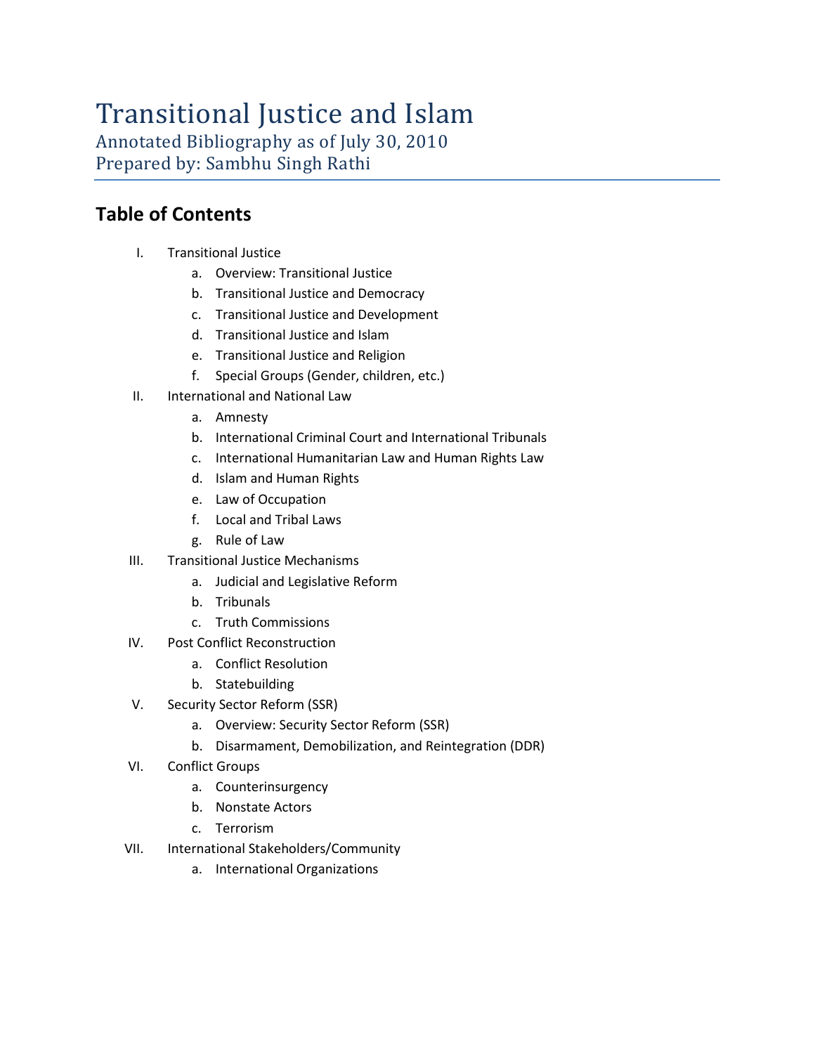# Transitional Justice and Islam

Annotated Bibliography as of July 30, 2010

Prepared by: Sambhu Singh Rathi

## Table of Contents

I. Transitional Justice
   a. Overview: Transitional Justice
   b. Transitional Justice and Democracy
   c. Transitional Justice and Development
   d. Transitional Justice and Islam
   e. Transitional Justice and Religion
   f. Special Groups (Gender, children, etc.)

II. International and National Law
   a. Amnesty
   b. International Criminal Court and International Tribunals
   c. International Humanitarian Law and Human Rights Law
   d. Islam and Human Rights
   e. Law of Occupation
   f. Local and Tribal Laws
   g. Rule of Law

III. Transitional Justice Mechanisms
   a. Judicial and Legislative Reform
   b. Tribunals
   c. Truth Commissions

IV. Post Conflict Reconstruction
   a. Conflict Resolution
   b. Statebuilding

V. Security Sector Reform (SSR)
   a. Overview: Security Sector Reform (SSR)
   b. Disarmament, Demobilization, and Reintegration (DDR)

VI. Conflict Groups
   a. Counterinsurgency
   b. Nonstate Actors
   c. Terrorism

VII. International Stakeholders/Community
   a. International Organizations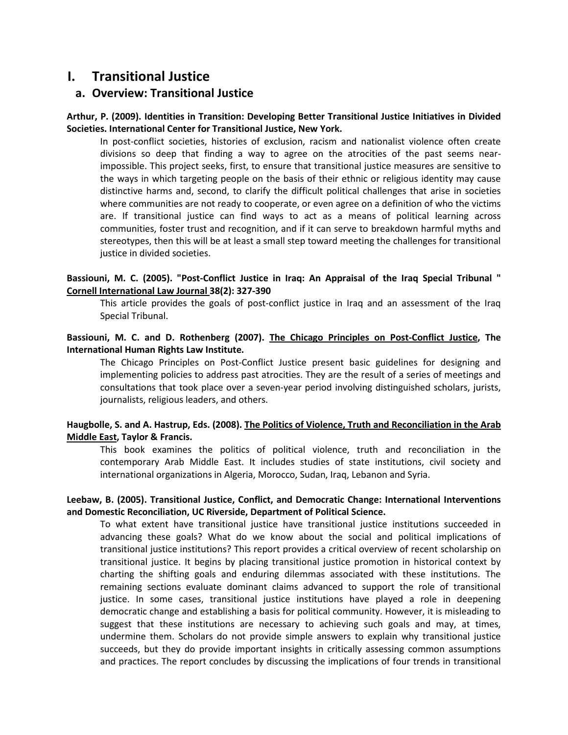# I. Transitional Justice

## a. Overview: Transitional Justice

**Arthur, P. (2009). Identities in Transition: Developing Better Transitional Justice Initiatives in Divided Societies. International Center for Transitional Justice, New York.**

In post-conflict societies, histories of exclusion, racism and nationalist violence often create divisions so deep that finding a way to agree on the atrocities of the past seems near-impossible. This project seeks, first, to ensure that transitional justice measures are sensitive to the ways in which targeting people on the basis of their ethnic or religious identity may cause distinctive harms and, second, to clarify the difficult political challenges that arise in societies where communities are not ready to cooperate, or even agree on a definition of who the victims are. If transitional justice can find ways to act as a means of political learning across communities, foster trust and recognition, and if it can serve to breakdown harmful myths and stereotypes, then this will be at least a small step toward meeting the challenges for transitional justice in divided societies.

**Bassiouni, M. C. (2005). "Post-Conflict Justice in Iraq: An Appraisal of the Iraq Special Tribunal " Cornell International Law Journal 38(2): 327-390**

This article provides the goals of post-conflict justice in Iraq and an assessment of the Iraq Special Tribunal.

**Bassiouni, M. C. and D. Rothenberg (2007). The Chicago Principles on Post-Conflict Justice, The International Human Rights Law Institute.**

The Chicago Principles on Post-Conflict Justice present basic guidelines for designing and implementing policies to address past atrocities. They are the result of a series of meetings and consultations that took place over a seven-year period involving distinguished scholars, jurists, journalists, religious leaders, and others.

**Haugbolle, S. and A. Hastrup, Eds. (2008). The Politics of Violence, Truth and Reconciliation in the Arab Middle East, Taylor & Francis.**

This book examines the politics of political violence, truth and reconciliation in the contemporary Arab Middle East. It includes studies of state institutions, civil society and international organizations in Algeria, Morocco, Sudan, Iraq, Lebanon and Syria.

**Leebaw, B. (2005). Transitional Justice, Conflict, and Democratic Change: International Interventions and Domestic Reconciliation, UC Riverside, Department of Political Science.**

To what extent have transitional justice have transitional justice institutions succeeded in advancing these goals? What do we know about the social and political implications of transitional justice institutions? This report provides a critical overview of recent scholarship on transitional justice. It begins by placing transitional justice promotion in historical context by charting the shifting goals and enduring dilemmas associated with these institutions. The remaining sections evaluate dominant claims advanced to support the role of transitional justice. In some cases, transitional justice institutions have played a role in deepening democratic change and establishing a basis for political community. However, it is misleading to suggest that these institutions are necessary to achieving such goals and may, at times, undermine them. Scholars do not provide simple answers to explain why transitional justice succeeds, but they do provide important insights in critically assessing common assumptions and practices. The report concludes by discussing the implications of four trends in transitional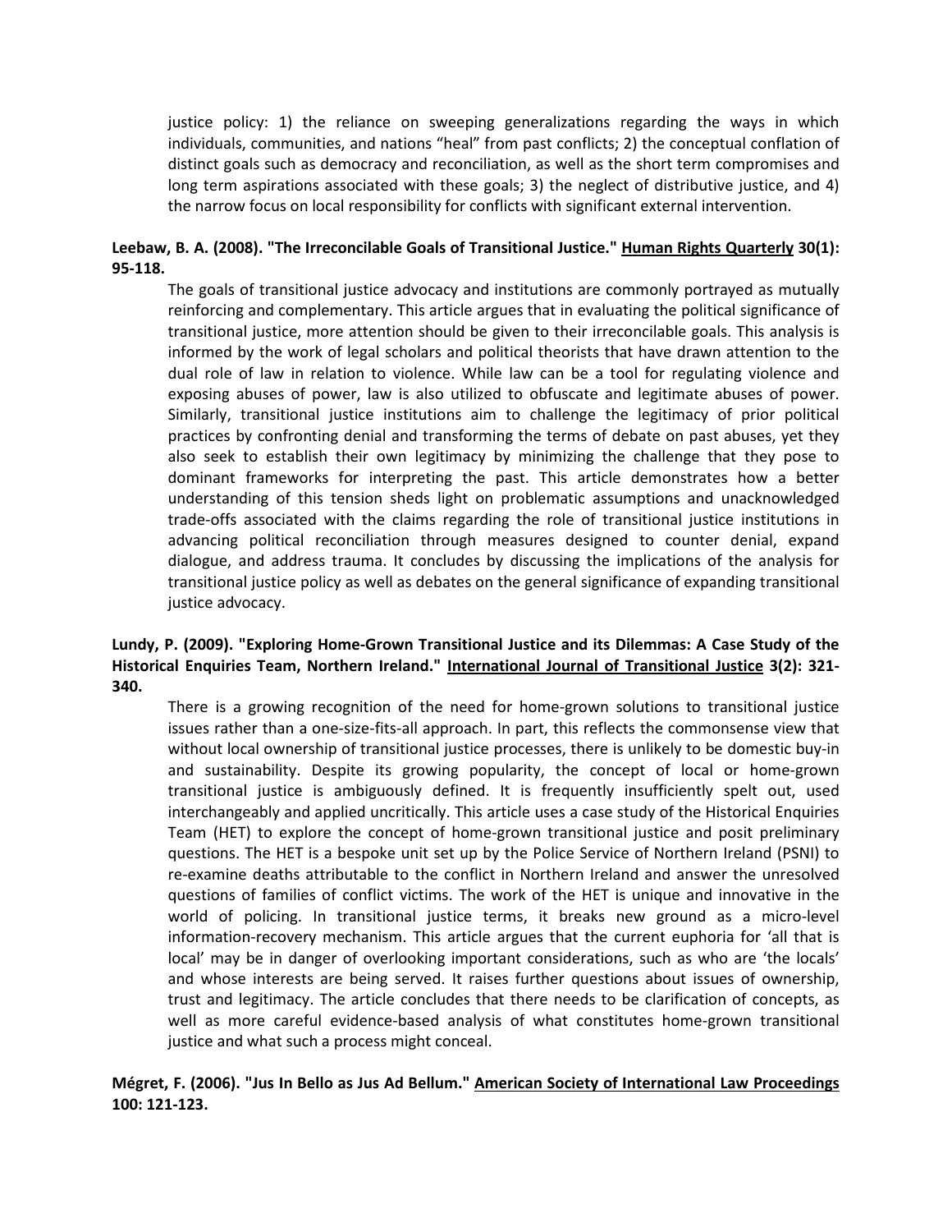justice policy: 1) the reliance on sweeping generalizations regarding the ways in which individuals, communities, and nations "heal" from past conflicts; 2) the conceptual conflation of distinct goals such as democracy and reconciliation, as well as the short term compromises and long term aspirations associated with these goals; 3) the neglect of distributive justice, and 4) the narrow focus on local responsibility for conflicts with significant external intervention.

**Leebaw, B. A. (2008). "The Irreconcilable Goals of Transitional Justice." Human Rights Quarterly 30(1): 95-118.**

The goals of transitional justice advocacy and institutions are commonly portrayed as mutually reinforcing and complementary. This article argues that in evaluating the political significance of transitional justice, more attention should be given to their irreconcilable goals. This analysis is informed by the work of legal scholars and political theorists that have drawn attention to the dual role of law in relation to violence. While law can be a tool for regulating violence and exposing abuses of power, law is also utilized to obfuscate and legitimate abuses of power. Similarly, transitional justice institutions aim to challenge the legitimacy of prior political practices by confronting denial and transforming the terms of debate on past abuses, yet they also seek to establish their own legitimacy by minimizing the challenge that they pose to dominant frameworks for interpreting the past. This article demonstrates how a better understanding of this tension sheds light on problematic assumptions and unacknowledged trade-offs associated with the claims regarding the role of transitional justice institutions in advancing political reconciliation through measures designed to counter denial, expand dialogue, and address trauma. It concludes by discussing the implications of the analysis for transitional justice policy as well as debates on the general significance of expanding transitional justice advocacy.

**Lundy, P. (2009). "Exploring Home-Grown Transitional Justice and its Dilemmas: A Case Study of the Historical Enquiries Team, Northern Ireland." International Journal of Transitional Justice 3(2): 321-340.**

There is a growing recognition of the need for home-grown solutions to transitional justice issues rather than a one-size-fits-all approach. In part, this reflects the commonsense view that without local ownership of transitional justice processes, there is unlikely to be domestic buy-in and sustainability. Despite its growing popularity, the concept of local or home-grown transitional justice is ambiguously defined. It is frequently insufficiently spelt out, used interchangeably and applied uncritically. This article uses a case study of the Historical Enquiries Team (HET) to explore the concept of home-grown transitional justice and posit preliminary questions. The HET is a bespoke unit set up by the Police Service of Northern Ireland (PSNI) to re-examine deaths attributable to the conflict in Northern Ireland and answer the unresolved questions of families of conflict victims. The work of the HET is unique and innovative in the world of policing. In transitional justice terms, it breaks new ground as a micro-level information-recovery mechanism. This article argues that the current euphoria for 'all that is local' may be in danger of overlooking important considerations, such as who are 'the locals' and whose interests are being served. It raises further questions about issues of ownership, trust and legitimacy. The article concludes that there needs to be clarification of concepts, as well as more careful evidence-based analysis of what constitutes home-grown transitional justice and what such a process might conceal.

**Mégret, F. (2006). "Jus In Bello as Jus Ad Bellum." American Society of International Law Proceedings 100: 121-123.**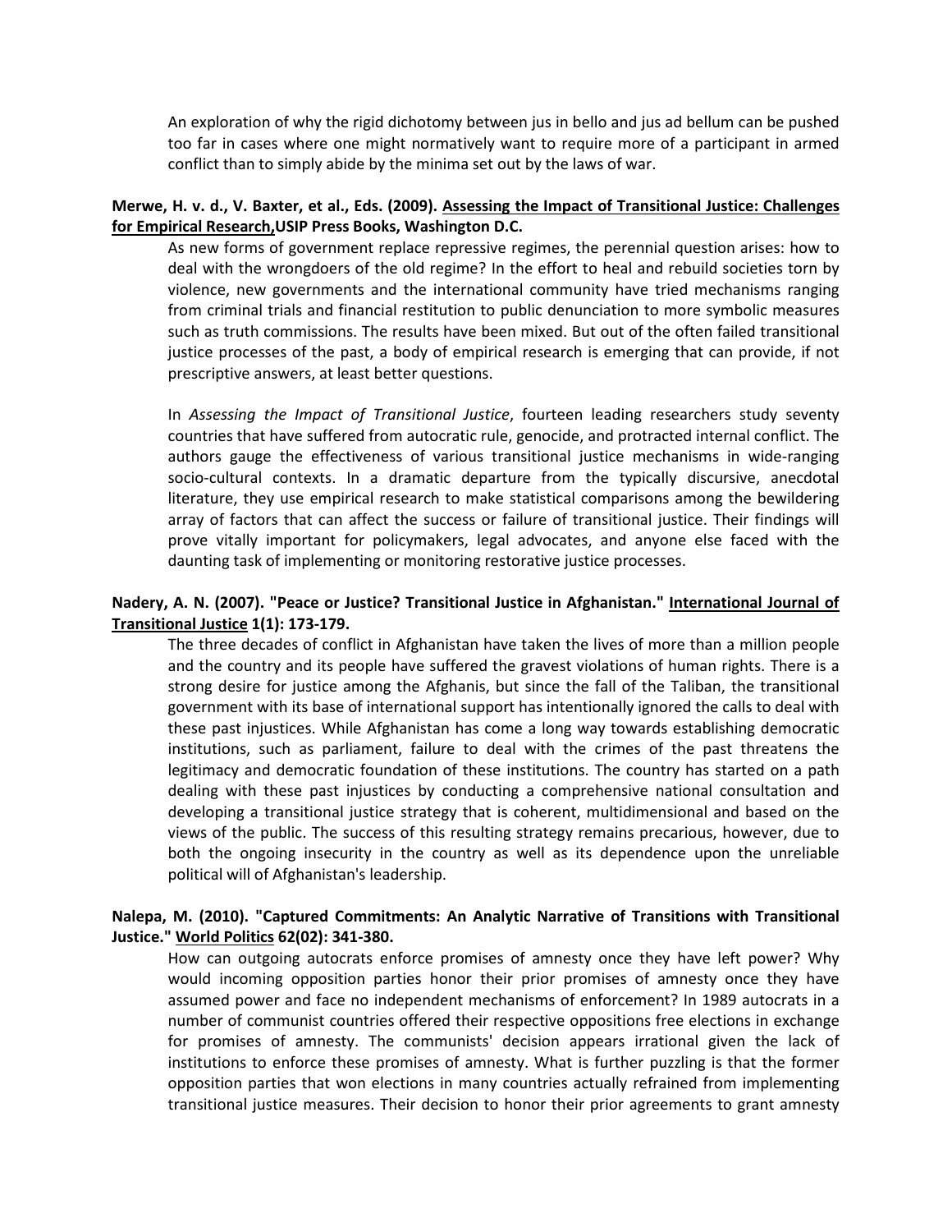An exploration of why the rigid dichotomy between jus in bello and jus ad bellum can be pushed too far in cases where one might normatively want to require more of a participant in armed conflict than to simply abide by the minima set out by the laws of war.

**Merwe, H. v. d., V. Baxter, et al., Eds. (2009). Assessing the Impact of Transitional Justice: Challenges for Empirical Research,USIP Press Books, Washington D.C.**

As new forms of government replace repressive regimes, the perennial question arises: how to deal with the wrongdoers of the old regime? In the effort to heal and rebuild societies torn by violence, new governments and the international community have tried mechanisms ranging from criminal trials and financial restitution to public denunciation to more symbolic measures such as truth commissions. The results have been mixed. But out of the often failed transitional justice processes of the past, a body of empirical research is emerging that can provide, if not prescriptive answers, at least better questions.

In *Assessing the Impact of Transitional Justice*, fourteen leading researchers study seventy countries that have suffered from autocratic rule, genocide, and protracted internal conflict. The authors gauge the effectiveness of various transitional justice mechanisms in wide-ranging socio-cultural contexts. In a dramatic departure from the typically discursive, anecdotal literature, they use empirical research to make statistical comparisons among the bewildering array of factors that can affect the success or failure of transitional justice. Their findings will prove vitally important for policymakers, legal advocates, and anyone else faced with the daunting task of implementing or monitoring restorative justice processes.

**Nadery, A. N. (2007). "Peace or Justice? Transitional Justice in Afghanistan." International Journal of Transitional Justice 1(1): 173-179.**

The three decades of conflict in Afghanistan have taken the lives of more than a million people and the country and its people have suffered the gravest violations of human rights. There is a strong desire for justice among the Afghanis, but since the fall of the Taliban, the transitional government with its base of international support has intentionally ignored the calls to deal with these past injustices. While Afghanistan has come a long way towards establishing democratic institutions, such as parliament, failure to deal with the crimes of the past threatens the legitimacy and democratic foundation of these institutions. The country has started on a path dealing with these past injustices by conducting a comprehensive national consultation and developing a transitional justice strategy that is coherent, multidimensional and based on the views of the public. The success of this resulting strategy remains precarious, however, due to both the ongoing insecurity in the country as well as its dependence upon the unreliable political will of Afghanistan's leadership.

**Nalepa, M. (2010). "Captured Commitments: An Analytic Narrative of Transitions with Transitional Justice." World Politics 62(02): 341-380.**

How can outgoing autocrats enforce promises of amnesty once they have left power? Why would incoming opposition parties honor their prior promises of amnesty once they have assumed power and face no independent mechanisms of enforcement? In 1989 autocrats in a number of communist countries offered their respective oppositions free elections in exchange for promises of amnesty. The communists' decision appears irrational given the lack of institutions to enforce these promises of amnesty. What is further puzzling is that the former opposition parties that won elections in many countries actually refrained from implementing transitional justice measures. Their decision to honor their prior agreements to grant amnesty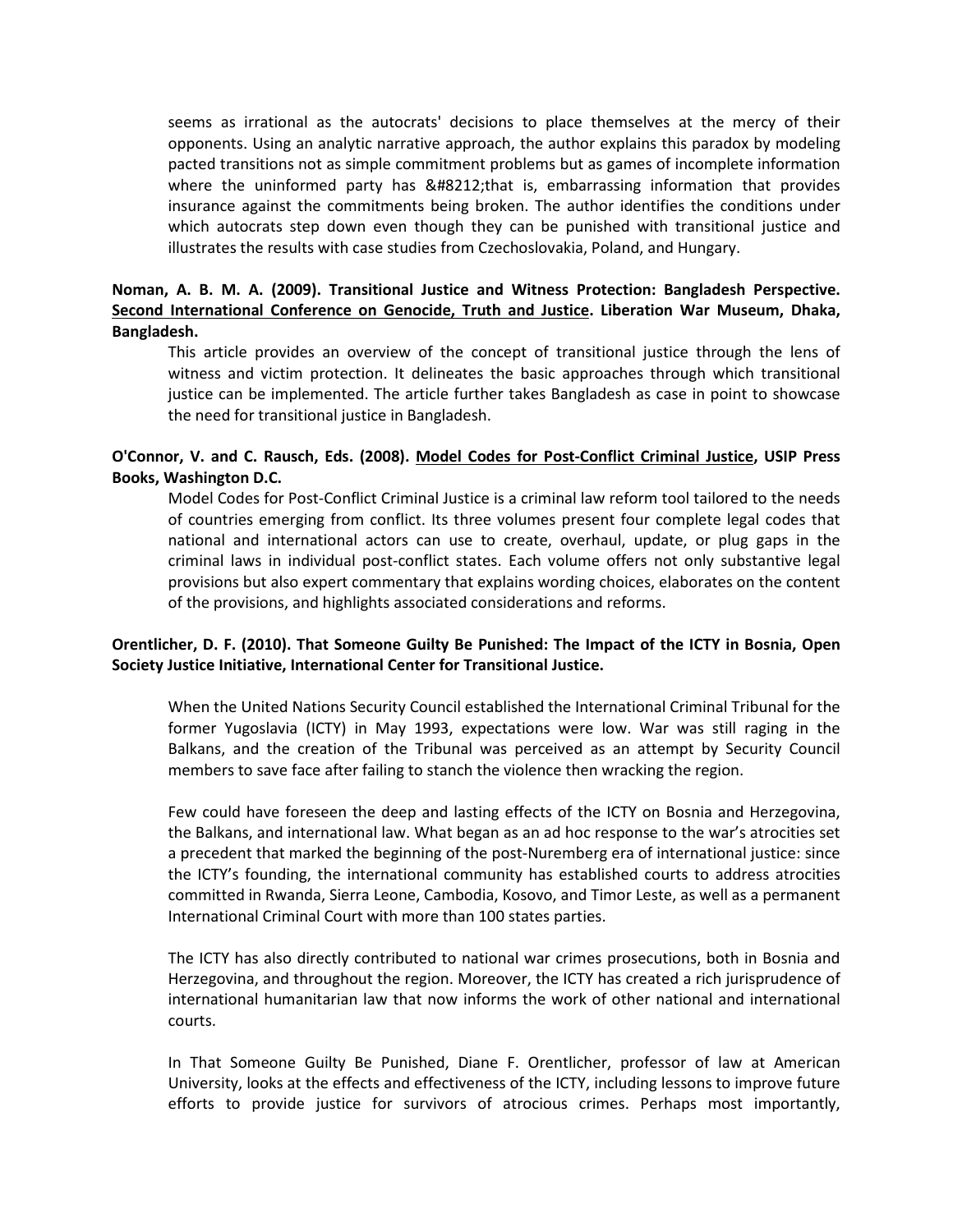seems as irrational as the autocrats' decisions to place themselves at the mercy of their opponents. Using an analytic narrative approach, the author explains this paradox by modeling pacted transitions not as simple commitment problems but as games of incomplete information where the uninformed party has &#8212;that is, embarrassing information that provides insurance against the commitments being broken. The author identifies the conditions under which autocrats step down even though they can be punished with transitional justice and illustrates the results with case studies from Czechoslovakia, Poland, and Hungary.

**Noman, A. B. M. A. (2009). Transitional Justice and Witness Protection: Bangladesh Perspective. Second International Conference on Genocide, Truth and Justice. Liberation War Museum, Dhaka, Bangladesh.**

This article provides an overview of the concept of transitional justice through the lens of witness and victim protection. It delineates the basic approaches through which transitional justice can be implemented. The article further takes Bangladesh as case in point to showcase the need for transitional justice in Bangladesh.

**O'Connor, V. and C. Rausch, Eds. (2008). Model Codes for Post-Conflict Criminal Justice, USIP Press Books, Washington D.C.**

Model Codes for Post-Conflict Criminal Justice is a criminal law reform tool tailored to the needs of countries emerging from conflict. Its three volumes present four complete legal codes that national and international actors can use to create, overhaul, update, or plug gaps in the criminal laws in individual post-conflict states. Each volume offers not only substantive legal provisions but also expert commentary that explains wording choices, elaborates on the content of the provisions, and highlights associated considerations and reforms.

**Orentlicher, D. F. (2010). That Someone Guilty Be Punished: The Impact of the ICTY in Bosnia, Open Society Justice Initiative, International Center for Transitional Justice.**

When the United Nations Security Council established the International Criminal Tribunal for the former Yugoslavia (ICTY) in May 1993, expectations were low. War was still raging in the Balkans, and the creation of the Tribunal was perceived as an attempt by Security Council members to save face after failing to stanch the violence then wracking the region.

Few could have foreseen the deep and lasting effects of the ICTY on Bosnia and Herzegovina, the Balkans, and international law. What began as an ad hoc response to the war's atrocities set a precedent that marked the beginning of the post-Nuremberg era of international justice: since the ICTY's founding, the international community has established courts to address atrocities committed in Rwanda, Sierra Leone, Cambodia, Kosovo, and Timor Leste, as well as a permanent International Criminal Court with more than 100 states parties.

The ICTY has also directly contributed to national war crimes prosecutions, both in Bosnia and Herzegovina, and throughout the region. Moreover, the ICTY has created a rich jurisprudence of international humanitarian law that now informs the work of other national and international courts.

In That Someone Guilty Be Punished, Diane F. Orentlicher, professor of law at American University, looks at the effects and effectiveness of the ICTY, including lessons to improve future efforts to provide justice for survivors of atrocious crimes. Perhaps most importantly,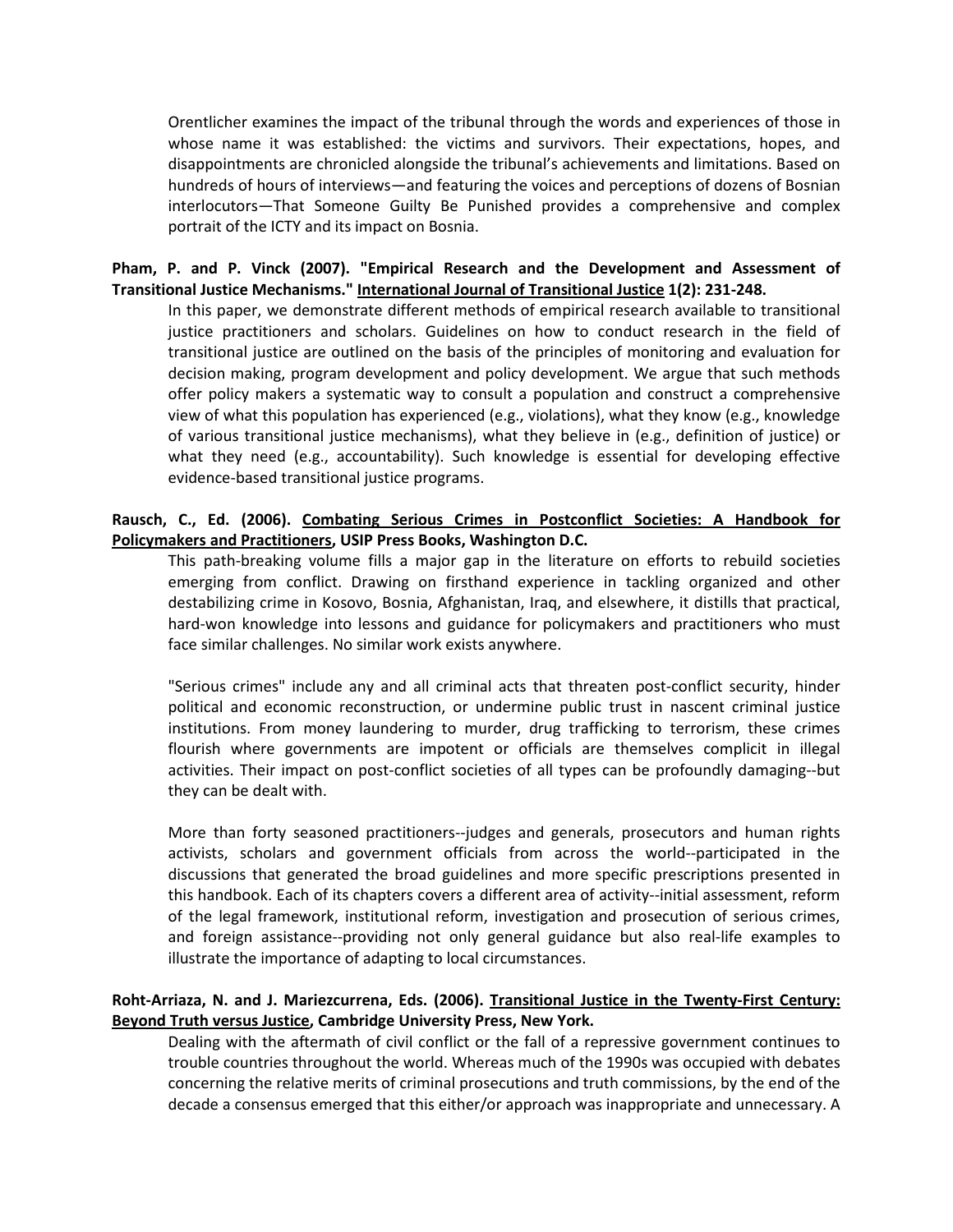Orentlicher examines the impact of the tribunal through the words and experiences of those in whose name it was established: the victims and survivors. Their expectations, hopes, and disappointments are chronicled alongside the tribunal's achievements and limitations. Based on hundreds of hours of interviews—and featuring the voices and perceptions of dozens of Bosnian interlocutors—That Someone Guilty Be Punished provides a comprehensive and complex portrait of the ICTY and its impact on Bosnia.

**Pham, P. and P. Vinck (2007). "Empirical Research and the Development and Assessment of Transitional Justice Mechanisms." International Journal of Transitional Justice 1(2): 231-248.**

In this paper, we demonstrate different methods of empirical research available to transitional justice practitioners and scholars. Guidelines on how to conduct research in the field of transitional justice are outlined on the basis of the principles of monitoring and evaluation for decision making, program development and policy development. We argue that such methods offer policy makers a systematic way to consult a population and construct a comprehensive view of what this population has experienced (e.g., violations), what they know (e.g., knowledge of various transitional justice mechanisms), what they believe in (e.g., definition of justice) or what they need (e.g., accountability). Such knowledge is essential for developing effective evidence-based transitional justice programs.

**Rausch, C., Ed. (2006). Combating Serious Crimes in Postconflict Societies: A Handbook for Policymakers and Practitioners, USIP Press Books, Washington D.C.**

This path-breaking volume fills a major gap in the literature on efforts to rebuild societies emerging from conflict. Drawing on firsthand experience in tackling organized and other destabilizing crime in Kosovo, Bosnia, Afghanistan, Iraq, and elsewhere, it distills that practical, hard-won knowledge into lessons and guidance for policymakers and practitioners who must face similar challenges. No similar work exists anywhere.

"Serious crimes" include any and all criminal acts that threaten post-conflict security, hinder political and economic reconstruction, or undermine public trust in nascent criminal justice institutions. From money laundering to murder, drug trafficking to terrorism, these crimes flourish where governments are impotent or officials are themselves complicit in illegal activities. Their impact on post-conflict societies of all types can be profoundly damaging--but they can be dealt with.

More than forty seasoned practitioners--judges and generals, prosecutors and human rights activists, scholars and government officials from across the world--participated in the discussions that generated the broad guidelines and more specific prescriptions presented in this handbook. Each of its chapters covers a different area of activity--initial assessment, reform of the legal framework, institutional reform, investigation and prosecution of serious crimes, and foreign assistance--providing not only general guidance but also real-life examples to illustrate the importance of adapting to local circumstances.

**Roht-Arriaza, N. and J. Mariezcurrena, Eds. (2006). Transitional Justice in the Twenty-First Century: Beyond Truth versus Justice, Cambridge University Press, New York.**

Dealing with the aftermath of civil conflict or the fall of a repressive government continues to trouble countries throughout the world. Whereas much of the 1990s was occupied with debates concerning the relative merits of criminal prosecutions and truth commissions, by the end of the decade a consensus emerged that this either/or approach was inappropriate and unnecessary. A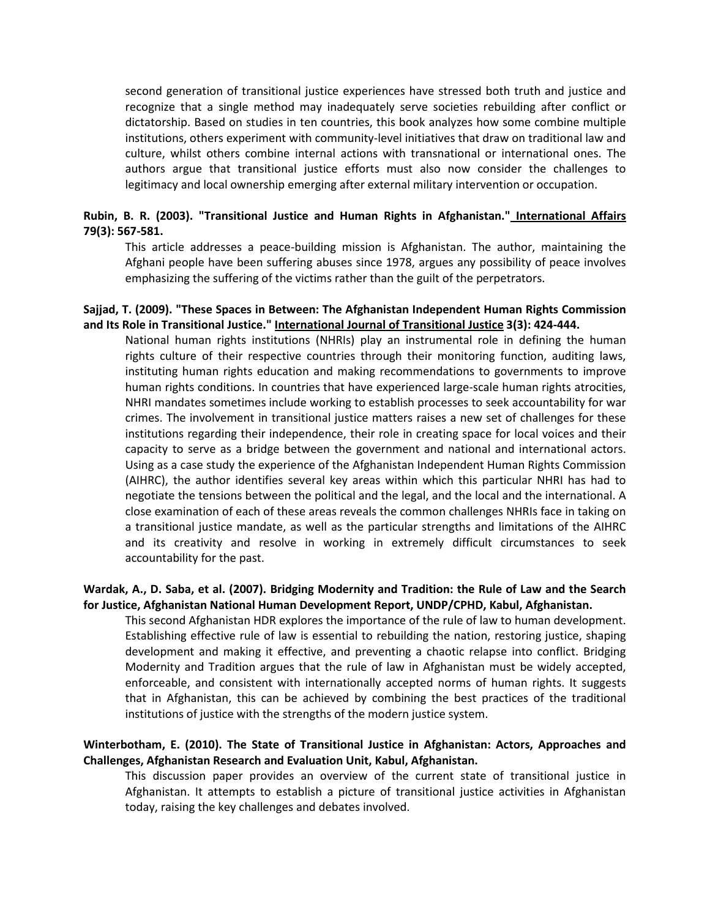second generation of transitional justice experiences have stressed both truth and justice and recognize that a single method may inadequately serve societies rebuilding after conflict or dictatorship. Based on studies in ten countries, this book analyzes how some combine multiple institutions, others experiment with community-level initiatives that draw on traditional law and culture, whilst others combine internal actions with transnational or international ones. The authors argue that transitional justice efforts must also now consider the challenges to legitimacy and local ownership emerging after external military intervention or occupation.

**Rubin, B. R. (2003). "Transitional Justice and Human Rights in Afghanistan." International Affairs 79(3): 567-581.**

This article addresses a peace-building mission is Afghanistan. The author, maintaining the Afghani people have been suffering abuses since 1978, argues any possibility of peace involves emphasizing the suffering of the victims rather than the guilt of the perpetrators.

**Sajjad, T. (2009). "These Spaces in Between: The Afghanistan Independent Human Rights Commission and Its Role in Transitional Justice." International Journal of Transitional Justice 3(3): 424-444.**

National human rights institutions (NHRIs) play an instrumental role in defining the human rights culture of their respective countries through their monitoring function, auditing laws, instituting human rights education and making recommendations to governments to improve human rights conditions. In countries that have experienced large-scale human rights atrocities, NHRI mandates sometimes include working to establish processes to seek accountability for war crimes. The involvement in transitional justice matters raises a new set of challenges for these institutions regarding their independence, their role in creating space for local voices and their capacity to serve as a bridge between the government and national and international actors. Using as a case study the experience of the Afghanistan Independent Human Rights Commission (AIHRC), the author identifies several key areas within which this particular NHRI has had to negotiate the tensions between the political and the legal, and the local and the international. A close examination of each of these areas reveals the common challenges NHRIs face in taking on a transitional justice mandate, as well as the particular strengths and limitations of the AIHRC and its creativity and resolve in working in extremely difficult circumstances to seek accountability for the past.

**Wardak, A., D. Saba, et al. (2007). Bridging Modernity and Tradition: the Rule of Law and the Search for Justice, Afghanistan National Human Development Report, UNDP/CPHD, Kabul, Afghanistan.**

This second Afghanistan HDR explores the importance of the rule of law to human development. Establishing effective rule of law is essential to rebuilding the nation, restoring justice, shaping development and making it effective, and preventing a chaotic relapse into conflict. Bridging Modernity and Tradition argues that the rule of law in Afghanistan must be widely accepted, enforceable, and consistent with internationally accepted norms of human rights. It suggests that in Afghanistan, this can be achieved by combining the best practices of the traditional institutions of justice with the strengths of the modern justice system.

**Winterbotham, E. (2010). The State of Transitional Justice in Afghanistan: Actors, Approaches and Challenges, Afghanistan Research and Evaluation Unit, Kabul, Afghanistan.**

This discussion paper provides an overview of the current state of transitional justice in Afghanistan. It attempts to establish a picture of transitional justice activities in Afghanistan today, raising the key challenges and debates involved.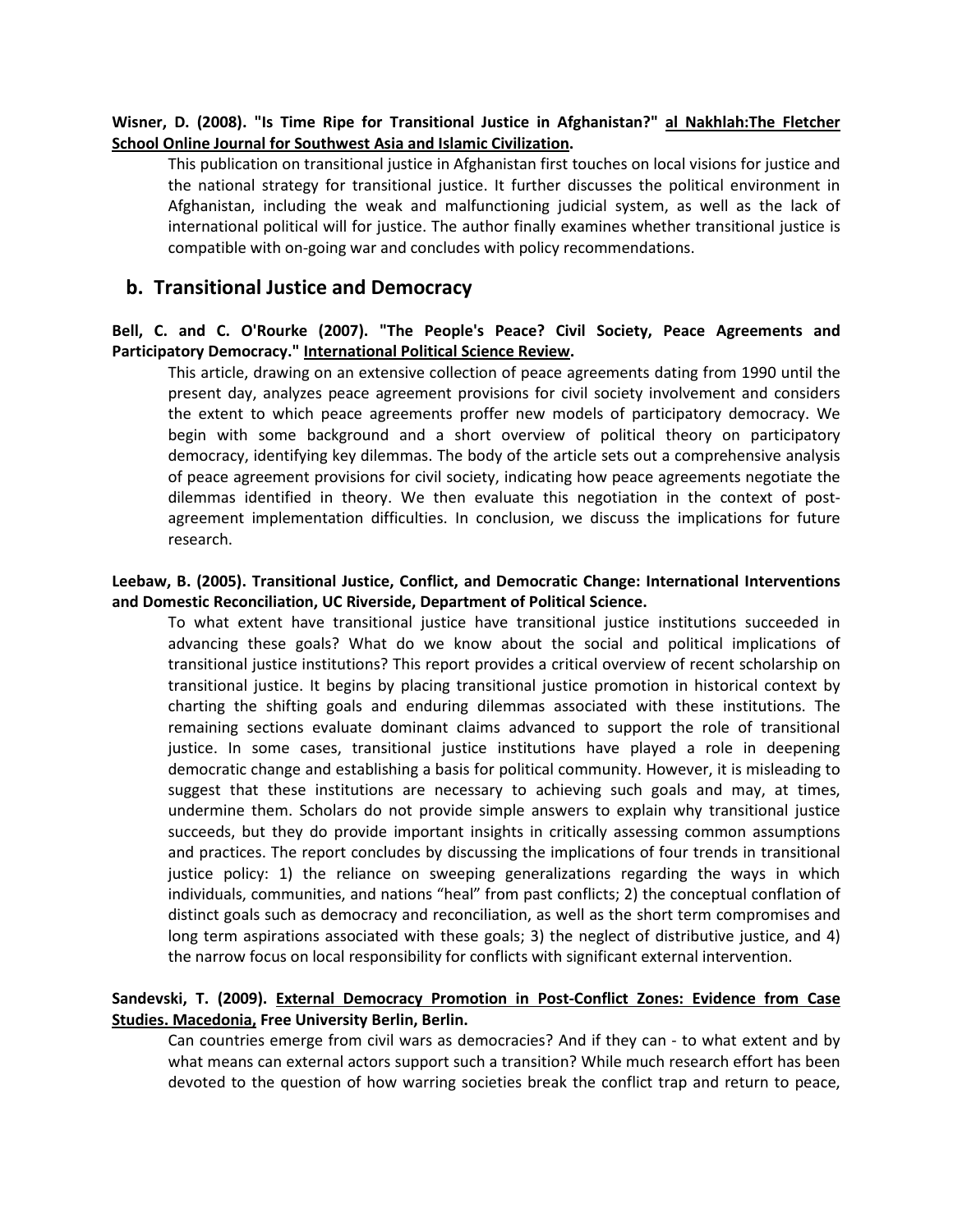**Wisner, D. (2008). "Is Time Ripe for Transitional Justice in Afghanistan?" al Nakhlah:The Fletcher School Online Journal for Southwest Asia and Islamic Civilization.**

This publication on transitional justice in Afghanistan first touches on local visions for justice and the national strategy for transitional justice. It further discusses the political environment in Afghanistan, including the weak and malfunctioning judicial system, as well as the lack of international political will for justice. The author finally examines whether transitional justice is compatible with on-going war and concludes with policy recommendations.

## b. Transitional Justice and Democracy

**Bell, C. and C. O'Rourke (2007). "The People's Peace? Civil Society, Peace Agreements and Participatory Democracy." International Political Science Review.**

This article, drawing on an extensive collection of peace agreements dating from 1990 until the present day, analyzes peace agreement provisions for civil society involvement and considers the extent to which peace agreements proffer new models of participatory democracy. We begin with some background and a short overview of political theory on participatory democracy, identifying key dilemmas. The body of the article sets out a comprehensive analysis of peace agreement provisions for civil society, indicating how peace agreements negotiate the dilemmas identified in theory. We then evaluate this negotiation in the context of post-agreement implementation difficulties. In conclusion, we discuss the implications for future research.

**Leebaw, B. (2005). Transitional Justice, Conflict, and Democratic Change: International Interventions and Domestic Reconciliation, UC Riverside, Department of Political Science.**

To what extent have transitional justice have transitional justice institutions succeeded in advancing these goals? What do we know about the social and political implications of transitional justice institutions? This report provides a critical overview of recent scholarship on transitional justice. It begins by placing transitional justice promotion in historical context by charting the shifting goals and enduring dilemmas associated with these institutions. The remaining sections evaluate dominant claims advanced to support the role of transitional justice. In some cases, transitional justice institutions have played a role in deepening democratic change and establishing a basis for political community. However, it is misleading to suggest that these institutions are necessary to achieving such goals and may, at times, undermine them. Scholars do not provide simple answers to explain why transitional justice succeeds, but they do provide important insights in critically assessing common assumptions and practices. The report concludes by discussing the implications of four trends in transitional justice policy: 1) the reliance on sweeping generalizations regarding the ways in which individuals, communities, and nations "heal" from past conflicts; 2) the conceptual conflation of distinct goals such as democracy and reconciliation, as well as the short term compromises and long term aspirations associated with these goals; 3) the neglect of distributive justice, and 4) the narrow focus on local responsibility for conflicts with significant external intervention.

**Sandevski, T. (2009). External Democracy Promotion in Post-Conflict Zones: Evidence from Case Studies. Macedonia, Free University Berlin, Berlin.**

Can countries emerge from civil wars as democracies? And if they can - to what extent and by what means can external actors support such a transition? While much research effort has been devoted to the question of how warring societies break the conflict trap and return to peace,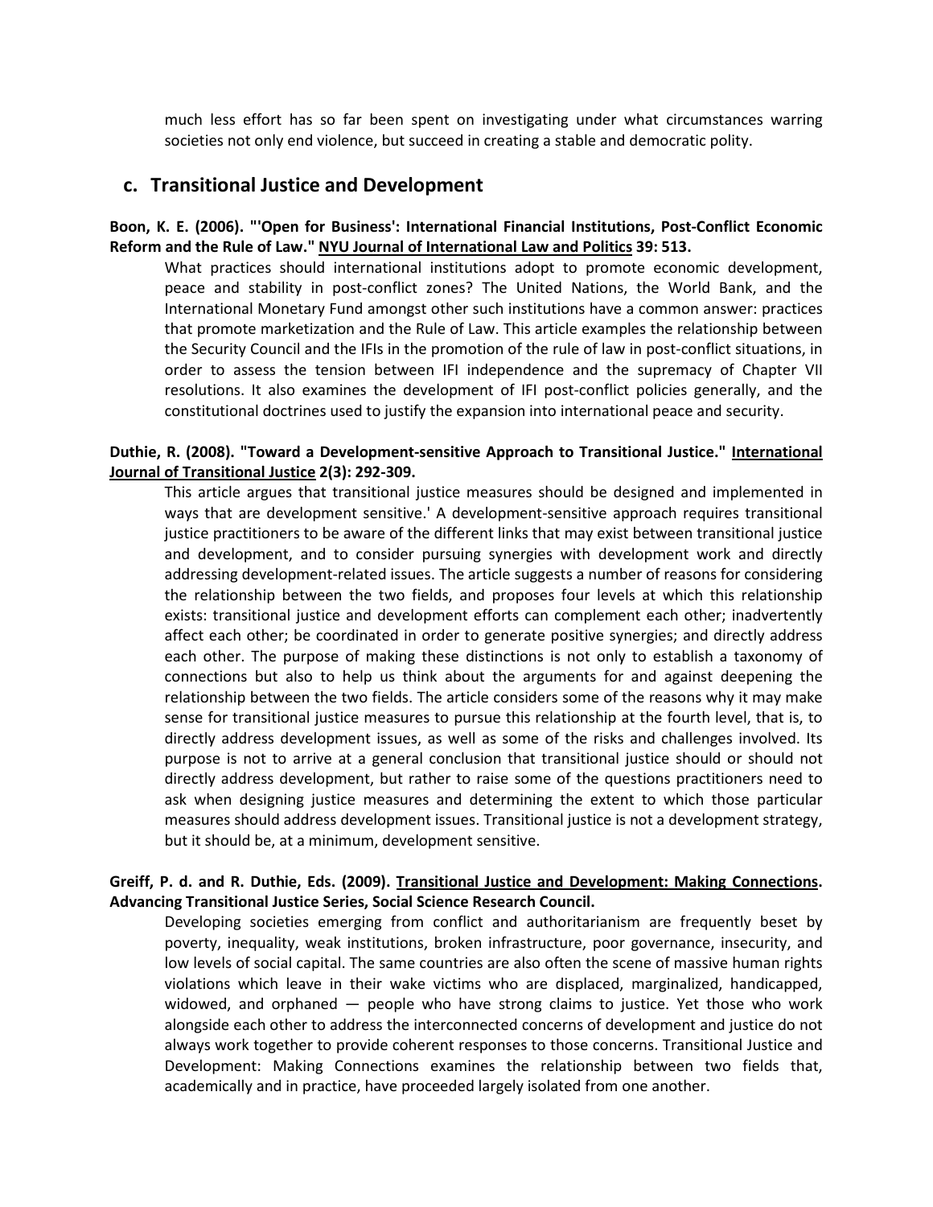much less effort has so far been spent on investigating under what circumstances warring societies not only end violence, but succeed in creating a stable and democratic polity.

## c. Transitional Justice and Development

**Boon, K. E. (2006). "'Open for Business': International Financial Institutions, Post-Conflict Economic Reform and the Rule of Law." <u>NYU Journal of International Law and Politics</u> 39: 513.**

What practices should international institutions adopt to promote economic development, peace and stability in post-conflict zones? The United Nations, the World Bank, and the International Monetary Fund amongst other such institutions have a common answer: practices that promote marketization and the Rule of Law. This article examples the relationship between the Security Council and the IFIs in the promotion of the rule of law in post-conflict situations, in order to assess the tension between IFI independence and the supremacy of Chapter VII resolutions. It also examines the development of IFI post-conflict policies generally, and the constitutional doctrines used to justify the expansion into international peace and security.

**Duthie, R. (2008). "Toward a Development-sensitive Approach to Transitional Justice." <u>International Journal of Transitional Justice</u> 2(3): 292-309.**

This article argues that transitional justice measures should be designed and implemented in ways that are development sensitive.' A development-sensitive approach requires transitional justice practitioners to be aware of the different links that may exist between transitional justice and development, and to consider pursuing synergies with development work and directly addressing development-related issues. The article suggests a number of reasons for considering the relationship between the two fields, and proposes four levels at which this relationship exists: transitional justice and development efforts can complement each other; inadvertently affect each other; be coordinated in order to generate positive synergies; and directly address each other. The purpose of making these distinctions is not only to establish a taxonomy of connections but also to help us think about the arguments for and against deepening the relationship between the two fields. The article considers some of the reasons why it may make sense for transitional justice measures to pursue this relationship at the fourth level, that is, to directly address development issues, as well as some of the risks and challenges involved. Its purpose is not to arrive at a general conclusion that transitional justice should or should not directly address development, but rather to raise some of the questions practitioners need to ask when designing justice measures and determining the extent to which those particular measures should address development issues. Transitional justice is not a development strategy, but it should be, at a minimum, development sensitive.

**Greiff, P. d. and R. Duthie, Eds. (2009). <u>Transitional Justice and Development: Making Connections</u>. Advancing Transitional Justice Series, Social Science Research Council.**

Developing societies emerging from conflict and authoritarianism are frequently beset by poverty, inequality, weak institutions, broken infrastructure, poor governance, insecurity, and low levels of social capital. The same countries are also often the scene of massive human rights violations which leave in their wake victims who are displaced, marginalized, handicapped, widowed, and orphaned — people who have strong claims to justice. Yet those who work alongside each other to address the interconnected concerns of development and justice do not always work together to provide coherent responses to those concerns. Transitional Justice and Development: Making Connections examines the relationship between two fields that, academically and in practice, have proceeded largely isolated from one another.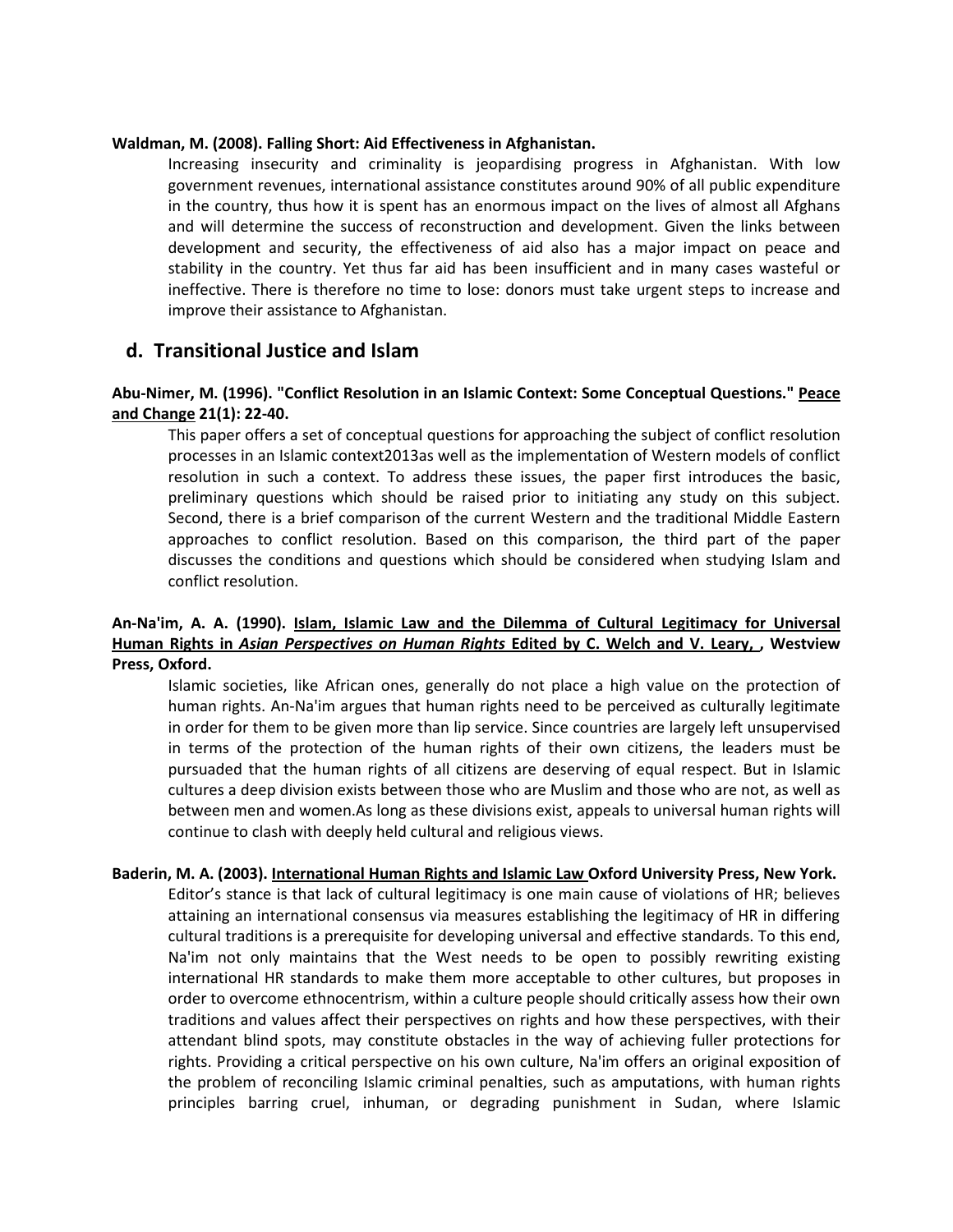**Waldman, M. (2008). Falling Short: Aid Effectiveness in Afghanistan.**

Increasing insecurity and criminality is jeopardising progress in Afghanistan. With low government revenues, international assistance constitutes around 90% of all public expenditure in the country, thus how it is spent has an enormous impact on the lives of almost all Afghans and will determine the success of reconstruction and development. Given the links between development and security, the effectiveness of aid also has a major impact on peace and stability in the country. Yet thus far aid has been insufficient and in many cases wasteful or ineffective. There is therefore no time to lose: donors must take urgent steps to increase and improve their assistance to Afghanistan.

## d. Transitional Justice and Islam

**Abu-Nimer, M. (1996). "Conflict Resolution in an Islamic Context: Some Conceptual Questions." <u>Peace and Change</u> 21(1): 22-40.**

This paper offers a set of conceptual questions for approaching the subject of conflict resolution processes in an Islamic context2013as well as the implementation of Western models of conflict resolution in such a context. To address these issues, the paper first introduces the basic, preliminary questions which should be raised prior to initiating any study on this subject. Second, there is a brief comparison of the current Western and the traditional Middle Eastern approaches to conflict resolution. Based on this comparison, the third part of the paper discusses the conditions and questions which should be considered when studying Islam and conflict resolution.

**An-Na'im, A. A. (1990). <u>Islam, Islamic Law and the Dilemma of Cultural Legitimacy for Universal Human Rights in *Asian Perspectives on Human Rights* Edited by C. Welch and V. Leary, </u>, Westview Press, Oxford.**

Islamic societies, like African ones, generally do not place a high value on the protection of human rights. An-Na'im argues that human rights need to be perceived as culturally legitimate in order for them to be given more than lip service. Since countries are largely left unsupervised in terms of the protection of the human rights of their own citizens, the leaders must be pursuaded that the human rights of all citizens are deserving of equal respect. But in Islamic cultures a deep division exists between those who are Muslim and those who are not, as well as between men and women.As long as these divisions exist, appeals to universal human rights will continue to clash with deeply held cultural and religious views.

**Baderin, M. A. (2003). <u>International Human Rights and Islamic Law </u>Oxford University Press, New York.**

Editor's stance is that lack of cultural legitimacy is one main cause of violations of HR; believes attaining an international consensus via measures establishing the legitimacy of HR in differing cultural traditions is a prerequisite for developing universal and effective standards. To this end, Na'im not only maintains that the West needs to be open to possibly rewriting existing international HR standards to make them more acceptable to other cultures, but proposes in order to overcome ethnocentrism, within a culture people should critically assess how their own traditions and values affect their perspectives on rights and how these perspectives, with their attendant blind spots, may constitute obstacles in the way of achieving fuller protections for rights. Providing a critical perspective on his own culture, Na'im offers an original exposition of the problem of reconciling Islamic criminal penalties, such as amputations, with human rights principles barring cruel, inhuman, or degrading punishment in Sudan, where Islamic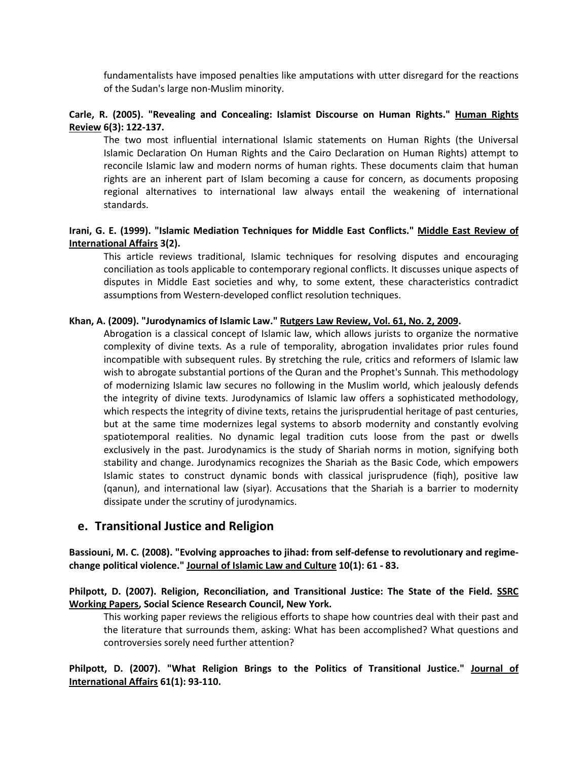fundamentalists have imposed penalties like amputations with utter disregard for the reactions of the Sudan's large non-Muslim minority.

**Carle, R. (2005). "Revealing and Concealing: Islamist Discourse on Human Rights." <u>Human Rights Review</u> 6(3): 122-137.**

The two most influential international Islamic statements on Human Rights (the Universal Islamic Declaration On Human Rights and the Cairo Declaration on Human Rights) attempt to reconcile Islamic law and modern norms of human rights. These documents claim that human rights are an inherent part of Islam becoming a cause for concern, as documents proposing regional alternatives to international law always entail the weakening of international standards.

**Irani, G. E. (1999). "Islamic Mediation Techniques for Middle East Conflicts." <u>Middle East Review of International Affairs</u> 3(2).**

This article reviews traditional, Islamic techniques for resolving disputes and encouraging conciliation as tools applicable to contemporary regional conflicts. It discusses unique aspects of disputes in Middle East societies and why, to some extent, these characteristics contradict assumptions from Western-developed conflict resolution techniques.

**Khan, A. (2009). "Jurodynamics of Islamic Law." <u>Rutgers Law Review, Vol. 61, No. 2, 2009</u>.**

Abrogation is a classical concept of Islamic law, which allows jurists to organize the normative complexity of divine texts. As a rule of temporality, abrogation invalidates prior rules found incompatible with subsequent rules. By stretching the rule, critics and reformers of Islamic law wish to abrogate substantial portions of the Quran and the Prophet's Sunnah. This methodology of modernizing Islamic law secures no following in the Muslim world, which jealously defends the integrity of divine texts. Jurodynamics of Islamic law offers a sophisticated methodology, which respects the integrity of divine texts, retains the jurisprudential heritage of past centuries, but at the same time modernizes legal systems to absorb modernity and constantly evolving spatiotemporal realities. No dynamic legal tradition cuts loose from the past or dwells exclusively in the past. Jurodynamics is the study of Shariah norms in motion, signifying both stability and change. Jurodynamics recognizes the Shariah as the Basic Code, which empowers Islamic states to construct dynamic bonds with classical jurisprudence (fiqh), positive law (qanun), and international law (siyar). Accusations that the Shariah is a barrier to modernity dissipate under the scrutiny of jurodynamics.

## e. Transitional Justice and Religion

**Bassiouni, M. C. (2008). "Evolving approaches to jihad: from self-defense to revolutionary and regime-change political violence." <u>Journal of Islamic Law and Culture</u> 10(1): 61 - 83.**

**Philpott, D. (2007). Religion, Reconciliation, and Transitional Justice: The State of the Field. <u>SSRC Working Papers</u>, Social Science Research Council, New York.**

This working paper reviews the religious efforts to shape how countries deal with their past and the literature that surrounds them, asking: What has been accomplished? What questions and controversies sorely need further attention?

**Philpott, D. (2007). "What Religion Brings to the Politics of Transitional Justice." <u>Journal of International Affairs</u> 61(1): 93-110.**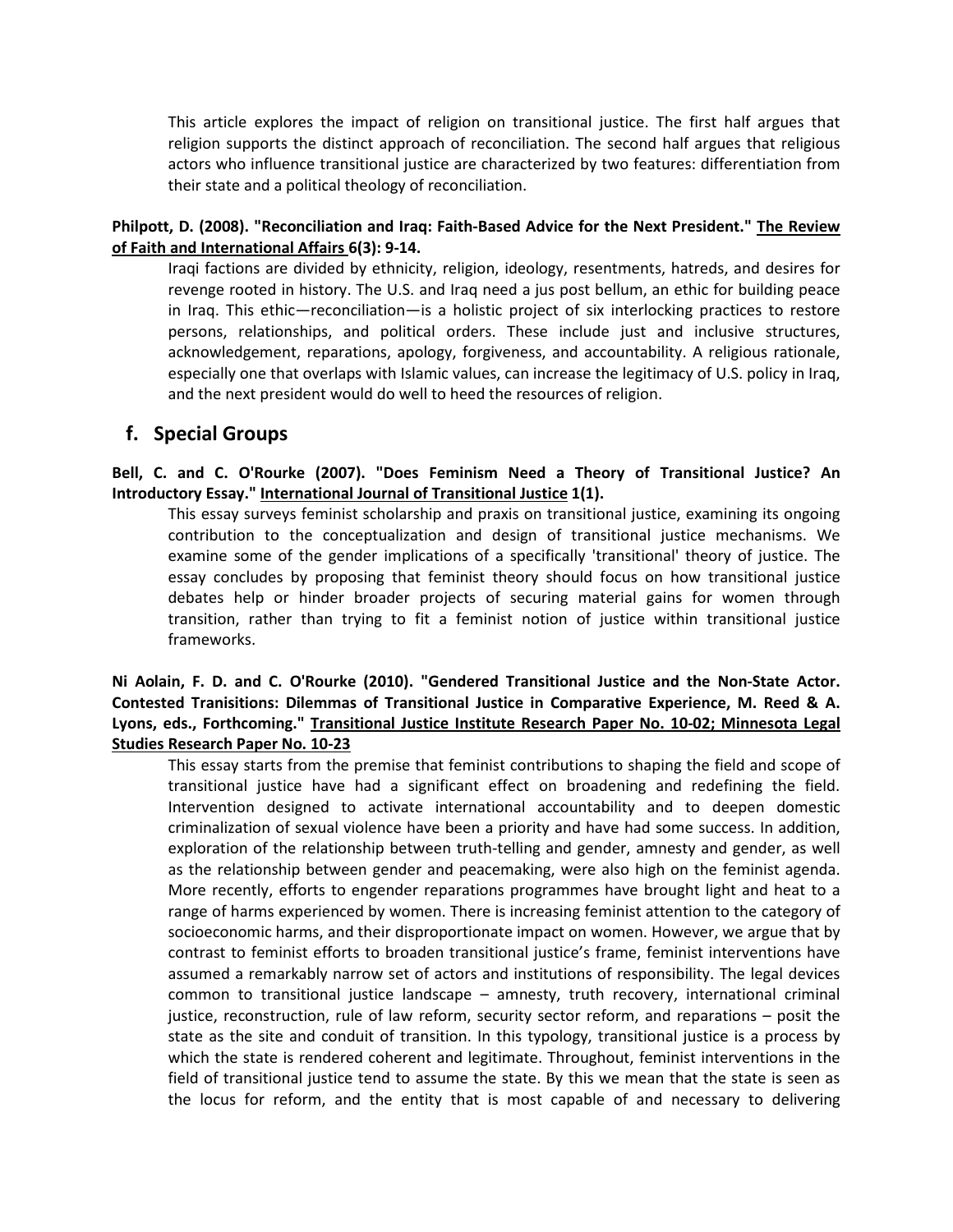This article explores the impact of religion on transitional justice. The first half argues that religion supports the distinct approach of reconciliation. The second half argues that religious actors who influence transitional justice are characterized by two features: differentiation from their state and a political theology of reconciliation.

**Philpott, D. (2008). "Reconciliation and Iraq: Faith-Based Advice for the Next President." The Review of Faith and International Affairs 6(3): 9-14.**

Iraqi factions are divided by ethnicity, religion, ideology, resentments, hatreds, and desires for revenge rooted in history. The U.S. and Iraq need a jus post bellum, an ethic for building peace in Iraq. This ethic—reconciliation—is a holistic project of six interlocking practices to restore persons, relationships, and political orders. These include just and inclusive structures, acknowledgement, reparations, apology, forgiveness, and accountability. A religious rationale, especially one that overlaps with Islamic values, can increase the legitimacy of U.S. policy in Iraq, and the next president would do well to heed the resources of religion.

## f. Special Groups

**Bell, C. and C. O'Rourke (2007). "Does Feminism Need a Theory of Transitional Justice? An Introductory Essay." International Journal of Transitional Justice 1(1).**

This essay surveys feminist scholarship and praxis on transitional justice, examining its ongoing contribution to the conceptualization and design of transitional justice mechanisms. We examine some of the gender implications of a specifically 'transitional' theory of justice. The essay concludes by proposing that feminist theory should focus on how transitional justice debates help or hinder broader projects of securing material gains for women through transition, rather than trying to fit a feminist notion of justice within transitional justice frameworks.

**Ni Aolain, F. D. and C. O'Rourke (2010). "Gendered Transitional Justice and the Non-State Actor. Contested Tranisitions: Dilemmas of Transitional Justice in Comparative Experience, M. Reed & A. Lyons, eds., Forthcoming." Transitional Justice Institute Research Paper No. 10-02; Minnesota Legal Studies Research Paper No. 10-23**

This essay starts from the premise that feminist contributions to shaping the field and scope of transitional justice have had a significant effect on broadening and redefining the field. Intervention designed to activate international accountability and to deepen domestic criminalization of sexual violence have been a priority and have had some success. In addition, exploration of the relationship between truth-telling and gender, amnesty and gender, as well as the relationship between gender and peacemaking, were also high on the feminist agenda. More recently, efforts to engender reparations programmes have brought light and heat to a range of harms experienced by women. There is increasing feminist attention to the category of socioeconomic harms, and their disproportionate impact on women. However, we argue that by contrast to feminist efforts to broaden transitional justice's frame, feminist interventions have assumed a remarkably narrow set of actors and institutions of responsibility. The legal devices common to transitional justice landscape – amnesty, truth recovery, international criminal justice, reconstruction, rule of law reform, security sector reform, and reparations – posit the state as the site and conduit of transition. In this typology, transitional justice is a process by which the state is rendered coherent and legitimate. Throughout, feminist interventions in the field of transitional justice tend to assume the state. By this we mean that the state is seen as the locus for reform, and the entity that is most capable of and necessary to delivering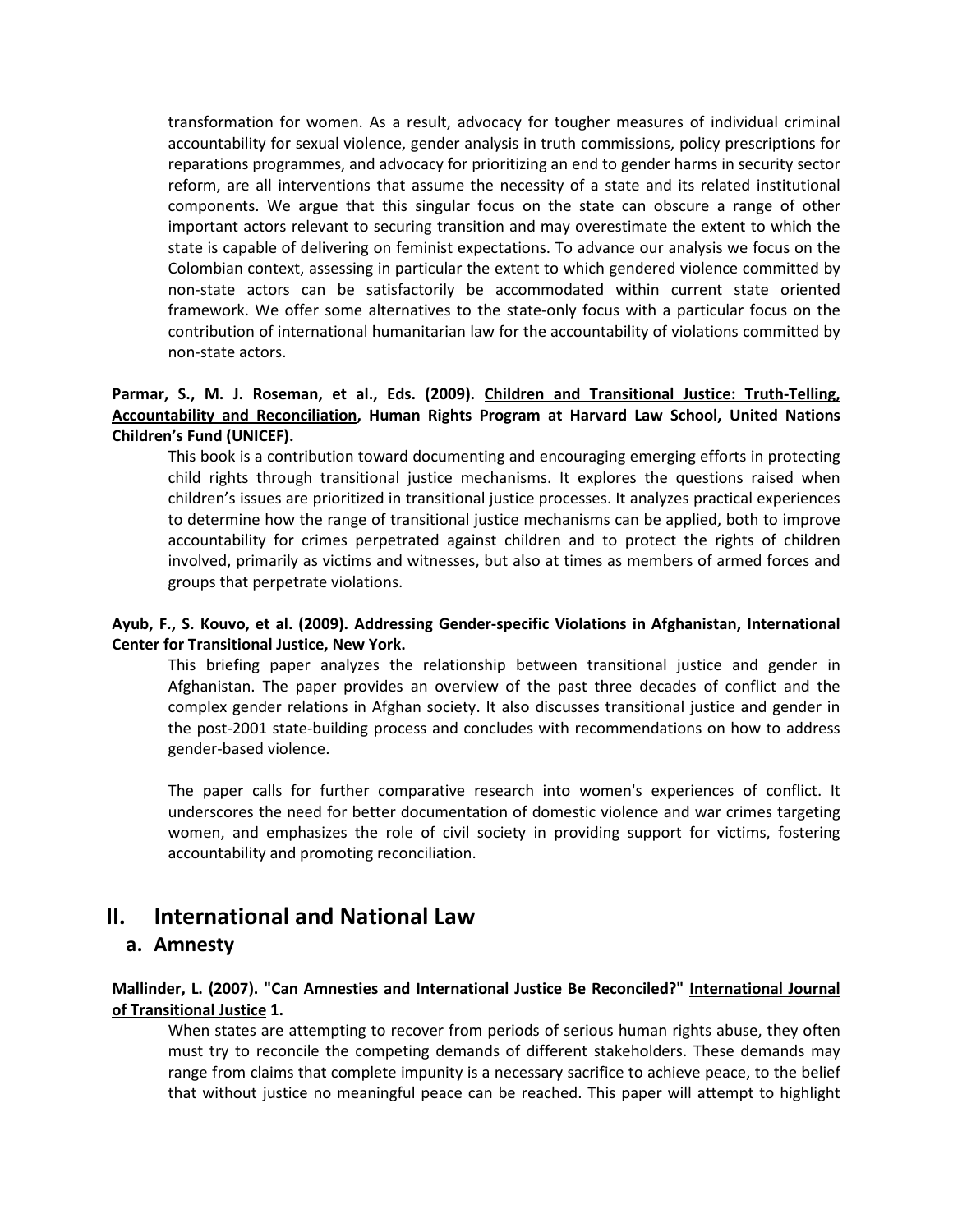transformation for women. As a result, advocacy for tougher measures of individual criminal accountability for sexual violence, gender analysis in truth commissions, policy prescriptions for reparations programmes, and advocacy for prioritizing an end to gender harms in security sector reform, are all interventions that assume the necessity of a state and its related institutional components. We argue that this singular focus on the state can obscure a range of other important actors relevant to securing transition and may overestimate the extent to which the state is capable of delivering on feminist expectations. To advance our analysis we focus on the Colombian context, assessing in particular the extent to which gendered violence committed by non-state actors can be satisfactorily be accommodated within current state oriented framework. We offer some alternatives to the state-only focus with a particular focus on the contribution of international humanitarian law for the accountability of violations committed by non-state actors.

**Parmar, S., M. J. Roseman, et al., Eds. (2009). <u>Children and Transitional Justice: Truth-Telling, Accountability and Reconciliation</u>, Human Rights Program at Harvard Law School, United Nations Children's Fund (UNICEF).**

This book is a contribution toward documenting and encouraging emerging efforts in protecting child rights through transitional justice mechanisms. It explores the questions raised when children's issues are prioritized in transitional justice processes. It analyzes practical experiences to determine how the range of transitional justice mechanisms can be applied, both to improve accountability for crimes perpetrated against children and to protect the rights of children involved, primarily as victims and witnesses, but also at times as members of armed forces and groups that perpetrate violations.

**Ayub, F., S. Kouvo, et al. (2009). Addressing Gender-specific Violations in Afghanistan, International Center for Transitional Justice, New York.**

This briefing paper analyzes the relationship between transitional justice and gender in Afghanistan. The paper provides an overview of the past three decades of conflict and the complex gender relations in Afghan society. It also discusses transitional justice and gender in the post-2001 state-building process and concludes with recommendations on how to address gender-based violence.

The paper calls for further comparative research into women's experiences of conflict. It underscores the need for better documentation of domestic violence and war crimes targeting women, and emphasizes the role of civil society in providing support for victims, fostering accountability and promoting reconciliation.

# II. International and National Law

## a. Amnesty

**Mallinder, L. (2007). "Can Amnesties and International Justice Be Reconciled?" <u>International Journal of Transitional Justice</u> 1.**

When states are attempting to recover from periods of serious human rights abuse, they often must try to reconcile the competing demands of different stakeholders. These demands may range from claims that complete impunity is a necessary sacrifice to achieve peace, to the belief that without justice no meaningful peace can be reached. This paper will attempt to highlight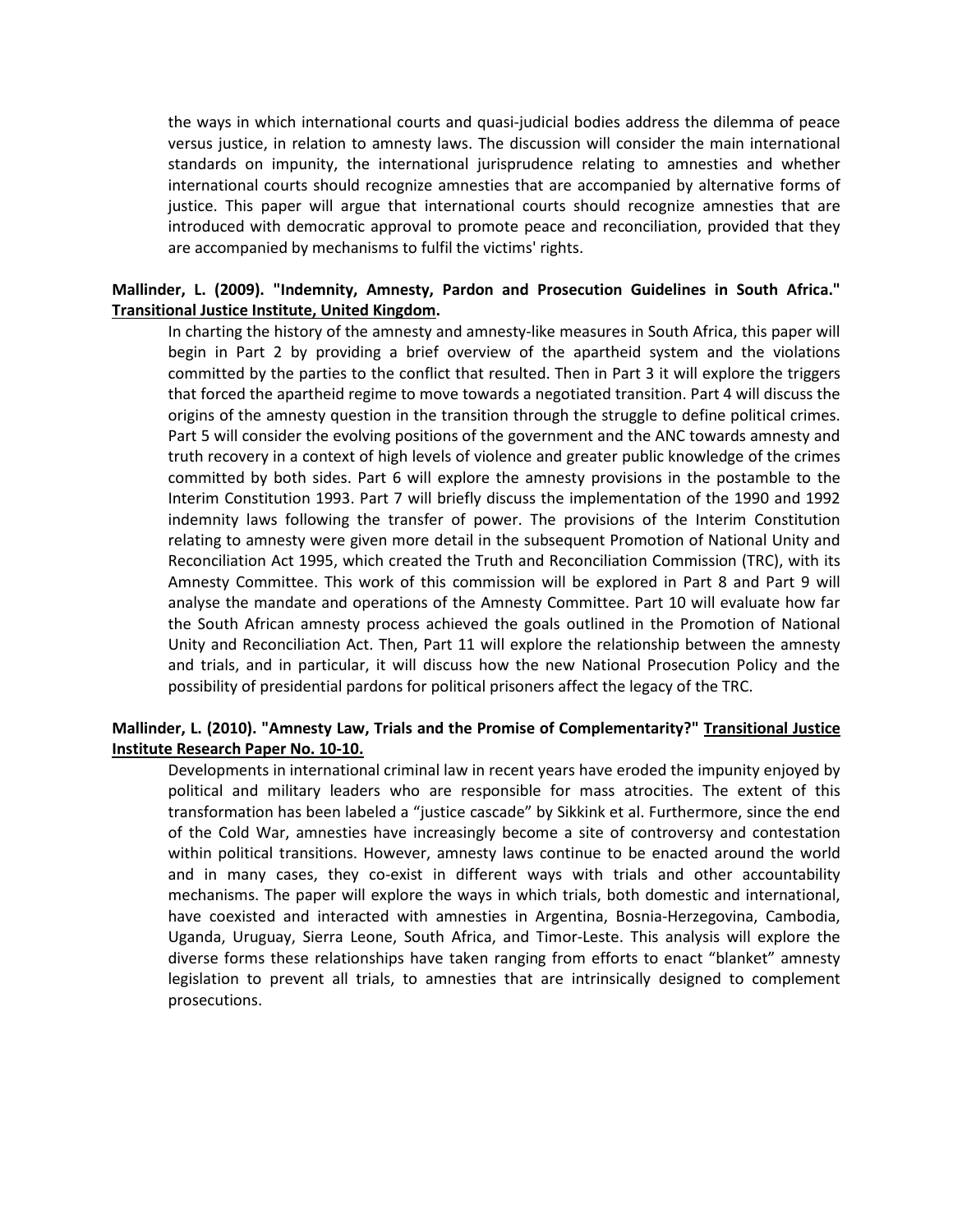the ways in which international courts and quasi-judicial bodies address the dilemma of peace versus justice, in relation to amnesty laws. The discussion will consider the main international standards on impunity, the international jurisprudence relating to amnesties and whether international courts should recognize amnesties that are accompanied by alternative forms of justice. This paper will argue that international courts should recognize amnesties that are introduced with democratic approval to promote peace and reconciliation, provided that they are accompanied by mechanisms to fulfil the victims' rights.

**Mallinder, L. (2009). "Indemnity, Amnesty, Pardon and Prosecution Guidelines in South Africa." <u>Transitional Justice Institute, United Kingdom</u>.**

In charting the history of the amnesty and amnesty-like measures in South Africa, this paper will begin in Part 2 by providing a brief overview of the apartheid system and the violations committed by the parties to the conflict that resulted. Then in Part 3 it will explore the triggers that forced the apartheid regime to move towards a negotiated transition. Part 4 will discuss the origins of the amnesty question in the transition through the struggle to define political crimes. Part 5 will consider the evolving positions of the government and the ANC towards amnesty and truth recovery in a context of high levels of violence and greater public knowledge of the crimes committed by both sides. Part 6 will explore the amnesty provisions in the postamble to the Interim Constitution 1993. Part 7 will briefly discuss the implementation of the 1990 and 1992 indemnity laws following the transfer of power. The provisions of the Interim Constitution relating to amnesty were given more detail in the subsequent Promotion of National Unity and Reconciliation Act 1995, which created the Truth and Reconciliation Commission (TRC), with its Amnesty Committee. This work of this commission will be explored in Part 8 and Part 9 will analyse the mandate and operations of the Amnesty Committee. Part 10 will evaluate how far the South African amnesty process achieved the goals outlined in the Promotion of National Unity and Reconciliation Act. Then, Part 11 will explore the relationship between the amnesty and trials, and in particular, it will discuss how the new National Prosecution Policy and the possibility of presidential pardons for political prisoners affect the legacy of the TRC.

**Mallinder, L. (2010). "Amnesty Law, Trials and the Promise of Complementarity?" <u>Transitional Justice Institute Research Paper No. 10-10.</u>**

Developments in international criminal law in recent years have eroded the impunity enjoyed by political and military leaders who are responsible for mass atrocities. The extent of this transformation has been labeled a "justice cascade" by Sikkink et al. Furthermore, since the end of the Cold War, amnesties have increasingly become a site of controversy and contestation within political transitions. However, amnesty laws continue to be enacted around the world and in many cases, they co-exist in different ways with trials and other accountability mechanisms. The paper will explore the ways in which trials, both domestic and international, have coexisted and interacted with amnesties in Argentina, Bosnia-Herzegovina, Cambodia, Uganda, Uruguay, Sierra Leone, South Africa, and Timor-Leste. This analysis will explore the diverse forms these relationships have taken ranging from efforts to enact "blanket" amnesty legislation to prevent all trials, to amnesties that are intrinsically designed to complement prosecutions.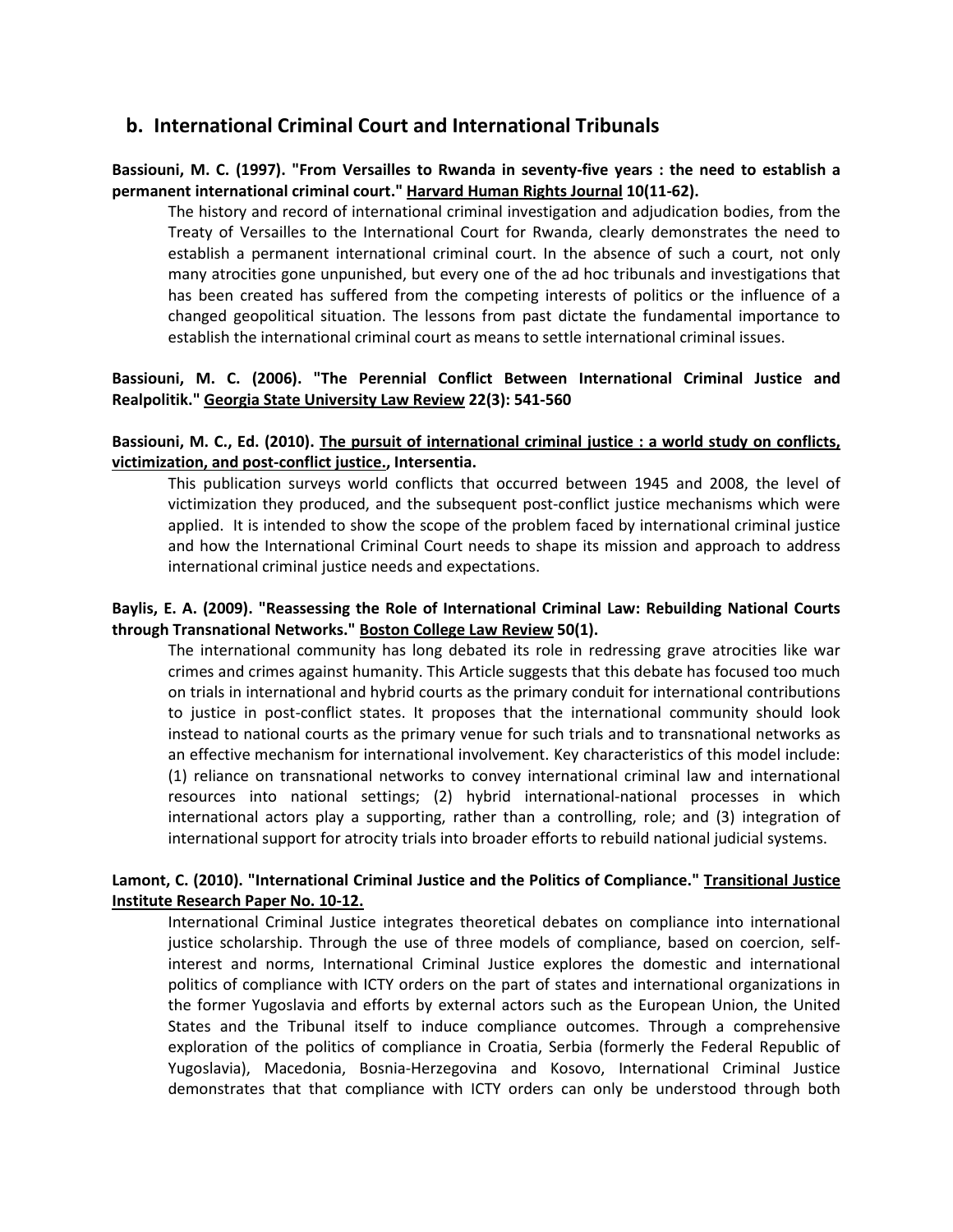## b. International Criminal Court and International Tribunals

**Bassiouni, M. C. (1997). "From Versailles to Rwanda in seventy-five years : the need to establish a permanent international criminal court." <u>Harvard Human Rights Journal</u> 10(11-62).**

> The history and record of international criminal investigation and adjudication bodies, from the Treaty of Versailles to the International Court for Rwanda, clearly demonstrates the need to establish a permanent international criminal court. In the absence of such a court, not only many atrocities gone unpunished, but every one of the ad hoc tribunals and investigations that has been created has suffered from the competing interests of politics or the influence of a changed geopolitical situation. The lessons from past dictate the fundamental importance to establish the international criminal court as means to settle international criminal issues.

**Bassiouni, M. C. (2006). "The Perennial Conflict Between International Criminal Justice and Realpolitik." <u>Georgia State University Law Review</u> 22(3): 541-560**

**Bassiouni, M. C., Ed. (2010). <u>The pursuit of international criminal justice : a world study on conflicts, victimization, and post-conflict justice.</u>, Intersentia.**

> This publication surveys world conflicts that occurred between 1945 and 2008, the level of victimization they produced, and the subsequent post-conflict justice mechanisms which were applied. It is intended to show the scope of the problem faced by international criminal justice and how the International Criminal Court needs to shape its mission and approach to address international criminal justice needs and expectations.

**Baylis, E. A. (2009). "Reassessing the Role of International Criminal Law: Rebuilding National Courts through Transnational Networks." <u>Boston College Law Review</u> 50(1).**

> The international community has long debated its role in redressing grave atrocities like war crimes and crimes against humanity. This Article suggests that this debate has focused too much on trials in international and hybrid courts as the primary conduit for international contributions to justice in post-conflict states. It proposes that the international community should look instead to national courts as the primary venue for such trials and to transnational networks as an effective mechanism for international involvement. Key characteristics of this model include: (1) reliance on transnational networks to convey international criminal law and international resources into national settings; (2) hybrid international-national processes in which international actors play a supporting, rather than a controlling, role; and (3) integration of international support for atrocity trials into broader efforts to rebuild national judicial systems.

**Lamont, C. (2010). "International Criminal Justice and the Politics of Compliance." <u>Transitional Justice Institute Research Paper No. 10-12.</u>**

> International Criminal Justice integrates theoretical debates on compliance into international justice scholarship. Through the use of three models of compliance, based on coercion, self-interest and norms, International Criminal Justice explores the domestic and international politics of compliance with ICTY orders on the part of states and international organizations in the former Yugoslavia and efforts by external actors such as the European Union, the United States and the Tribunal itself to induce compliance outcomes. Through a comprehensive exploration of the politics of compliance in Croatia, Serbia (formerly the Federal Republic of Yugoslavia), Macedonia, Bosnia-Herzegovina and Kosovo, International Criminal Justice demonstrates that that compliance with ICTY orders can only be understood through both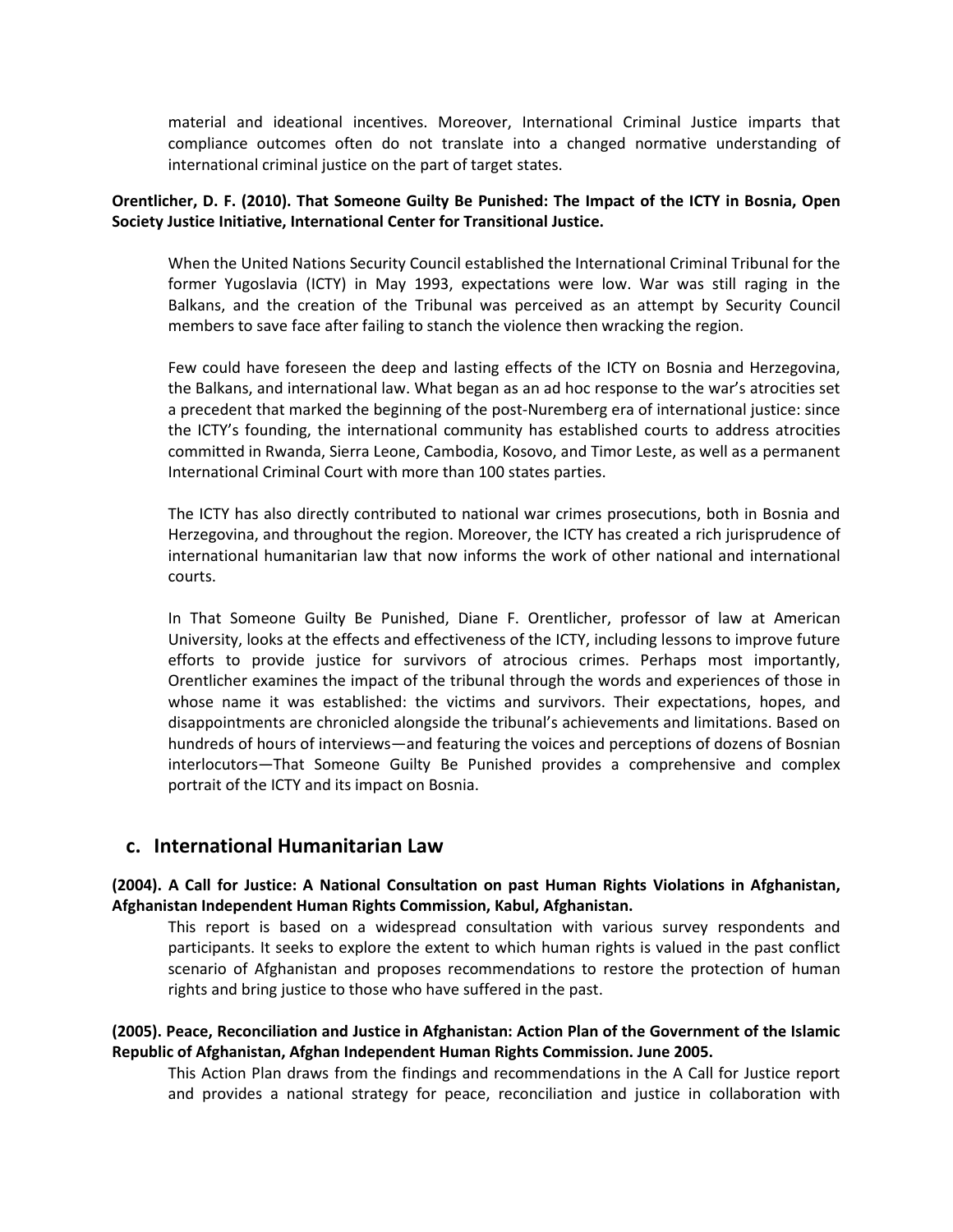material and ideational incentives. Moreover, International Criminal Justice imparts that compliance outcomes often do not translate into a changed normative understanding of international criminal justice on the part of target states.

**Orentlicher, D. F. (2010). That Someone Guilty Be Punished: The Impact of the ICTY in Bosnia, Open Society Justice Initiative, International Center for Transitional Justice.**

When the United Nations Security Council established the International Criminal Tribunal for the former Yugoslavia (ICTY) in May 1993, expectations were low. War was still raging in the Balkans, and the creation of the Tribunal was perceived as an attempt by Security Council members to save face after failing to stanch the violence then wracking the region.

Few could have foreseen the deep and lasting effects of the ICTY on Bosnia and Herzegovina, the Balkans, and international law. What began as an ad hoc response to the war's atrocities set a precedent that marked the beginning of the post-Nuremberg era of international justice: since the ICTY's founding, the international community has established courts to address atrocities committed in Rwanda, Sierra Leone, Cambodia, Kosovo, and Timor Leste, as well as a permanent International Criminal Court with more than 100 states parties.

The ICTY has also directly contributed to national war crimes prosecutions, both in Bosnia and Herzegovina, and throughout the region. Moreover, the ICTY has created a rich jurisprudence of international humanitarian law that now informs the work of other national and international courts.

In That Someone Guilty Be Punished, Diane F. Orentlicher, professor of law at American University, looks at the effects and effectiveness of the ICTY, including lessons to improve future efforts to provide justice for survivors of atrocious crimes. Perhaps most importantly, Orentlicher examines the impact of the tribunal through the words and experiences of those in whose name it was established: the victims and survivors. Their expectations, hopes, and disappointments are chronicled alongside the tribunal's achievements and limitations. Based on hundreds of hours of interviews—and featuring the voices and perceptions of dozens of Bosnian interlocutors—That Someone Guilty Be Punished provides a comprehensive and complex portrait of the ICTY and its impact on Bosnia.

## c. International Humanitarian Law

**(2004). A Call for Justice: A National Consultation on past Human Rights Violations in Afghanistan, Afghanistan Independent Human Rights Commission, Kabul, Afghanistan.**

This report is based on a widespread consultation with various survey respondents and participants. It seeks to explore the extent to which human rights is valued in the past conflict scenario of Afghanistan and proposes recommendations to restore the protection of human rights and bring justice to those who have suffered in the past.

**(2005). Peace, Reconciliation and Justice in Afghanistan: Action Plan of the Government of the Islamic Republic of Afghanistan, Afghan Independent Human Rights Commission. June 2005.**

This Action Plan draws from the findings and recommendations in the A Call for Justice report and provides a national strategy for peace, reconciliation and justice in collaboration with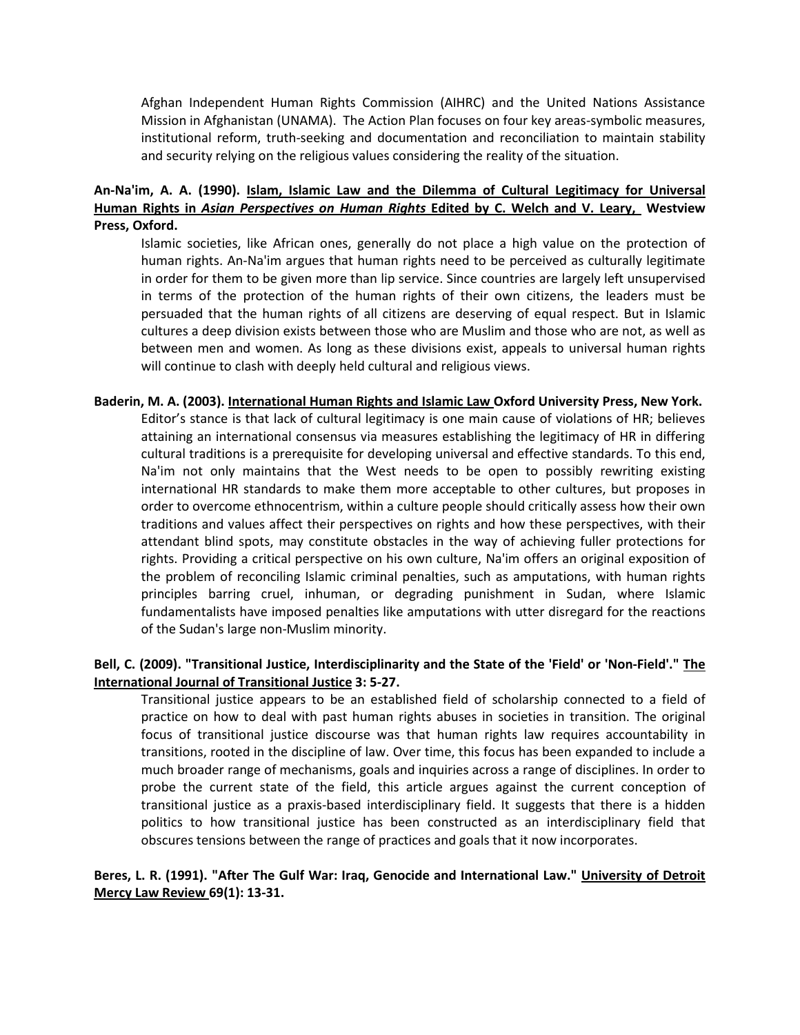Afghan Independent Human Rights Commission (AIHRC) and the United Nations Assistance Mission in Afghanistan (UNAMA). The Action Plan focuses on four key areas-symbolic measures, institutional reform, truth-seeking and documentation and reconciliation to maintain stability and security relying on the religious values considering the reality of the situation.

**An-Na'im, A. A. (1990). <u>Islam, Islamic Law and the Dilemma of Cultural Legitimacy for Universal Human Rights in *Asian Perspectives on Human Rights* Edited by C. Welch and V. Leary,</u> Westview Press, Oxford.**

Islamic societies, like African ones, generally do not place a high value on the protection of human rights. An-Na'im argues that human rights need to be perceived as culturally legitimate in order for them to be given more than lip service. Since countries are largely left unsupervised in terms of the protection of the human rights of their own citizens, the leaders must be persuaded that the human rights of all citizens are deserving of equal respect. But in Islamic cultures a deep division exists between those who are Muslim and those who are not, as well as between men and women. As long as these divisions exist, appeals to universal human rights will continue to clash with deeply held cultural and religious views.

**Baderin, M. A. (2003). <u>International Human Rights and Islamic Law</u> Oxford University Press, New York.**

Editor's stance is that lack of cultural legitimacy is one main cause of violations of HR; believes attaining an international consensus via measures establishing the legitimacy of HR in differing cultural traditions is a prerequisite for developing universal and effective standards. To this end, Na'im not only maintains that the West needs to be open to possibly rewriting existing international HR standards to make them more acceptable to other cultures, but proposes in order to overcome ethnocentrism, within a culture people should critically assess how their own traditions and values affect their perspectives on rights and how these perspectives, with their attendant blind spots, may constitute obstacles in the way of achieving fuller protections for rights. Providing a critical perspective on his own culture, Na'im offers an original exposition of the problem of reconciling Islamic criminal penalties, such as amputations, with human rights principles barring cruel, inhuman, or degrading punishment in Sudan, where Islamic fundamentalists have imposed penalties like amputations with utter disregard for the reactions of the Sudan's large non-Muslim minority.

**Bell, C. (2009). "Transitional Justice, Interdisciplinarity and the State of the 'Field' or 'Non-Field'." <u>The International Journal of Transitional Justice</u> 3: 5-27.**

Transitional justice appears to be an established field of scholarship connected to a field of practice on how to deal with past human rights abuses in societies in transition. The original focus of transitional justice discourse was that human rights law requires accountability in transitions, rooted in the discipline of law. Over time, this focus has been expanded to include a much broader range of mechanisms, goals and inquiries across a range of disciplines. In order to probe the current state of the field, this article argues against the current conception of transitional justice as a praxis-based interdisciplinary field. It suggests that there is a hidden politics to how transitional justice has been constructed as an interdisciplinary field that obscures tensions between the range of practices and goals that it now incorporates.

**Beres, L. R. (1991). "After The Gulf War: Iraq, Genocide and International Law." <u>University of Detroit Mercy Law Review</u> 69(1): 13-31.**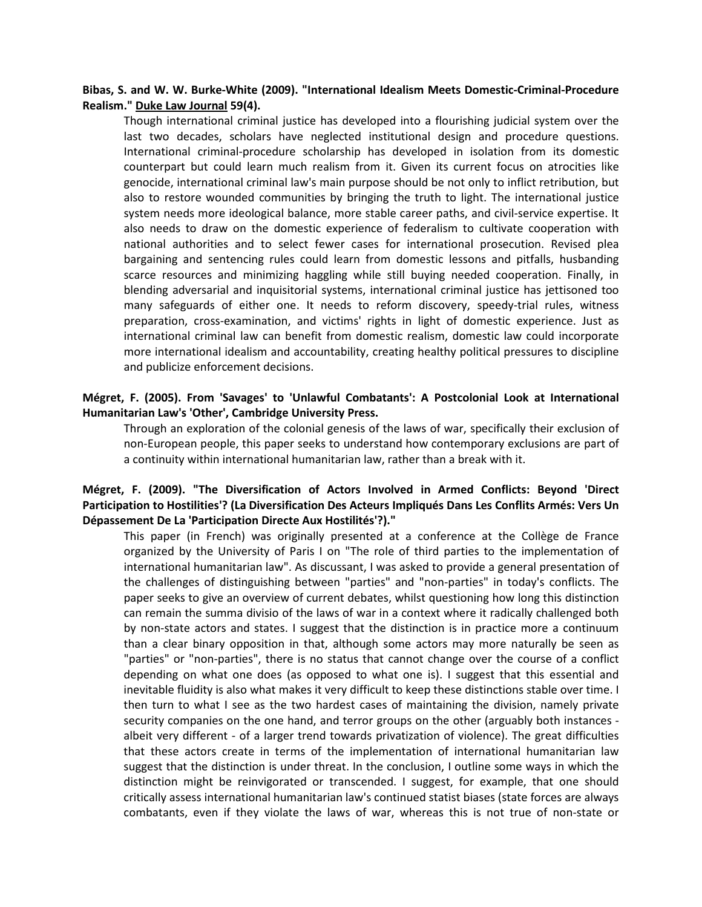**Bibas, S. and W. W. Burke-White (2009). "International Idealism Meets Domestic-Criminal-Procedure Realism." <u>Duke Law Journal</u> 59(4).**

Though international criminal justice has developed into a flourishing judicial system over the last two decades, scholars have neglected institutional design and procedure questions. International criminal-procedure scholarship has developed in isolation from its domestic counterpart but could learn much realism from it. Given its current focus on atrocities like genocide, international criminal law's main purpose should be not only to inflict retribution, but also to restore wounded communities by bringing the truth to light. The international justice system needs more ideological balance, more stable career paths, and civil-service expertise. It also needs to draw on the domestic experience of federalism to cultivate cooperation with national authorities and to select fewer cases for international prosecution. Revised plea bargaining and sentencing rules could learn from domestic lessons and pitfalls, husbanding scarce resources and minimizing haggling while still buying needed cooperation. Finally, in blending adversarial and inquisitorial systems, international criminal justice has jettisoned too many safeguards of either one. It needs to reform discovery, speedy-trial rules, witness preparation, cross-examination, and victims' rights in light of domestic experience. Just as international criminal law can benefit from domestic realism, domestic law could incorporate more international idealism and accountability, creating healthy political pressures to discipline and publicize enforcement decisions.

**Mégret, F. (2005). From 'Savages' to 'Unlawful Combatants': A Postcolonial Look at International Humanitarian Law's 'Other', Cambridge University Press.**

Through an exploration of the colonial genesis of the laws of war, specifically their exclusion of non-European people, this paper seeks to understand how contemporary exclusions are part of a continuity within international humanitarian law, rather than a break with it.

**Mégret, F. (2009). "The Diversification of Actors Involved in Armed Conflicts: Beyond 'Direct Participation to Hostilities'? (La Diversification Des Acteurs Impliqués Dans Les Conflits Armés: Vers Un Dépassement De La 'Participation Directe Aux Hostilités'?)."**

This paper (in French) was originally presented at a conference at the Collège de France organized by the University of Paris I on "The role of third parties to the implementation of international humanitarian law". As discussant, I was asked to provide a general presentation of the challenges of distinguishing between "parties" and "non-parties" in today's conflicts. The paper seeks to give an overview of current debates, whilst questioning how long this distinction can remain the summa divisio of the laws of war in a context where it radically challenged both by non-state actors and states. I suggest that the distinction is in practice more a continuum than a clear binary opposition in that, although some actors may more naturally be seen as "parties" or "non-parties", there is no status that cannot change over the course of a conflict depending on what one does (as opposed to what one is). I suggest that this essential and inevitable fluidity is also what makes it very difficult to keep these distinctions stable over time. I then turn to what I see as the two hardest cases of maintaining the division, namely private security companies on the one hand, and terror groups on the other (arguably both instances - albeit very different - of a larger trend towards privatization of violence). The great difficulties that these actors create in terms of the implementation of international humanitarian law suggest that the distinction is under threat. In the conclusion, I outline some ways in which the distinction might be reinvigorated or transcended. I suggest, for example, that one should critically assess international humanitarian law's continued statist biases (state forces are always combatants, even if they violate the laws of war, whereas this is not true of non-state or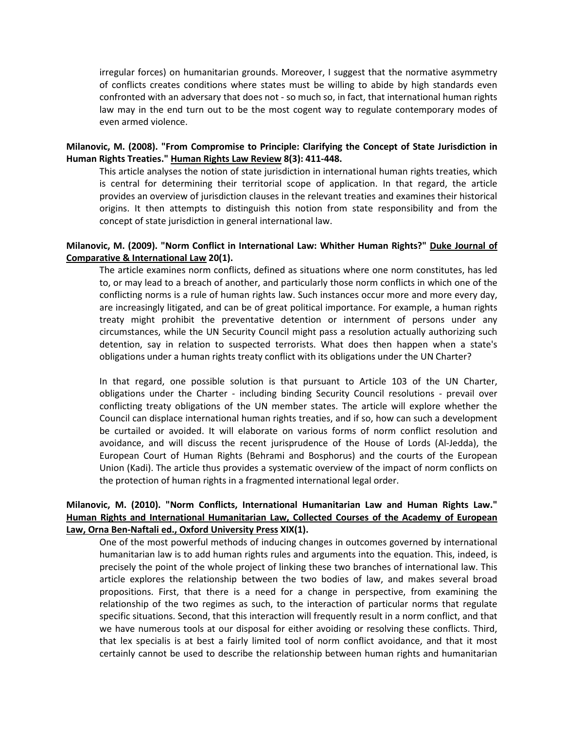irregular forces) on humanitarian grounds. Moreover, I suggest that the normative asymmetry of conflicts creates conditions where states must be willing to abide by high standards even confronted with an adversary that does not - so much so, in fact, that international human rights law may in the end turn out to be the most cogent way to regulate contemporary modes of even armed violence.

**Milanovic, M. (2008). "From Compromise to Principle: Clarifying the Concept of State Jurisdiction in Human Rights Treaties." Human Rights Law Review 8(3): 411-448.**

This article analyses the notion of state jurisdiction in international human rights treaties, which is central for determining their territorial scope of application. In that regard, the article provides an overview of jurisdiction clauses in the relevant treaties and examines their historical origins. It then attempts to distinguish this notion from state responsibility and from the concept of state jurisdiction in general international law.

**Milanovic, M. (2009). "Norm Conflict in International Law: Whither Human Rights?" Duke Journal of Comparative & International Law 20(1).**

The article examines norm conflicts, defined as situations where one norm constitutes, has led to, or may lead to a breach of another, and particularly those norm conflicts in which one of the conflicting norms is a rule of human rights law. Such instances occur more and more every day, are increasingly litigated, and can be of great political importance. For example, a human rights treaty might prohibit the preventative detention or internment of persons under any circumstances, while the UN Security Council might pass a resolution actually authorizing such detention, say in relation to suspected terrorists. What does then happen when a state's obligations under a human rights treaty conflict with its obligations under the UN Charter?

In that regard, one possible solution is that pursuant to Article 103 of the UN Charter, obligations under the Charter - including binding Security Council resolutions - prevail over conflicting treaty obligations of the UN member states. The article will explore whether the Council can displace international human rights treaties, and if so, how can such a development be curtailed or avoided. It will elaborate on various forms of norm conflict resolution and avoidance, and will discuss the recent jurisprudence of the House of Lords (Al-Jedda), the European Court of Human Rights (Behrami and Bosphorus) and the courts of the European Union (Kadi). The article thus provides a systematic overview of the impact of norm conflicts on the protection of human rights in a fragmented international legal order.

**Milanovic, M. (2010). "Norm Conflicts, International Humanitarian Law and Human Rights Law." Human Rights and International Humanitarian Law, Collected Courses of the Academy of European Law, Orna Ben-Naftali ed., Oxford University Press XIX(1).**

One of the most powerful methods of inducing changes in outcomes governed by international humanitarian law is to add human rights rules and arguments into the equation. This, indeed, is precisely the point of the whole project of linking these two branches of international law. This article explores the relationship between the two bodies of law, and makes several broad propositions. First, that there is a need for a change in perspective, from examining the relationship of the two regimes as such, to the interaction of particular norms that regulate specific situations. Second, that this interaction will frequently result in a norm conflict, and that we have numerous tools at our disposal for either avoiding or resolving these conflicts. Third, that lex specialis is at best a fairly limited tool of norm conflict avoidance, and that it most certainly cannot be used to describe the relationship between human rights and humanitarian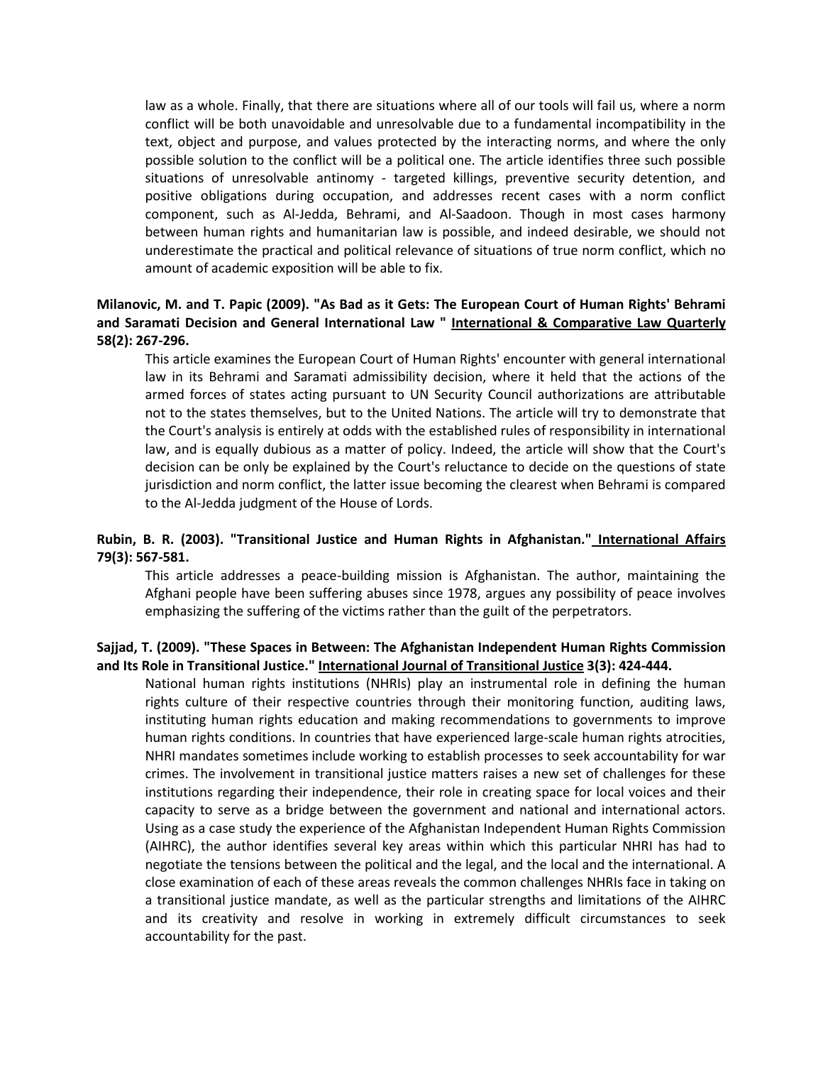law as a whole. Finally, that there are situations where all of our tools will fail us, where a norm conflict will be both unavoidable and unresolvable due to a fundamental incompatibility in the text, object and purpose, and values protected by the interacting norms, and where the only possible solution to the conflict will be a political one. The article identifies three such possible situations of unresolvable antinomy - targeted killings, preventive security detention, and positive obligations during occupation, and addresses recent cases with a norm conflict component, such as Al-Jedda, Behrami, and Al-Saadoon. Though in most cases harmony between human rights and humanitarian law is possible, and indeed desirable, we should not underestimate the practical and political relevance of situations of true norm conflict, which no amount of academic exposition will be able to fix.

**Milanovic, M. and T. Papic (2009). "As Bad as it Gets: The European Court of Human Rights' Behrami and Saramati Decision and General International Law " International & Comparative Law Quarterly 58(2): 267-296.**

This article examines the European Court of Human Rights' encounter with general international law in its Behrami and Saramati admissibility decision, where it held that the actions of the armed forces of states acting pursuant to UN Security Council authorizations are attributable not to the states themselves, but to the United Nations. The article will try to demonstrate that the Court's analysis is entirely at odds with the established rules of responsibility in international law, and is equally dubious as a matter of policy. Indeed, the article will show that the Court's decision can be only be explained by the Court's reluctance to decide on the questions of state jurisdiction and norm conflict, the latter issue becoming the clearest when Behrami is compared to the Al-Jedda judgment of the House of Lords.

**Rubin, B. R. (2003). "Transitional Justice and Human Rights in Afghanistan." International Affairs 79(3): 567-581.**

This article addresses a peace-building mission is Afghanistan. The author, maintaining the Afghani people have been suffering abuses since 1978, argues any possibility of peace involves emphasizing the suffering of the victims rather than the guilt of the perpetrators.

**Sajjad, T. (2009). "These Spaces in Between: The Afghanistan Independent Human Rights Commission and Its Role in Transitional Justice." International Journal of Transitional Justice 3(3): 424-444.**

National human rights institutions (NHRIs) play an instrumental role in defining the human rights culture of their respective countries through their monitoring function, auditing laws, instituting human rights education and making recommendations to governments to improve human rights conditions. In countries that have experienced large-scale human rights atrocities, NHRI mandates sometimes include working to establish processes to seek accountability for war crimes. The involvement in transitional justice matters raises a new set of challenges for these institutions regarding their independence, their role in creating space for local voices and their capacity to serve as a bridge between the government and national and international actors. Using as a case study the experience of the Afghanistan Independent Human Rights Commission (AIHRC), the author identifies several key areas within which this particular NHRI has had to negotiate the tensions between the political and the legal, and the local and the international. A close examination of each of these areas reveals the common challenges NHRIs face in taking on a transitional justice mandate, as well as the particular strengths and limitations of the AIHRC and its creativity and resolve in working in extremely difficult circumstances to seek accountability for the past.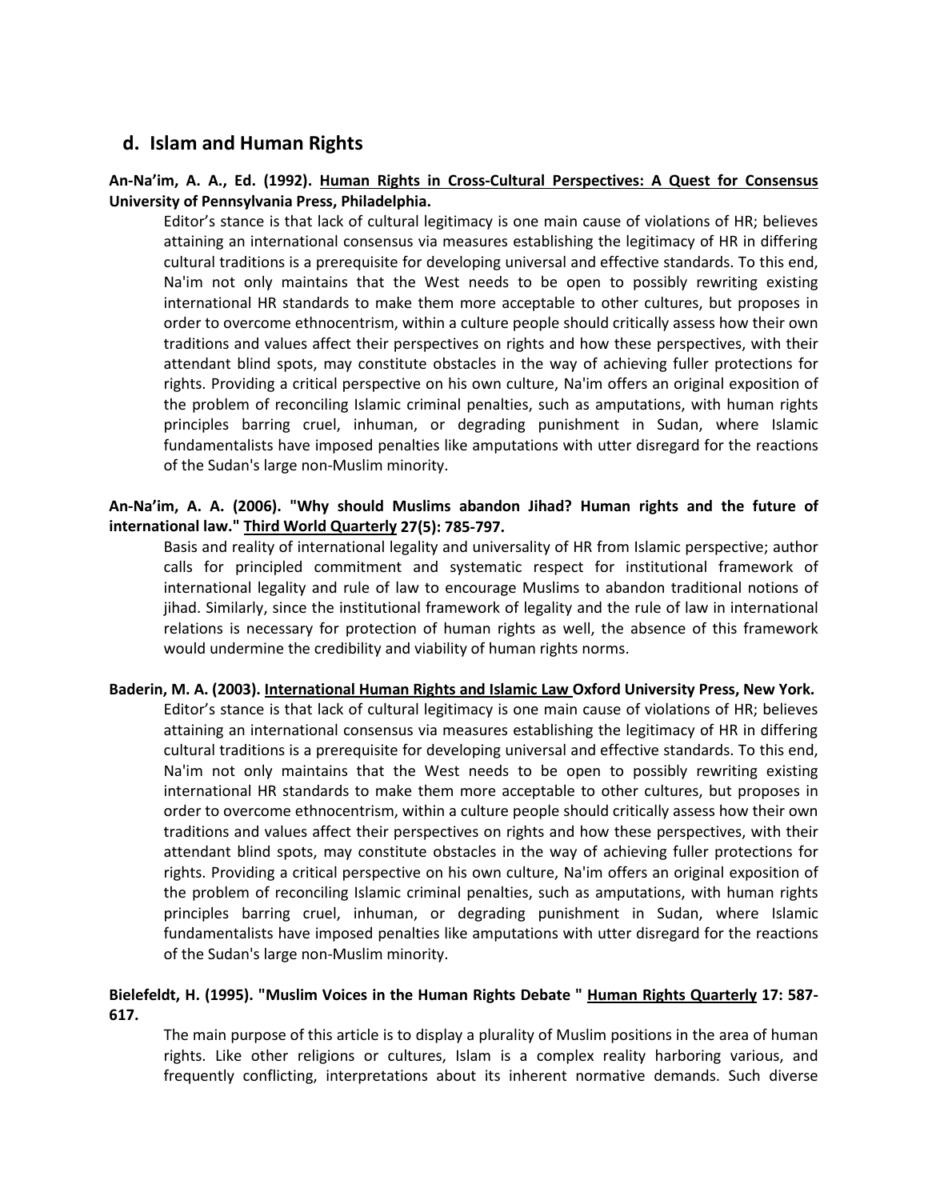## d. Islam and Human Rights

**An-Na'im, A. A., Ed. (1992). Human Rights in Cross-Cultural Perspectives: A Quest for Consensus University of Pennsylvania Press, Philadelphia.**

Editor's stance is that lack of cultural legitimacy is one main cause of violations of HR; believes attaining an international consensus via measures establishing the legitimacy of HR in differing cultural traditions is a prerequisite for developing universal and effective standards. To this end, Na'im not only maintains that the West needs to be open to possibly rewriting existing international HR standards to make them more acceptable to other cultures, but proposes in order to overcome ethnocentrism, within a culture people should critically assess how their own traditions and values affect their perspectives on rights and how these perspectives, with their attendant blind spots, may constitute obstacles in the way of achieving fuller protections for rights. Providing a critical perspective on his own culture, Na'im offers an original exposition of the problem of reconciling Islamic criminal penalties, such as amputations, with human rights principles barring cruel, inhuman, or degrading punishment in Sudan, where Islamic fundamentalists have imposed penalties like amputations with utter disregard for the reactions of the Sudan's large non-Muslim minority.

**An-Na'im, A. A. (2006). "Why should Muslims abandon Jihad? Human rights and the future of international law." Third World Quarterly 27(5): 785-797.**

Basis and reality of international legality and universality of HR from Islamic perspective; author calls for principled commitment and systematic respect for institutional framework of international legality and rule of law to encourage Muslims to abandon traditional notions of jihad. Similarly, since the institutional framework of legality and the rule of law in international relations is necessary for protection of human rights as well, the absence of this framework would undermine the credibility and viability of human rights norms.

**Baderin, M. A. (2003). International Human Rights and Islamic Law Oxford University Press, New York.**

Editor's stance is that lack of cultural legitimacy is one main cause of violations of HR; believes attaining an international consensus via measures establishing the legitimacy of HR in differing cultural traditions is a prerequisite for developing universal and effective standards. To this end, Na'im not only maintains that the West needs to be open to possibly rewriting existing international HR standards to make them more acceptable to other cultures, but proposes in order to overcome ethnocentrism, within a culture people should critically assess how their own traditions and values affect their perspectives on rights and how these perspectives, with their attendant blind spots, may constitute obstacles in the way of achieving fuller protections for rights. Providing a critical perspective on his own culture, Na'im offers an original exposition of the problem of reconciling Islamic criminal penalties, such as amputations, with human rights principles barring cruel, inhuman, or degrading punishment in Sudan, where Islamic fundamentalists have imposed penalties like amputations with utter disregard for the reactions of the Sudan's large non-Muslim minority.

**Bielefeldt, H. (1995). "Muslim Voices in the Human Rights Debate " Human Rights Quarterly 17: 587-617.**

The main purpose of this article is to display a plurality of Muslim positions in the area of human rights. Like other religions or cultures, Islam is a complex reality harboring various, and frequently conflicting, interpretations about its inherent normative demands. Such diverse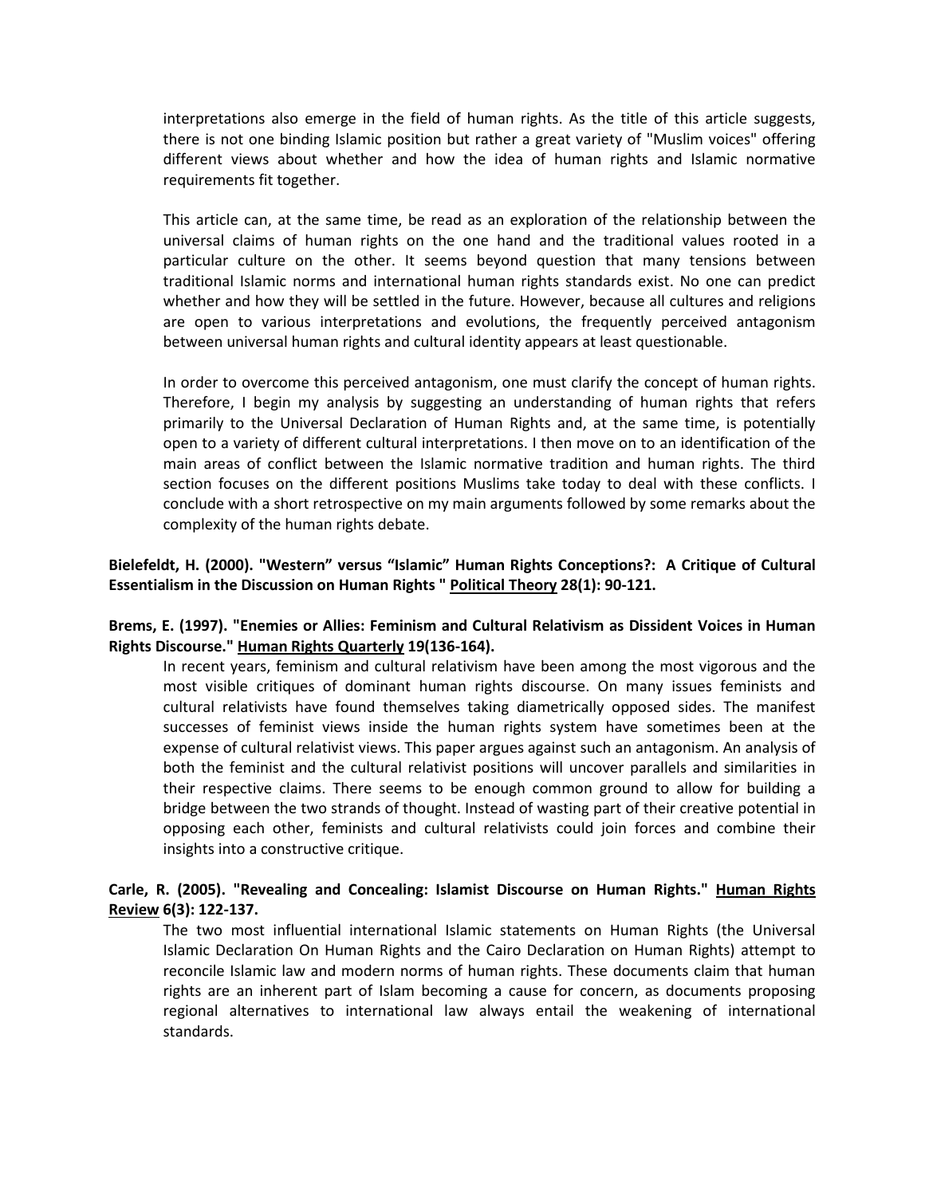interpretations also emerge in the field of human rights. As the title of this article suggests, there is not one binding Islamic position but rather a great variety of "Muslim voices" offering different views about whether and how the idea of human rights and Islamic normative requirements fit together.

This article can, at the same time, be read as an exploration of the relationship between the universal claims of human rights on the one hand and the traditional values rooted in a particular culture on the other. It seems beyond question that many tensions between traditional Islamic norms and international human rights standards exist. No one can predict whether and how they will be settled in the future. However, because all cultures and religions are open to various interpretations and evolutions, the frequently perceived antagonism between universal human rights and cultural identity appears at least questionable.

In order to overcome this perceived antagonism, one must clarify the concept of human rights. Therefore, I begin my analysis by suggesting an understanding of human rights that refers primarily to the Universal Declaration of Human Rights and, at the same time, is potentially open to a variety of different cultural interpretations. I then move on to an identification of the main areas of conflict between the Islamic normative tradition and human rights. The third section focuses on the different positions Muslims take today to deal with these conflicts. I conclude with a short retrospective on my main arguments followed by some remarks about the complexity of the human rights debate.

**Bielefeldt, H. (2000). "Western" versus "Islamic" Human Rights Conceptions?: A Critique of Cultural Essentialism in the Discussion on Human Rights " Political Theory 28(1): 90-121.**

**Brems, E. (1997). "Enemies or Allies: Feminism and Cultural Relativism as Dissident Voices in Human Rights Discourse." Human Rights Quarterly 19(136-164).**

In recent years, feminism and cultural relativism have been among the most vigorous and the most visible critiques of dominant human rights discourse. On many issues feminists and cultural relativists have found themselves taking diametrically opposed sides. The manifest successes of feminist views inside the human rights system have sometimes been at the expense of cultural relativist views. This paper argues against such an antagonism. An analysis of both the feminist and the cultural relativist positions will uncover parallels and similarities in their respective claims. There seems to be enough common ground to allow for building a bridge between the two strands of thought. Instead of wasting part of their creative potential in opposing each other, feminists and cultural relativists could join forces and combine their insights into a constructive critique.

**Carle, R. (2005). "Revealing and Concealing: Islamist Discourse on Human Rights." Human Rights Review 6(3): 122-137.**

The two most influential international Islamic statements on Human Rights (the Universal Islamic Declaration On Human Rights and the Cairo Declaration on Human Rights) attempt to reconcile Islamic law and modern norms of human rights. These documents claim that human rights are an inherent part of Islam becoming a cause for concern, as documents proposing regional alternatives to international law always entail the weakening of international standards.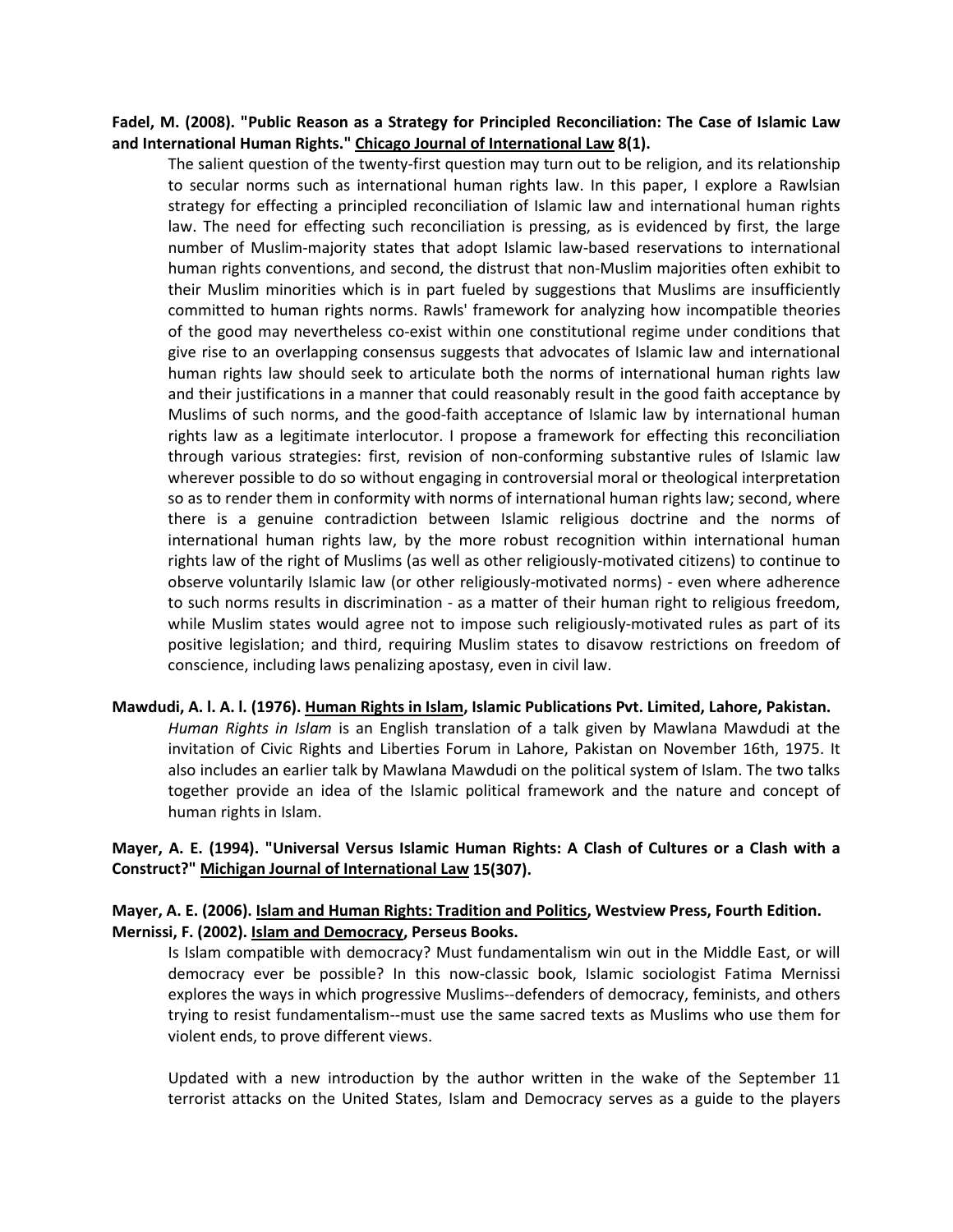**Fadel, M. (2008). "Public Reason as a Strategy for Principled Reconciliation: The Case of Islamic Law and International Human Rights." <u>Chicago Journal of International Law</u> 8(1).**

The salient question of the twenty-first question may turn out to be religion, and its relationship to secular norms such as international human rights law. In this paper, I explore a Rawlsian strategy for effecting a principled reconciliation of Islamic law and international human rights law. The need for effecting such reconciliation is pressing, as is evidenced by first, the large number of Muslim-majority states that adopt Islamic law-based reservations to international human rights conventions, and second, the distrust that non-Muslim majorities often exhibit to their Muslim minorities which is in part fueled by suggestions that Muslims are insufficiently committed to human rights norms. Rawls' framework for analyzing how incompatible theories of the good may nevertheless co-exist within one constitutional regime under conditions that give rise to an overlapping consensus suggests that advocates of Islamic law and international human rights law should seek to articulate both the norms of international human rights law and their justifications in a manner that could reasonably result in the good faith acceptance by Muslims of such norms, and the good-faith acceptance of Islamic law by international human rights law as a legitimate interlocutor. I propose a framework for effecting this reconciliation through various strategies: first, revision of non-conforming substantive rules of Islamic law wherever possible to do so without engaging in controversial moral or theological interpretation so as to render them in conformity with norms of international human rights law; second, where there is a genuine contradiction between Islamic religious doctrine and the norms of international human rights law, by the more robust recognition within international human rights law of the right of Muslims (as well as other religiously-motivated citizens) to continue to observe voluntarily Islamic law (or other religiously-motivated norms) - even where adherence to such norms results in discrimination - as a matter of their human right to religious freedom, while Muslim states would agree not to impose such religiously-motivated rules as part of its positive legislation; and third, requiring Muslim states to disavow restrictions on freedom of conscience, including laws penalizing apostasy, even in civil law.

**Mawdudi, A. l. A. l. (1976). <u>Human Rights in Islam</u>, Islamic Publications Pvt. Limited, Lahore, Pakistan.**

*Human Rights in Islam* is an English translation of a talk given by Mawlana Mawdudi at the invitation of Civic Rights and Liberties Forum in Lahore, Pakistan on November 16th, 1975. It also includes an earlier talk by Mawlana Mawdudi on the political system of Islam. The two talks together provide an idea of the Islamic political framework and the nature and concept of human rights in Islam.

**Mayer, A. E. (1994). "Universal Versus Islamic Human Rights: A Clash of Cultures or a Clash with a Construct?" <u>Michigan Journal of International Law</u> 15(307).**

**Mayer, A. E. (2006). <u>Islam and Human Rights: Tradition and Politics</u>, Westview Press, Fourth Edition.**

**Mernissi, F. (2002). <u>Islam and Democracy</u>, Perseus Books.**

Is Islam compatible with democracy? Must fundamentalism win out in the Middle East, or will democracy ever be possible? In this now-classic book, Islamic sociologist Fatima Mernissi explores the ways in which progressive Muslims--defenders of democracy, feminists, and others trying to resist fundamentalism--must use the same sacred texts as Muslims who use them for violent ends, to prove different views.

Updated with a new introduction by the author written in the wake of the September 11 terrorist attacks on the United States, Islam and Democracy serves as a guide to the players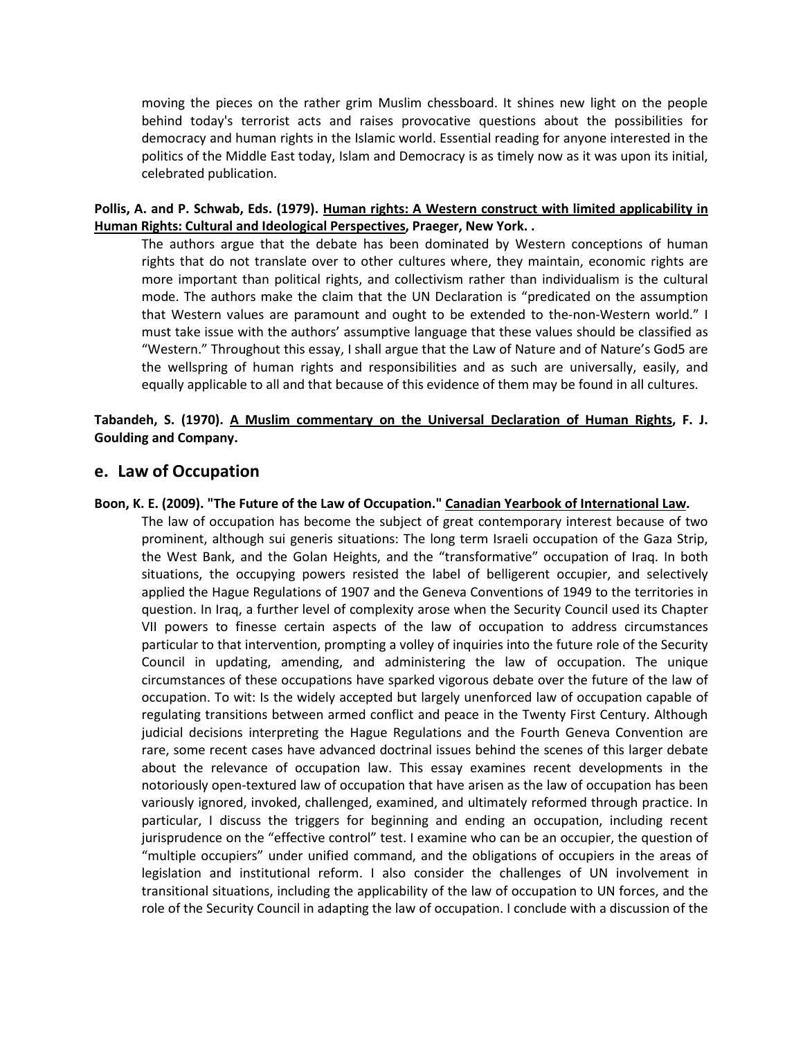moving the pieces on the rather grim Muslim chessboard. It shines new light on the people behind today's terrorist acts and raises provocative questions about the possibilities for democracy and human rights in the Islamic world. Essential reading for anyone interested in the politics of the Middle East today, Islam and Democracy is as timely now as it was upon its initial, celebrated publication.

**Pollis, A. and P. Schwab, Eds. (1979). Human rights: A Western construct with limited applicability in Human Rights: Cultural and Ideological Perspectives, Praeger, New York. .**

The authors argue that the debate has been dominated by Western conceptions of human rights that do not translate over to other cultures where, they maintain, economic rights are more important than political rights, and collectivism rather than individualism is the cultural mode. The authors make the claim that the UN Declaration is "predicated on the assumption that Western values are paramount and ought to be extended to the-non-Western world." I must take issue with the authors' assumptive language that these values should be classified as "Western." Throughout this essay, I shall argue that the Law of Nature and of Nature's God5 are the wellspring of human rights and responsibilities and as such are universally, easily, and equally applicable to all and that because of this evidence of them may be found in all cultures.

**Tabandeh, S. (1970). A Muslim commentary on the Universal Declaration of Human Rights, F. J. Goulding and Company.**

## e. Law of Occupation

**Boon, K. E. (2009). "The Future of the Law of Occupation." Canadian Yearbook of International Law.**

The law of occupation has become the subject of great contemporary interest because of two prominent, although sui generis situations: The long term Israeli occupation of the Gaza Strip, the West Bank, and the Golan Heights, and the "transformative" occupation of Iraq. In both situations, the occupying powers resisted the label of belligerent occupier, and selectively applied the Hague Regulations of 1907 and the Geneva Conventions of 1949 to the territories in question. In Iraq, a further level of complexity arose when the Security Council used its Chapter VII powers to finesse certain aspects of the law of occupation to address circumstances particular to that intervention, prompting a volley of inquiries into the future role of the Security Council in updating, amending, and administering the law of occupation. The unique circumstances of these occupations have sparked vigorous debate over the future of the law of occupation. To wit: Is the widely accepted but largely unenforced law of occupation capable of regulating transitions between armed conflict and peace in the Twenty First Century. Although judicial decisions interpreting the Hague Regulations and the Fourth Geneva Convention are rare, some recent cases have advanced doctrinal issues behind the scenes of this larger debate about the relevance of occupation law. This essay examines recent developments in the notoriously open-textured law of occupation that have arisen as the law of occupation has been variously ignored, invoked, challenged, examined, and ultimately reformed through practice. In particular, I discuss the triggers for beginning and ending an occupation, including recent jurisprudence on the "effective control" test. I examine who can be an occupier, the question of "multiple occupiers" under unified command, and the obligations of occupiers in the areas of legislation and institutional reform. I also consider the challenges of UN involvement in transitional situations, including the applicability of the law of occupation to UN forces, and the role of the Security Council in adapting the law of occupation. I conclude with a discussion of the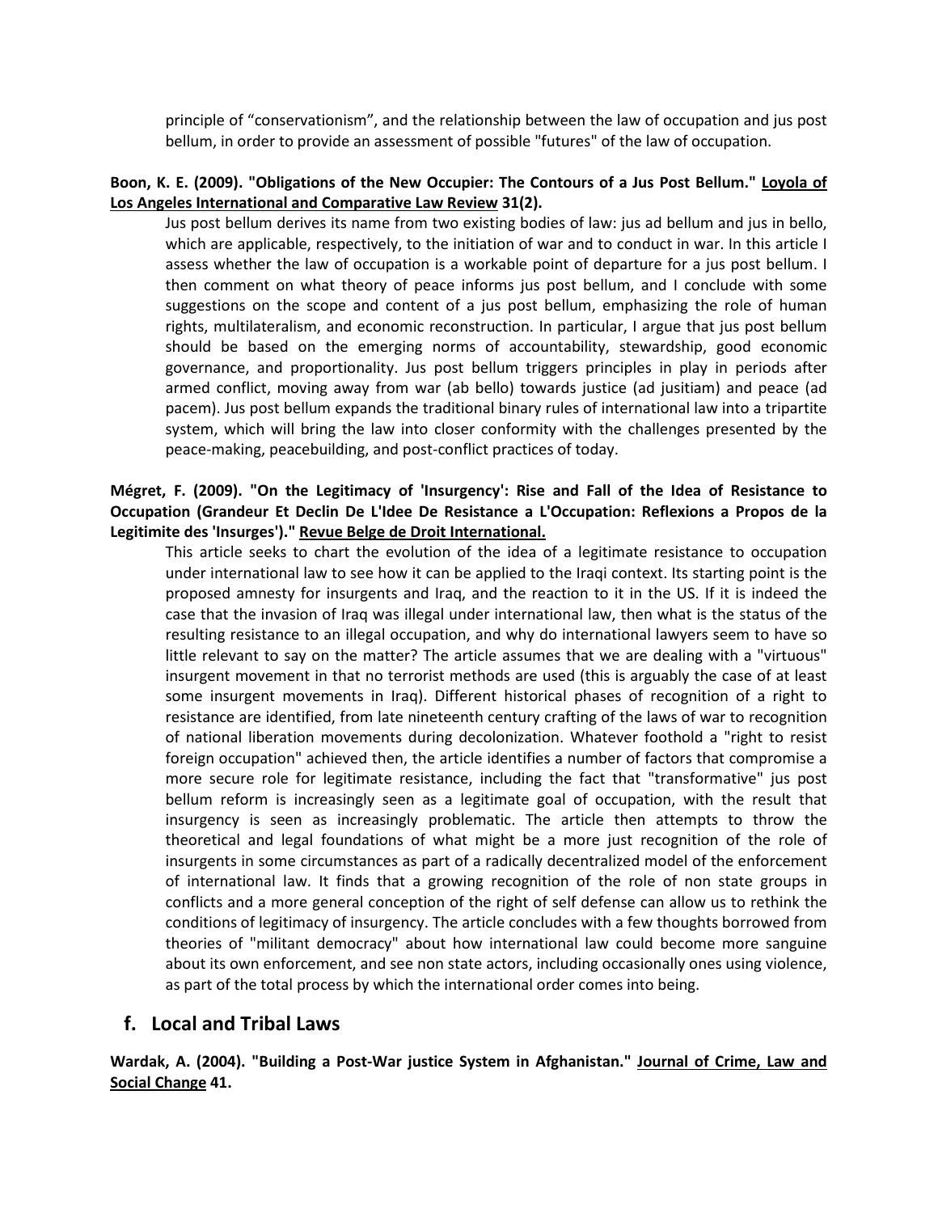principle of "conservationism", and the relationship between the law of occupation and jus post bellum, in order to provide an assessment of possible "futures" of the law of occupation.

**Boon, K. E. (2009). "Obligations of the New Occupier: The Contours of a Jus Post Bellum." Loyola of Los Angeles International and Comparative Law Review 31(2).**

Jus post bellum derives its name from two existing bodies of law: jus ad bellum and jus in bello, which are applicable, respectively, to the initiation of war and to conduct in war. In this article I assess whether the law of occupation is a workable point of departure for a jus post bellum. I then comment on what theory of peace informs jus post bellum, and I conclude with some suggestions on the scope and content of a jus post bellum, emphasizing the role of human rights, multilateralism, and economic reconstruction. In particular, I argue that jus post bellum should be based on the emerging norms of accountability, stewardship, good economic governance, and proportionality. Jus post bellum triggers principles in play in periods after armed conflict, moving away from war (ab bello) towards justice (ad jusitiam) and peace (ad pacem). Jus post bellum expands the traditional binary rules of international law into a tripartite system, which will bring the law into closer conformity with the challenges presented by the peace-making, peacebuilding, and post-conflict practices of today.

**Mégret, F. (2009). "On the Legitimacy of 'Insurgency': Rise and Fall of the Idea of Resistance to Occupation (Grandeur Et Declin De L'Idee De Resistance a L'Occupation: Reflexions a Propos de la Legitimite des 'Insurges')." Revue Belge de Droit International.**

This article seeks to chart the evolution of the idea of a legitimate resistance to occupation under international law to see how it can be applied to the Iraqi context. Its starting point is the proposed amnesty for insurgents and Iraq, and the reaction to it in the US. If it is indeed the case that the invasion of Iraq was illegal under international law, then what is the status of the resulting resistance to an illegal occupation, and why do international lawyers seem to have so little relevant to say on the matter? The article assumes that we are dealing with a "virtuous" insurgent movement in that no terrorist methods are used (this is arguably the case of at least some insurgent movements in Iraq). Different historical phases of recognition of a right to resistance are identified, from late nineteenth century crafting of the laws of war to recognition of national liberation movements during decolonization. Whatever foothold a "right to resist foreign occupation" achieved then, the article identifies a number of factors that compromise a more secure role for legitimate resistance, including the fact that "transformative" jus post bellum reform is increasingly seen as a legitimate goal of occupation, with the result that insurgency is seen as increasingly problematic. The article then attempts to throw the theoretical and legal foundations of what might be a more just recognition of the role of insurgents in some circumstances as part of a radically decentralized model of the enforcement of international law. It finds that a growing recognition of the role of non state groups in conflicts and a more general conception of the right of self defense can allow us to rethink the conditions of legitimacy of insurgency. The article concludes with a few thoughts borrowed from theories of "militant democracy" about how international law could become more sanguine about its own enforcement, and see non state actors, including occasionally ones using violence, as part of the total process by which the international order comes into being.

## f. Local and Tribal Laws

**Wardak, A. (2004). "Building a Post-War justice System in Afghanistan." Journal of Crime, Law and Social Change 41.**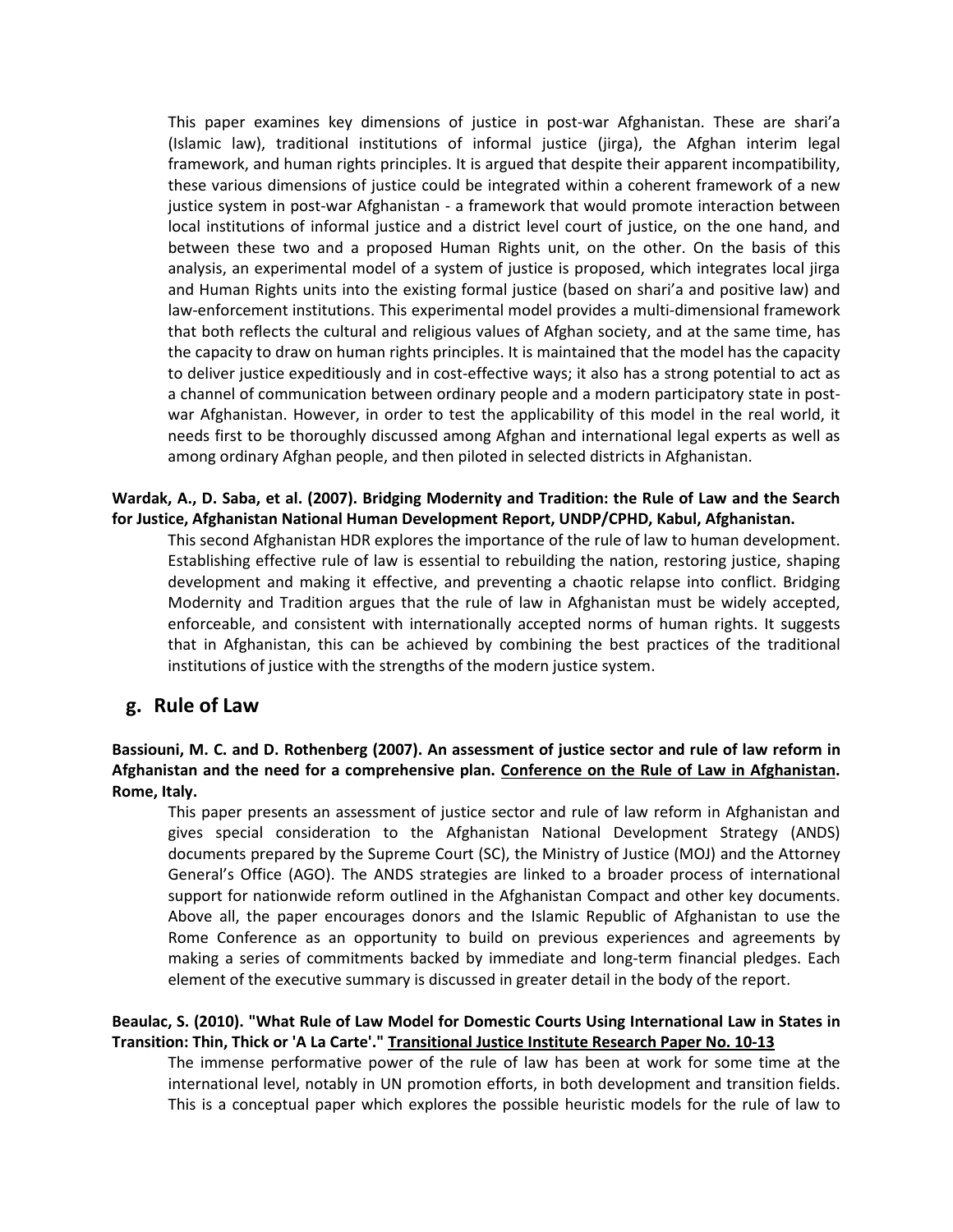This paper examines key dimensions of justice in post-war Afghanistan. These are shari'a (Islamic law), traditional institutions of informal justice (jirga), the Afghan interim legal framework, and human rights principles. It is argued that despite their apparent incompatibility, these various dimensions of justice could be integrated within a coherent framework of a new justice system in post-war Afghanistan - a framework that would promote interaction between local institutions of informal justice and a district level court of justice, on the one hand, and between these two and a proposed Human Rights unit, on the other. On the basis of this analysis, an experimental model of a system of justice is proposed, which integrates local jirga and Human Rights units into the existing formal justice (based on shari'a and positive law) and law-enforcement institutions. This experimental model provides a multi-dimensional framework that both reflects the cultural and religious values of Afghan society, and at the same time, has the capacity to draw on human rights principles. It is maintained that the model has the capacity to deliver justice expeditiously and in cost-effective ways; it also has a strong potential to act as a channel of communication between ordinary people and a modern participatory state in post-war Afghanistan. However, in order to test the applicability of this model in the real world, it needs first to be thoroughly discussed among Afghan and international legal experts as well as among ordinary Afghan people, and then piloted in selected districts in Afghanistan.

**Wardak, A., D. Saba, et al. (2007). Bridging Modernity and Tradition: the Rule of Law and the Search for Justice, Afghanistan National Human Development Report, UNDP/CPHD, Kabul, Afghanistan.**

This second Afghanistan HDR explores the importance of the rule of law to human development. Establishing effective rule of law is essential to rebuilding the nation, restoring justice, shaping development and making it effective, and preventing a chaotic relapse into conflict. Bridging Modernity and Tradition argues that the rule of law in Afghanistan must be widely accepted, enforceable, and consistent with internationally accepted norms of human rights. It suggests that in Afghanistan, this can be achieved by combining the best practices of the traditional institutions of justice with the strengths of the modern justice system.

## g. Rule of Law

**Bassiouni, M. C. and D. Rothenberg (2007). An assessment of justice sector and rule of law reform in Afghanistan and the need for a comprehensive plan. Conference on the Rule of Law in Afghanistan. Rome, Italy.**

This paper presents an assessment of justice sector and rule of law reform in Afghanistan and gives special consideration to the Afghanistan National Development Strategy (ANDS) documents prepared by the Supreme Court (SC), the Ministry of Justice (MOJ) and the Attorney General's Office (AGO). The ANDS strategies are linked to a broader process of international support for nationwide reform outlined in the Afghanistan Compact and other key documents. Above all, the paper encourages donors and the Islamic Republic of Afghanistan to use the Rome Conference as an opportunity to build on previous experiences and agreements by making a series of commitments backed by immediate and long-term financial pledges. Each element of the executive summary is discussed in greater detail in the body of the report.

**Beaulac, S. (2010). "What Rule of Law Model for Domestic Courts Using International Law in States in Transition: Thin, Thick or 'A La Carte'." Transitional Justice Institute Research Paper No. 10-13**

The immense performative power of the rule of law has been at work for some time at the international level, notably in UN promotion efforts, in both development and transition fields. This is a conceptual paper which explores the possible heuristic models for the rule of law to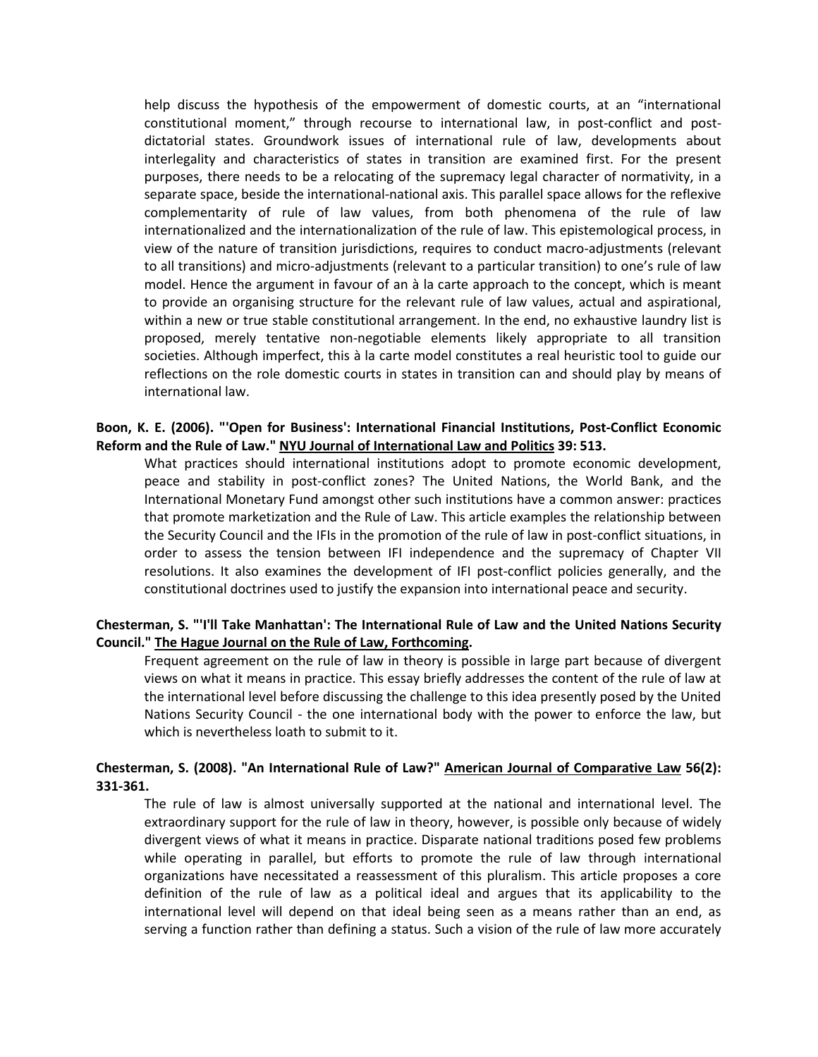help discuss the hypothesis of the empowerment of domestic courts, at an "international constitutional moment," through recourse to international law, in post-conflict and post-dictatorial states. Groundwork issues of international rule of law, developments about interlegality and characteristics of states in transition are examined first. For the present purposes, there needs to be a relocating of the supremacy legal character of normativity, in a separate space, beside the international-national axis. This parallel space allows for the reflexive complementarity of rule of law values, from both phenomena of the rule of law internationalized and the internationalization of the rule of law. This epistemological process, in view of the nature of transition jurisdictions, requires to conduct macro-adjustments (relevant to all transitions) and micro-adjustments (relevant to a particular transition) to one's rule of law model. Hence the argument in favour of an à la carte approach to the concept, which is meant to provide an organising structure for the relevant rule of law values, actual and aspirational, within a new or true stable constitutional arrangement. In the end, no exhaustive laundry list is proposed, merely tentative non-negotiable elements likely appropriate to all transition societies. Although imperfect, this à la carte model constitutes a real heuristic tool to guide our reflections on the role domestic courts in states in transition can and should play by means of international law.

**Boon, K. E. (2006). "'Open for Business': International Financial Institutions, Post-Conflict Economic Reform and the Rule of Law." NYU Journal of International Law and Politics 39: 513.**

What practices should international institutions adopt to promote economic development, peace and stability in post-conflict zones? The United Nations, the World Bank, and the International Monetary Fund amongst other such institutions have a common answer: practices that promote marketization and the Rule of Law. This article examples the relationship between the Security Council and the IFIs in the promotion of the rule of law in post-conflict situations, in order to assess the tension between IFI independence and the supremacy of Chapter VII resolutions. It also examines the development of IFI post-conflict policies generally, and the constitutional doctrines used to justify the expansion into international peace and security.

**Chesterman, S. "'I'll Take Manhattan': The International Rule of Law and the United Nations Security Council." The Hague Journal on the Rule of Law, Forthcoming.**

Frequent agreement on the rule of law in theory is possible in large part because of divergent views on what it means in practice. This essay briefly addresses the content of the rule of law at the international level before discussing the challenge to this idea presently posed by the United Nations Security Council - the one international body with the power to enforce the law, but which is nevertheless loath to submit to it.

**Chesterman, S. (2008). "An International Rule of Law?" American Journal of Comparative Law 56(2): 331-361.**

The rule of law is almost universally supported at the national and international level. The extraordinary support for the rule of law in theory, however, is possible only because of widely divergent views of what it means in practice. Disparate national traditions posed few problems while operating in parallel, but efforts to promote the rule of law through international organizations have necessitated a reassessment of this pluralism. This article proposes a core definition of the rule of law as a political ideal and argues that its applicability to the international level will depend on that ideal being seen as a means rather than an end, as serving a function rather than defining a status. Such a vision of the rule of law more accurately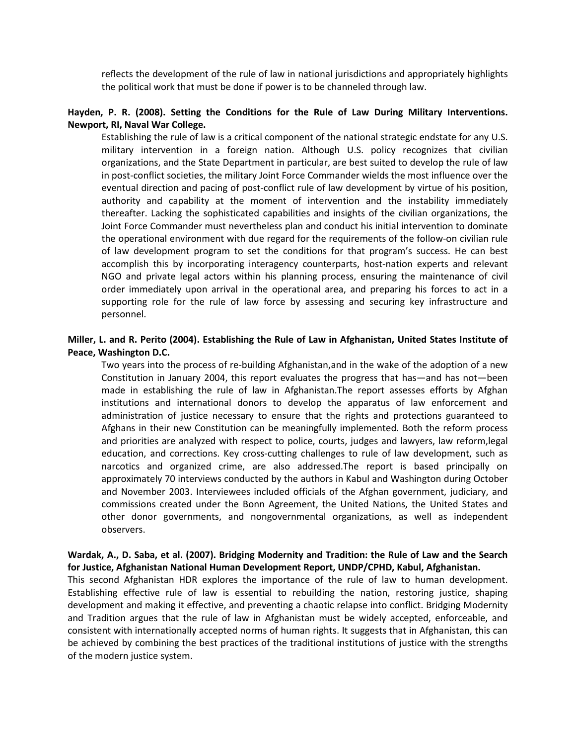reflects the development of the rule of law in national jurisdictions and appropriately highlights the political work that must be done if power is to be channeled through law.

**Hayden, P. R. (2008). Setting the Conditions for the Rule of Law During Military Interventions. Newport, RI, Naval War College.**

Establishing the rule of law is a critical component of the national strategic endstate for any U.S. military intervention in a foreign nation. Although U.S. policy recognizes that civilian organizations, and the State Department in particular, are best suited to develop the rule of law in post-conflict societies, the military Joint Force Commander wields the most influence over the eventual direction and pacing of post-conflict rule of law development by virtue of his position, authority and capability at the moment of intervention and the instability immediately thereafter. Lacking the sophisticated capabilities and insights of the civilian organizations, the Joint Force Commander must nevertheless plan and conduct his initial intervention to dominate the operational environment with due regard for the requirements of the follow-on civilian rule of law development program to set the conditions for that program's success. He can best accomplish this by incorporating interagency counterparts, host-nation experts and relevant NGO and private legal actors within his planning process, ensuring the maintenance of civil order immediately upon arrival in the operational area, and preparing his forces to act in a supporting role for the rule of law force by assessing and securing key infrastructure and personnel.

**Miller, L. and R. Perito (2004). Establishing the Rule of Law in Afghanistan, United States Institute of Peace, Washington D.C.**

Two years into the process of re-building Afghanistan,and in the wake of the adoption of a new Constitution in January 2004, this report evaluates the progress that has—and has not—been made in establishing the rule of law in Afghanistan.The report assesses efforts by Afghan institutions and international donors to develop the apparatus of law enforcement and administration of justice necessary to ensure that the rights and protections guaranteed to Afghans in their new Constitution can be meaningfully implemented. Both the reform process and priorities are analyzed with respect to police, courts, judges and lawyers, law reform,legal education, and corrections. Key cross-cutting challenges to rule of law development, such as narcotics and organized crime, are also addressed.The report is based principally on approximately 70 interviews conducted by the authors in Kabul and Washington during October and November 2003. Interviewees included officials of the Afghan government, judiciary, and commissions created under the Bonn Agreement, the United Nations, the United States and other donor governments, and nongovernmental organizations, as well as independent observers.

**Wardak, A., D. Saba, et al. (2007). Bridging Modernity and Tradition: the Rule of Law and the Search for Justice, Afghanistan National Human Development Report, UNDP/CPHD, Kabul, Afghanistan.**

This second Afghanistan HDR explores the importance of the rule of law to human development. Establishing effective rule of law is essential to rebuilding the nation, restoring justice, shaping development and making it effective, and preventing a chaotic relapse into conflict. Bridging Modernity and Tradition argues that the rule of law in Afghanistan must be widely accepted, enforceable, and consistent with internationally accepted norms of human rights. It suggests that in Afghanistan, this can be achieved by combining the best practices of the traditional institutions of justice with the strengths of the modern justice system.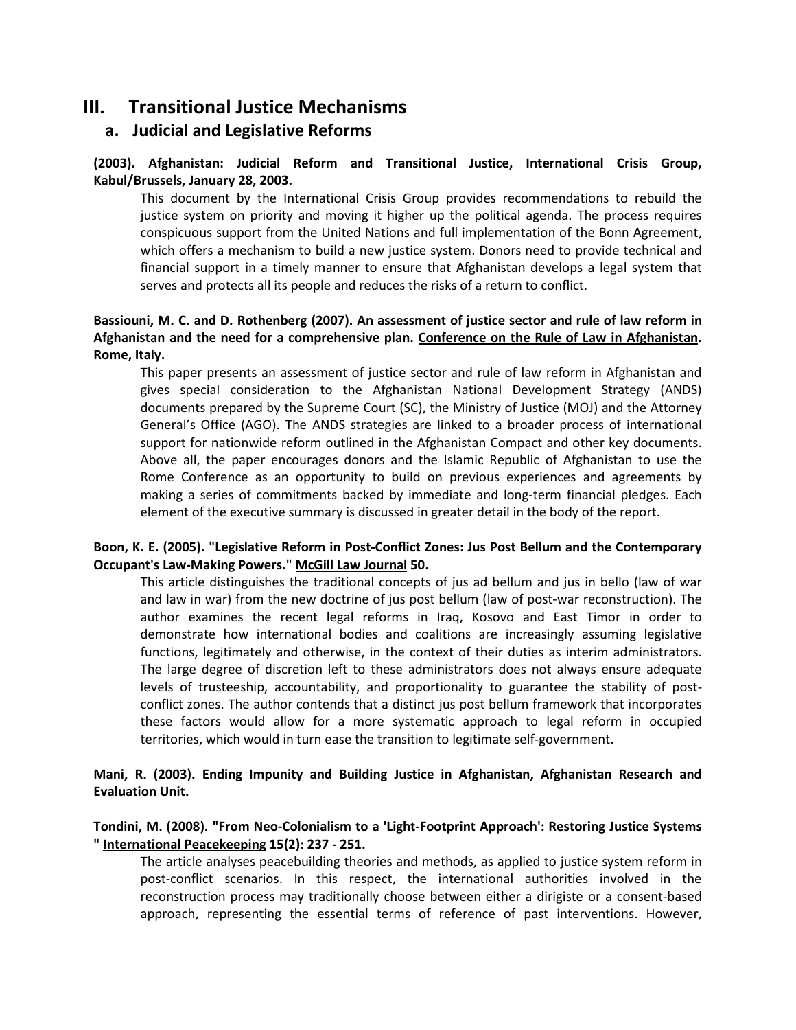# III. Transitional Justice Mechanisms

## a. Judicial and Legislative Reforms

**(2003). Afghanistan: Judicial Reform and Transitional Justice, International Crisis Group, Kabul/Brussels, January 28, 2003.**

This document by the International Crisis Group provides recommendations to rebuild the justice system on priority and moving it higher up the political agenda. The process requires conspicuous support from the United Nations and full implementation of the Bonn Agreement, which offers a mechanism to build a new justice system. Donors need to provide technical and financial support in a timely manner to ensure that Afghanistan develops a legal system that serves and protects all its people and reduces the risks of a return to conflict.

**Bassiouni, M. C. and D. Rothenberg (2007). An assessment of justice sector and rule of law reform in Afghanistan and the need for a comprehensive plan. Conference on the Rule of Law in Afghanistan. Rome, Italy.**

This paper presents an assessment of justice sector and rule of law reform in Afghanistan and gives special consideration to the Afghanistan National Development Strategy (ANDS) documents prepared by the Supreme Court (SC), the Ministry of Justice (MOJ) and the Attorney General's Office (AGO). The ANDS strategies are linked to a broader process of international support for nationwide reform outlined in the Afghanistan Compact and other key documents. Above all, the paper encourages donors and the Islamic Republic of Afghanistan to use the Rome Conference as an opportunity to build on previous experiences and agreements by making a series of commitments backed by immediate and long-term financial pledges. Each element of the executive summary is discussed in greater detail in the body of the report.

**Boon, K. E. (2005). "Legislative Reform in Post-Conflict Zones: Jus Post Bellum and the Contemporary Occupant's Law-Making Powers." McGill Law Journal 50.**

This article distinguishes the traditional concepts of jus ad bellum and jus in bello (law of war and law in war) from the new doctrine of jus post bellum (law of post-war reconstruction). The author examines the recent legal reforms in Iraq, Kosovo and East Timor in order to demonstrate how international bodies and coalitions are increasingly assuming legislative functions, legitimately and otherwise, in the context of their duties as interim administrators. The large degree of discretion left to these administrators does not always ensure adequate levels of trusteeship, accountability, and proportionality to guarantee the stability of post-conflict zones. The author contends that a distinct jus post bellum framework that incorporates these factors would allow for a more systematic approach to legal reform in occupied territories, which would in turn ease the transition to legitimate self-government.

**Mani, R. (2003). Ending Impunity and Building Justice in Afghanistan, Afghanistan Research and Evaluation Unit.**

**Tondini, M. (2008). "From Neo-Colonialism to a 'Light-Footprint Approach': Restoring Justice Systems " International Peacekeeping 15(2): 237 - 251.**

The article analyses peacebuilding theories and methods, as applied to justice system reform in post-conflict scenarios. In this respect, the international authorities involved in the reconstruction process may traditionally choose between either a dirigiste or a consent-based approach, representing the essential terms of reference of past interventions. However,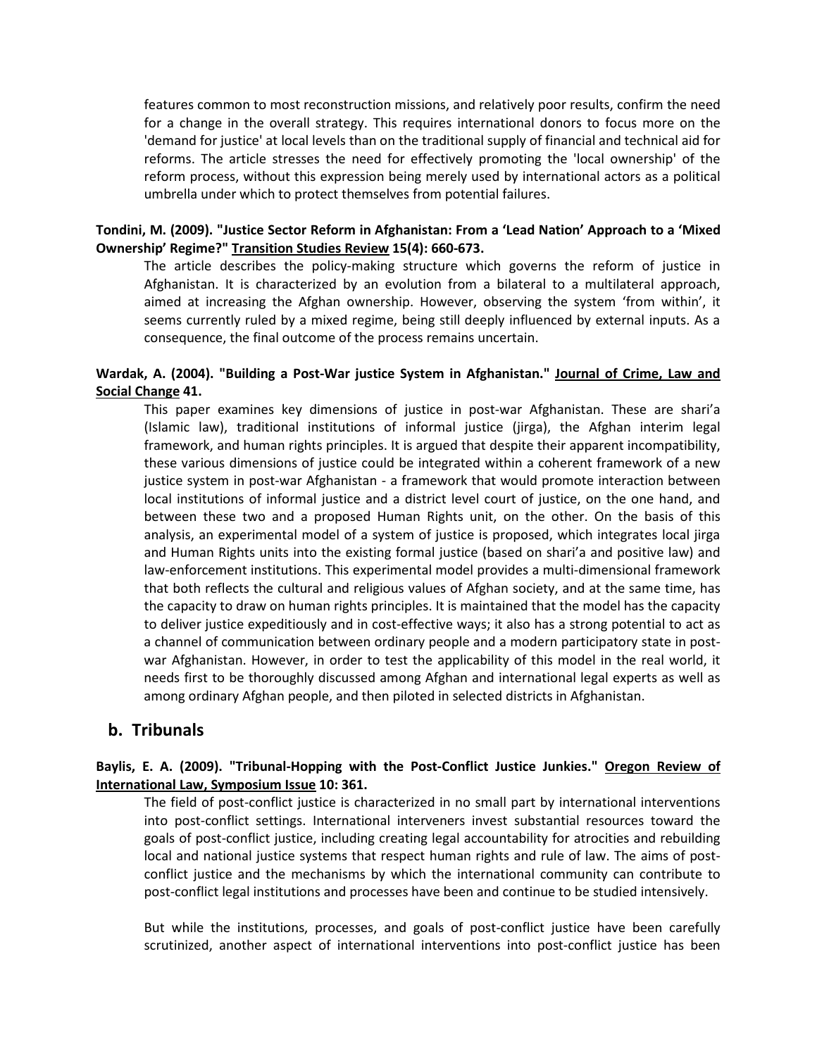features common to most reconstruction missions, and relatively poor results, confirm the need for a change in the overall strategy. This requires international donors to focus more on the 'demand for justice' at local levels than on the traditional supply of financial and technical aid for reforms. The article stresses the need for effectively promoting the 'local ownership' of the reform process, without this expression being merely used by international actors as a political umbrella under which to protect themselves from potential failures.

**Tondini, M. (2009). "Justice Sector Reform in Afghanistan: From a 'Lead Nation' Approach to a 'Mixed Ownership' Regime?" Transition Studies Review 15(4): 660-673.**

The article describes the policy-making structure which governs the reform of justice in Afghanistan. It is characterized by an evolution from a bilateral to a multilateral approach, aimed at increasing the Afghan ownership. However, observing the system 'from within', it seems currently ruled by a mixed regime, being still deeply influenced by external inputs. As a consequence, the final outcome of the process remains uncertain.

**Wardak, A. (2004). "Building a Post-War justice System in Afghanistan." Journal of Crime, Law and Social Change 41.**

This paper examines key dimensions of justice in post-war Afghanistan. These are shari'a (Islamic law), traditional institutions of informal justice (jirga), the Afghan interim legal framework, and human rights principles. It is argued that despite their apparent incompatibility, these various dimensions of justice could be integrated within a coherent framework of a new justice system in post-war Afghanistan - a framework that would promote interaction between local institutions of informal justice and a district level court of justice, on the one hand, and between these two and a proposed Human Rights unit, on the other. On the basis of this analysis, an experimental model of a system of justice is proposed, which integrates local jirga and Human Rights units into the existing formal justice (based on shari'a and positive law) and law-enforcement institutions. This experimental model provides a multi-dimensional framework that both reflects the cultural and religious values of Afghan society, and at the same time, has the capacity to draw on human rights principles. It is maintained that the model has the capacity to deliver justice expeditiously and in cost-effective ways; it also has a strong potential to act as a channel of communication between ordinary people and a modern participatory state in post-war Afghanistan. However, in order to test the applicability of this model in the real world, it needs first to be thoroughly discussed among Afghan and international legal experts as well as among ordinary Afghan people, and then piloted in selected districts in Afghanistan.

## b. Tribunals

**Baylis, E. A. (2009). "Tribunal-Hopping with the Post-Conflict Justice Junkies." Oregon Review of International Law, Symposium Issue 10: 361.**

The field of post-conflict justice is characterized in no small part by international interventions into post-conflict settings. International interveners invest substantial resources toward the goals of post-conflict justice, including creating legal accountability for atrocities and rebuilding local and national justice systems that respect human rights and rule of law. The aims of post-conflict justice and the mechanisms by which the international community can contribute to post-conflict legal institutions and processes have been and continue to be studied intensively.

But while the institutions, processes, and goals of post-conflict justice have been carefully scrutinized, another aspect of international interventions into post-conflict justice has been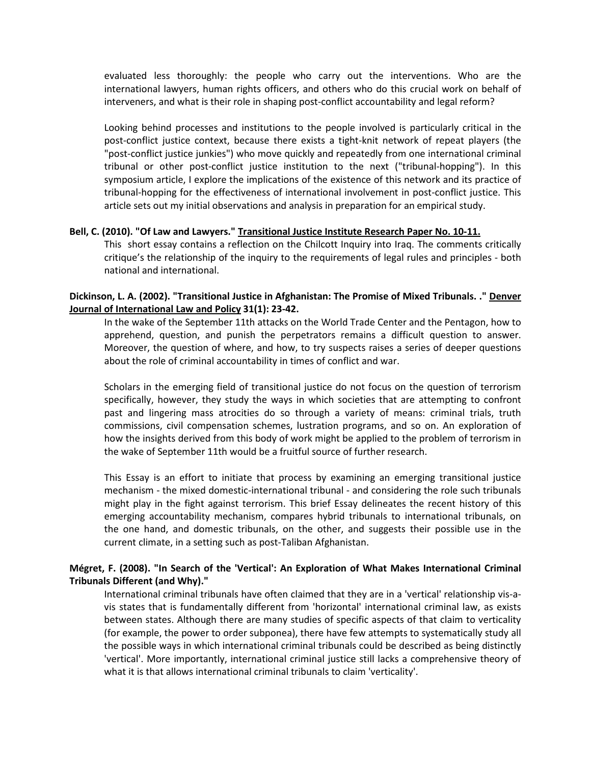evaluated less thoroughly: the people who carry out the interventions. Who are the international lawyers, human rights officers, and others who do this crucial work on behalf of interveners, and what is their role in shaping post-conflict accountability and legal reform?

Looking behind processes and institutions to the people involved is particularly critical in the post-conflict justice context, because there exists a tight-knit network of repeat players (the "post-conflict justice junkies") who move quickly and repeatedly from one international criminal tribunal or other post-conflict justice institution to the next ("tribunal-hopping"). In this symposium article, I explore the implications of the existence of this network and its practice of tribunal-hopping for the effectiveness of international involvement in post-conflict justice. This article sets out my initial observations and analysis in preparation for an empirical study.

**Bell, C. (2010). "Of Law and Lawyers." Transitional Justice Institute Research Paper No. 10-11.**

This short essay contains a reflection on the Chilcott Inquiry into Iraq. The comments critically critique's the relationship of the inquiry to the requirements of legal rules and principles - both national and international.

**Dickinson, L. A. (2002). "Transitional Justice in Afghanistan: The Promise of Mixed Tribunals. ." Denver Journal of International Law and Policy 31(1): 23-42.**

In the wake of the September 11th attacks on the World Trade Center and the Pentagon, how to apprehend, question, and punish the perpetrators remains a difficult question to answer. Moreover, the question of where, and how, to try suspects raises a series of deeper questions about the role of criminal accountability in times of conflict and war.

Scholars in the emerging field of transitional justice do not focus on the question of terrorism specifically, however, they study the ways in which societies that are attempting to confront past and lingering mass atrocities do so through a variety of means: criminal trials, truth commissions, civil compensation schemes, lustration programs, and so on. An exploration of how the insights derived from this body of work might be applied to the problem of terrorism in the wake of September 11th would be a fruitful source of further research.

This Essay is an effort to initiate that process by examining an emerging transitional justice mechanism - the mixed domestic-international tribunal - and considering the role such tribunals might play in the fight against terrorism. This brief Essay delineates the recent history of this emerging accountability mechanism, compares hybrid tribunals to international tribunals, on the one hand, and domestic tribunals, on the other, and suggests their possible use in the current climate, in a setting such as post-Taliban Afghanistan.

**Mégret, F. (2008). "In Search of the 'Vertical': An Exploration of What Makes International Criminal Tribunals Different (and Why)."**

International criminal tribunals have often claimed that they are in a 'vertical' relationship vis-a-vis states that is fundamentally different from 'horizontal' international criminal law, as exists between states. Although there are many studies of specific aspects of that claim to verticality (for example, the power to order subponea), there have few attempts to systematically study all the possible ways in which international criminal tribunals could be described as being distinctly 'vertical'. More importantly, international criminal justice still lacks a comprehensive theory of what it is that allows international criminal tribunals to claim 'verticality'.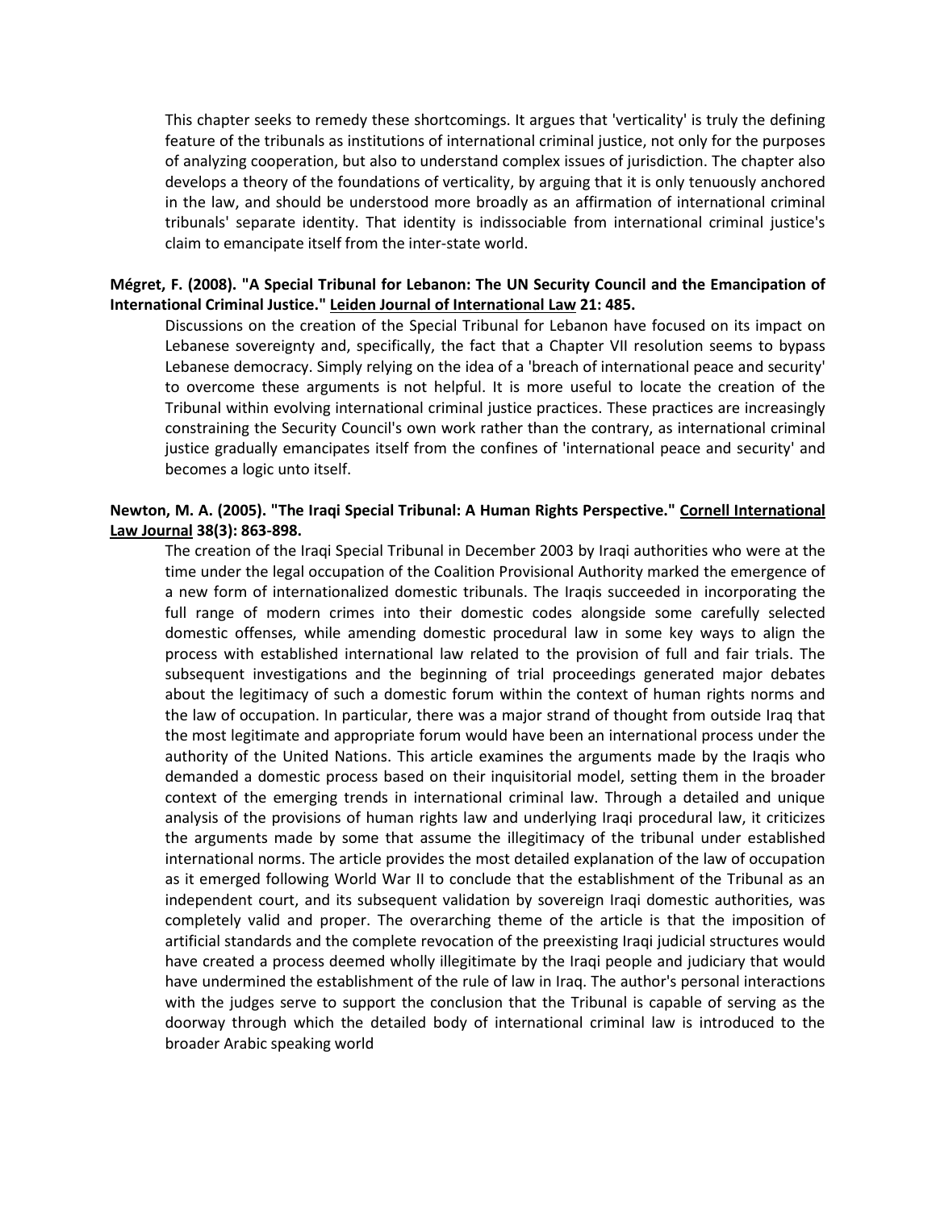This chapter seeks to remedy these shortcomings. It argues that 'verticality' is truly the defining feature of the tribunals as institutions of international criminal justice, not only for the purposes of analyzing cooperation, but also to understand complex issues of jurisdiction. The chapter also develops a theory of the foundations of verticality, by arguing that it is only tenuously anchored in the law, and should be understood more broadly as an affirmation of international criminal tribunals' separate identity. That identity is indissociable from international criminal justice's claim to emancipate itself from the inter-state world.

**Mégret, F. (2008). "A Special Tribunal for Lebanon: The UN Security Council and the Emancipation of International Criminal Justice." Leiden Journal of International Law 21: 485.**

Discussions on the creation of the Special Tribunal for Lebanon have focused on its impact on Lebanese sovereignty and, specifically, the fact that a Chapter VII resolution seems to bypass Lebanese democracy. Simply relying on the idea of a 'breach of international peace and security' to overcome these arguments is not helpful. It is more useful to locate the creation of the Tribunal within evolving international criminal justice practices. These practices are increasingly constraining the Security Council's own work rather than the contrary, as international criminal justice gradually emancipates itself from the confines of 'international peace and security' and becomes a logic unto itself.

**Newton, M. A. (2005). "The Iraqi Special Tribunal: A Human Rights Perspective." Cornell International Law Journal 38(3): 863-898.**

The creation of the Iraqi Special Tribunal in December 2003 by Iraqi authorities who were at the time under the legal occupation of the Coalition Provisional Authority marked the emergence of a new form of internationalized domestic tribunals. The Iraqis succeeded in incorporating the full range of modern crimes into their domestic codes alongside some carefully selected domestic offenses, while amending domestic procedural law in some key ways to align the process with established international law related to the provision of full and fair trials. The subsequent investigations and the beginning of trial proceedings generated major debates about the legitimacy of such a domestic forum within the context of human rights norms and the law of occupation. In particular, there was a major strand of thought from outside Iraq that the most legitimate and appropriate forum would have been an international process under the authority of the United Nations. This article examines the arguments made by the Iraqis who demanded a domestic process based on their inquisitorial model, setting them in the broader context of the emerging trends in international criminal law. Through a detailed and unique analysis of the provisions of human rights law and underlying Iraqi procedural law, it criticizes the arguments made by some that assume the illegitimacy of the tribunal under established international norms. The article provides the most detailed explanation of the law of occupation as it emerged following World War II to conclude that the establishment of the Tribunal as an independent court, and its subsequent validation by sovereign Iraqi domestic authorities, was completely valid and proper. The overarching theme of the article is that the imposition of artificial standards and the complete revocation of the preexisting Iraqi judicial structures would have created a process deemed wholly illegitimate by the Iraqi people and judiciary that would have undermined the establishment of the rule of law in Iraq. The author's personal interactions with the judges serve to support the conclusion that the Tribunal is capable of serving as the doorway through which the detailed body of international criminal law is introduced to the broader Arabic speaking world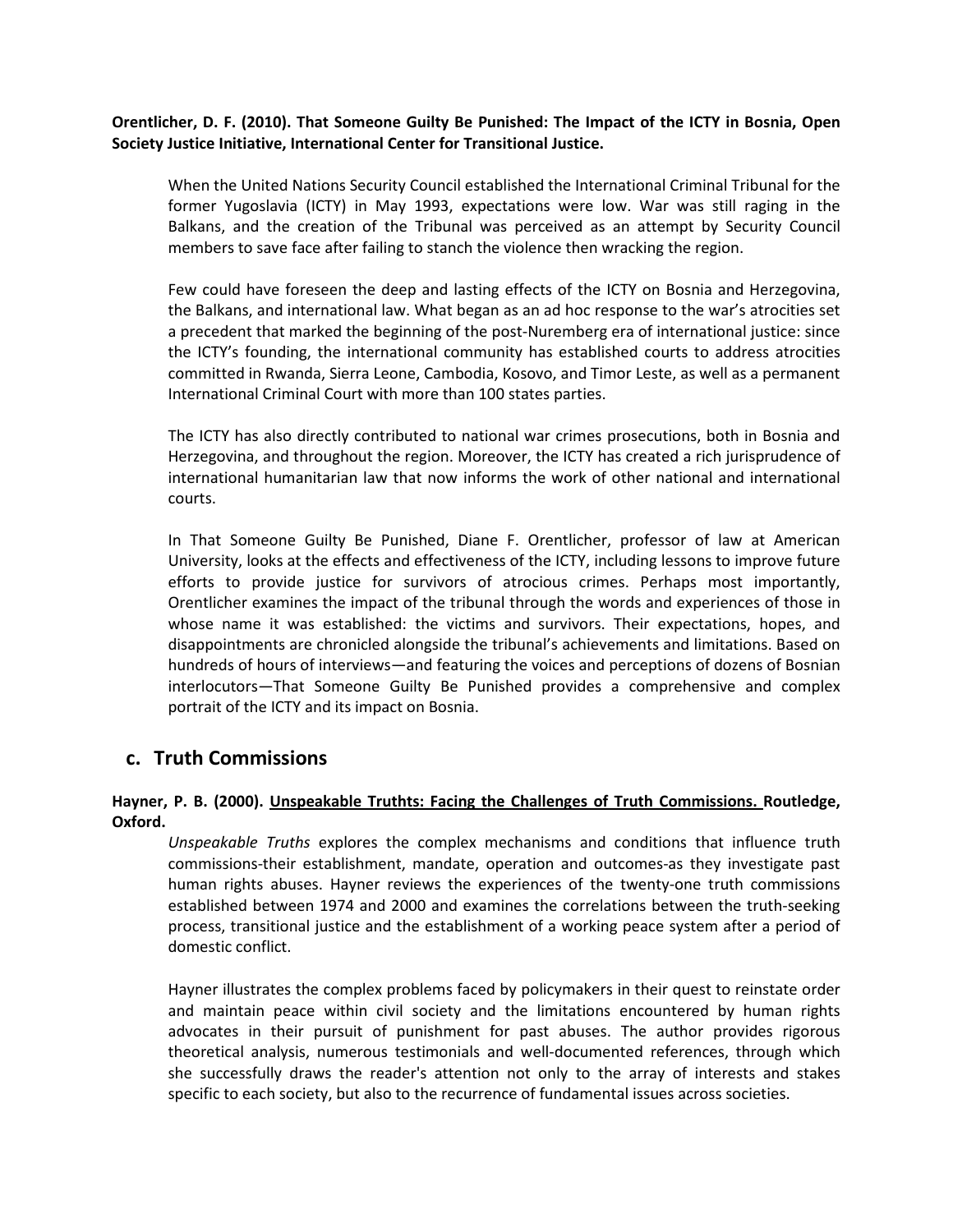**Orentlicher, D. F. (2010). That Someone Guilty Be Punished: The Impact of the ICTY in Bosnia, Open Society Justice Initiative, International Center for Transitional Justice.**

When the United Nations Security Council established the International Criminal Tribunal for the former Yugoslavia (ICTY) in May 1993, expectations were low. War was still raging in the Balkans, and the creation of the Tribunal was perceived as an attempt by Security Council members to save face after failing to stanch the violence then wracking the region.

Few could have foreseen the deep and lasting effects of the ICTY on Bosnia and Herzegovina, the Balkans, and international law. What began as an ad hoc response to the war's atrocities set a precedent that marked the beginning of the post-Nuremberg era of international justice: since the ICTY's founding, the international community has established courts to address atrocities committed in Rwanda, Sierra Leone, Cambodia, Kosovo, and Timor Leste, as well as a permanent International Criminal Court with more than 100 states parties.

The ICTY has also directly contributed to national war crimes prosecutions, both in Bosnia and Herzegovina, and throughout the region. Moreover, the ICTY has created a rich jurisprudence of international humanitarian law that now informs the work of other national and international courts.

In That Someone Guilty Be Punished, Diane F. Orentlicher, professor of law at American University, looks at the effects and effectiveness of the ICTY, including lessons to improve future efforts to provide justice for survivors of atrocious crimes. Perhaps most importantly, Orentlicher examines the impact of the tribunal through the words and experiences of those in whose name it was established: the victims and survivors. Their expectations, hopes, and disappointments are chronicled alongside the tribunal's achievements and limitations. Based on hundreds of hours of interviews—and featuring the voices and perceptions of dozens of Bosnian interlocutors—That Someone Guilty Be Punished provides a comprehensive and complex portrait of the ICTY and its impact on Bosnia.

## c. Truth Commissions

**Hayner, P. B. (2000). Unspeakable Truthts: Facing the Challenges of Truth Commissions. Routledge, Oxford.**

*Unspeakable Truths* explores the complex mechanisms and conditions that influence truth commissions-their establishment, mandate, operation and outcomes-as they investigate past human rights abuses. Hayner reviews the experiences of the twenty-one truth commissions established between 1974 and 2000 and examines the correlations between the truth-seeking process, transitional justice and the establishment of a working peace system after a period of domestic conflict.

Hayner illustrates the complex problems faced by policymakers in their quest to reinstate order and maintain peace within civil society and the limitations encountered by human rights advocates in their pursuit of punishment for past abuses. The author provides rigorous theoretical analysis, numerous testimonials and well-documented references, through which she successfully draws the reader's attention not only to the array of interests and stakes specific to each society, but also to the recurrence of fundamental issues across societies.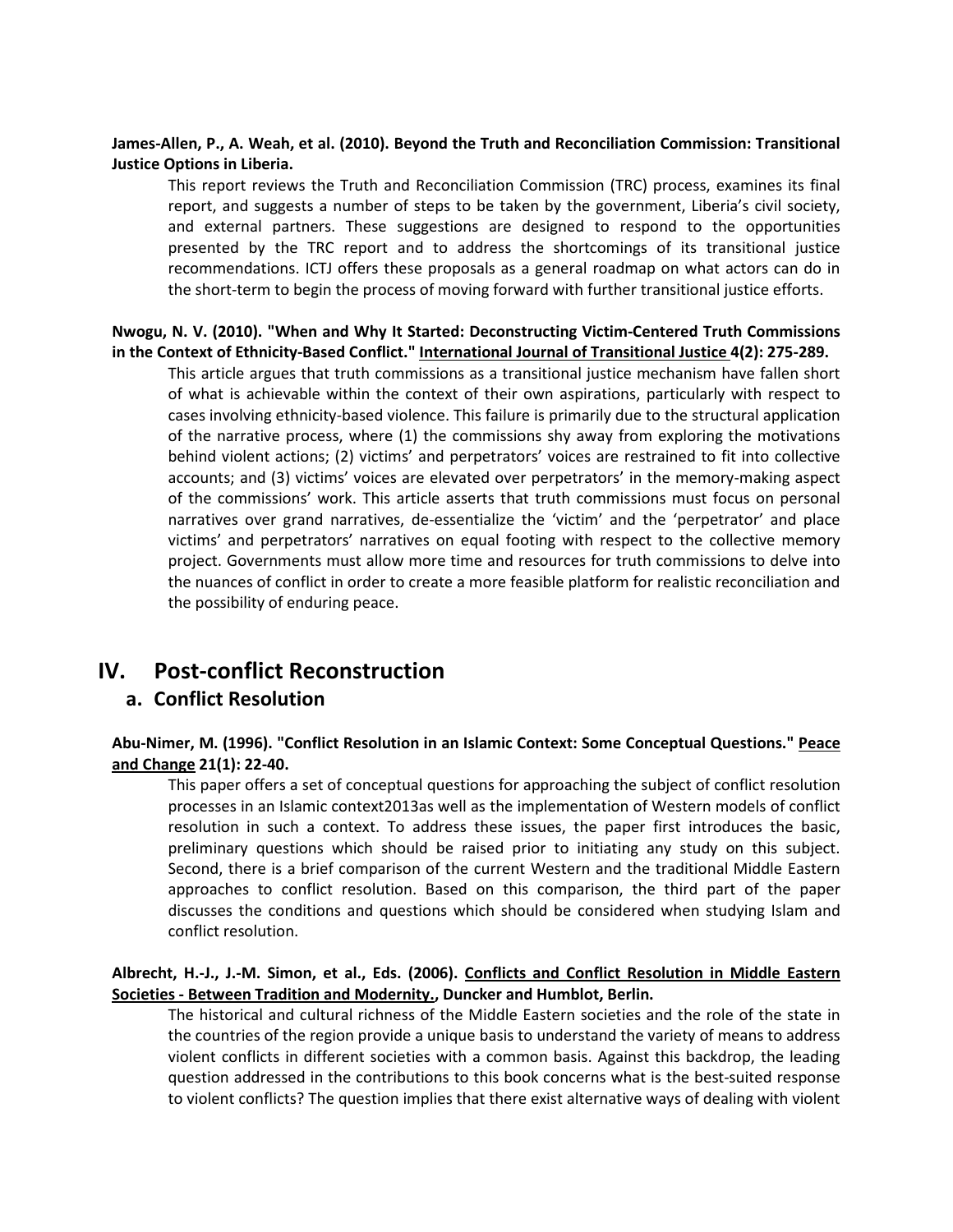**James-Allen, P., A. Weah, et al. (2010). Beyond the Truth and Reconciliation Commission: Transitional Justice Options in Liberia.**

This report reviews the Truth and Reconciliation Commission (TRC) process, examines its final report, and suggests a number of steps to be taken by the government, Liberia's civil society, and external partners. These suggestions are designed to respond to the opportunities presented by the TRC report and to address the shortcomings of its transitional justice recommendations. ICTJ offers these proposals as a general roadmap on what actors can do in the short-term to begin the process of moving forward with further transitional justice efforts.

**Nwogu, N. V. (2010). "When and Why It Started: Deconstructing Victim-Centered Truth Commissions in the Context of Ethnicity-Based Conflict." International Journal of Transitional Justice 4(2): 275-289.**

This article argues that truth commissions as a transitional justice mechanism have fallen short of what is achievable within the context of their own aspirations, particularly with respect to cases involving ethnicity-based violence. This failure is primarily due to the structural application of the narrative process, where (1) the commissions shy away from exploring the motivations behind violent actions; (2) victims' and perpetrators' voices are restrained to fit into collective accounts; and (3) victims' voices are elevated over perpetrators' in the memory-making aspect of the commissions' work. This article asserts that truth commissions must focus on personal narratives over grand narratives, de-essentialize the 'victim' and the 'perpetrator' and place victims' and perpetrators' narratives on equal footing with respect to the collective memory project. Governments must allow more time and resources for truth commissions to delve into the nuances of conflict in order to create a more feasible platform for realistic reconciliation and the possibility of enduring peace.

# IV. Post-conflict Reconstruction

## a. Conflict Resolution

**Abu-Nimer, M. (1996). "Conflict Resolution in an Islamic Context: Some Conceptual Questions." Peace and Change 21(1): 22-40.**

This paper offers a set of conceptual questions for approaching the subject of conflict resolution processes in an Islamic context2013as well as the implementation of Western models of conflict resolution in such a context. To address these issues, the paper first introduces the basic, preliminary questions which should be raised prior to initiating any study on this subject. Second, there is a brief comparison of the current Western and the traditional Middle Eastern approaches to conflict resolution. Based on this comparison, the third part of the paper discusses the conditions and questions which should be considered when studying Islam and conflict resolution.

**Albrecht, H.-J., J.-M. Simon, et al., Eds. (2006). Conflicts and Conflict Resolution in Middle Eastern Societies - Between Tradition and Modernity., Duncker and Humblot, Berlin.**

The historical and cultural richness of the Middle Eastern societies and the role of the state in the countries of the region provide a unique basis to understand the variety of means to address violent conflicts in different societies with a common basis. Against this backdrop, the leading question addressed in the contributions to this book concerns what is the best-suited response to violent conflicts? The question implies that there exist alternative ways of dealing with violent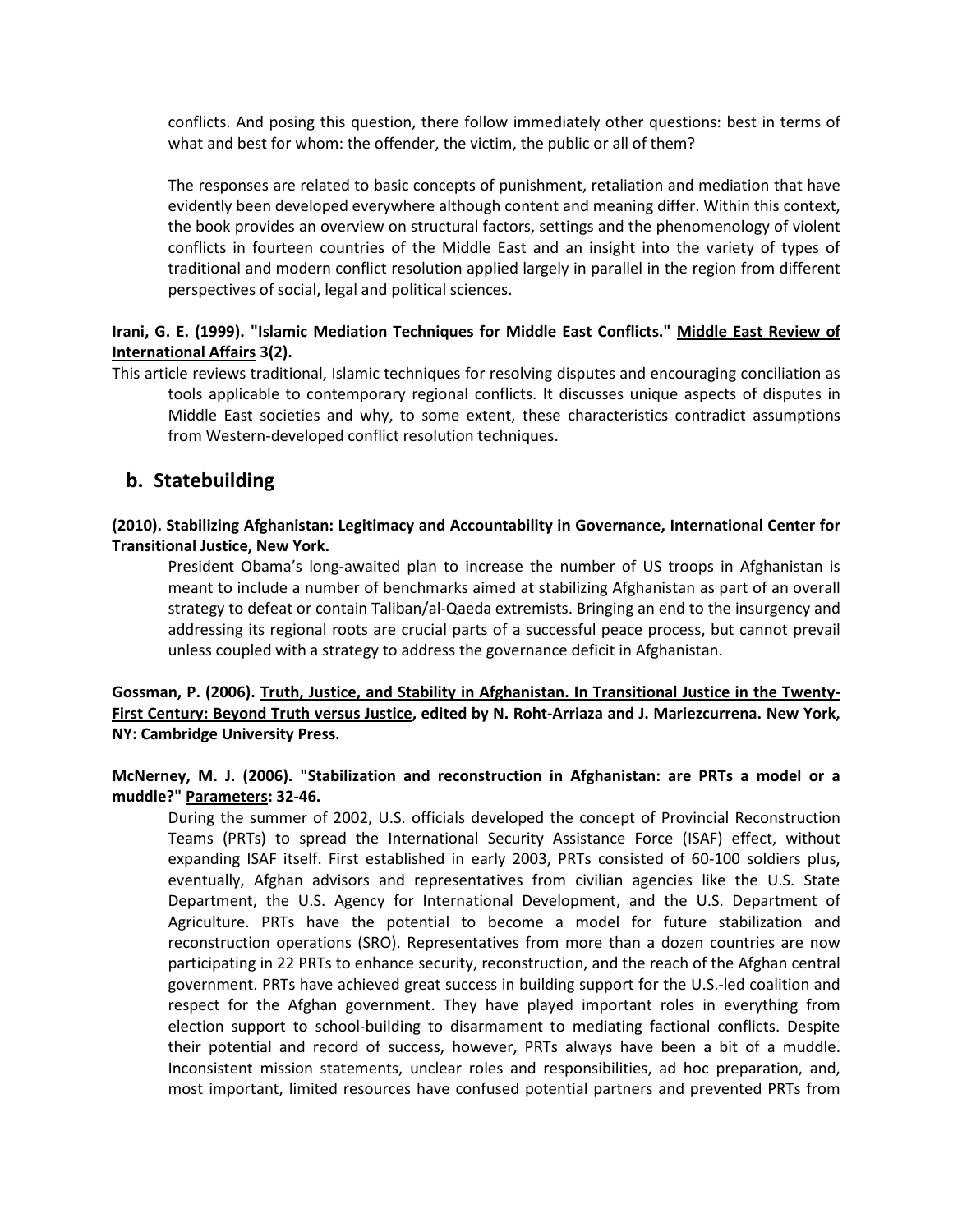conflicts. And posing this question, there follow immediately other questions: best in terms of what and best for whom: the offender, the victim, the public or all of them?

The responses are related to basic concepts of punishment, retaliation and mediation that have evidently been developed everywhere although content and meaning differ. Within this context, the book provides an overview on structural factors, settings and the phenomenology of violent conflicts in fourteen countries of the Middle East and an insight into the variety of types of traditional and modern conflict resolution applied largely in parallel in the region from different perspectives of social, legal and political sciences.

**Irani, G. E. (1999). "Islamic Mediation Techniques for Middle East Conflicts." <u>Middle East Review of International Affairs</u> 3(2).**

This article reviews traditional, Islamic techniques for resolving disputes and encouraging conciliation as tools applicable to contemporary regional conflicts. It discusses unique aspects of disputes in Middle East societies and why, to some extent, these characteristics contradict assumptions from Western-developed conflict resolution techniques.

## b. Statebuilding

**(2010). Stabilizing Afghanistan: Legitimacy and Accountability in Governance, International Center for Transitional Justice, New York.**

President Obama's long-awaited plan to increase the number of US troops in Afghanistan is meant to include a number of benchmarks aimed at stabilizing Afghanistan as part of an overall strategy to defeat or contain Taliban/al-Qaeda extremists. Bringing an end to the insurgency and addressing its regional roots are crucial parts of a successful peace process, but cannot prevail unless coupled with a strategy to address the governance deficit in Afghanistan.

**Gossman, P. (2006). <u>Truth, Justice, and Stability in Afghanistan. In Transitional Justice in the Twenty-First Century: Beyond Truth versus Justice</u>, edited by N. Roht-Arriaza and J. Mariezcurrena. New York, NY: Cambridge University Press.**

**McNerney, M. J. (2006). "Stabilization and reconstruction in Afghanistan: are PRTs a model or a muddle?" <u>Parameters</u>: 32-46.**

During the summer of 2002, U.S. officials developed the concept of Provincial Reconstruction Teams (PRTs) to spread the International Security Assistance Force (ISAF) effect, without expanding ISAF itself. First established in early 2003, PRTs consisted of 60-100 soldiers plus, eventually, Afghan advisors and representatives from civilian agencies like the U.S. State Department, the U.S. Agency for International Development, and the U.S. Department of Agriculture. PRTs have the potential to become a model for future stabilization and reconstruction operations (SRO). Representatives from more than a dozen countries are now participating in 22 PRTs to enhance security, reconstruction, and the reach of the Afghan central government. PRTs have achieved great success in building support for the U.S.-led coalition and respect for the Afghan government. They have played important roles in everything from election support to school-building to disarmament to mediating factional conflicts. Despite their potential and record of success, however, PRTs always have been a bit of a muddle. Inconsistent mission statements, unclear roles and responsibilities, ad hoc preparation, and, most important, limited resources have confused potential partners and prevented PRTs from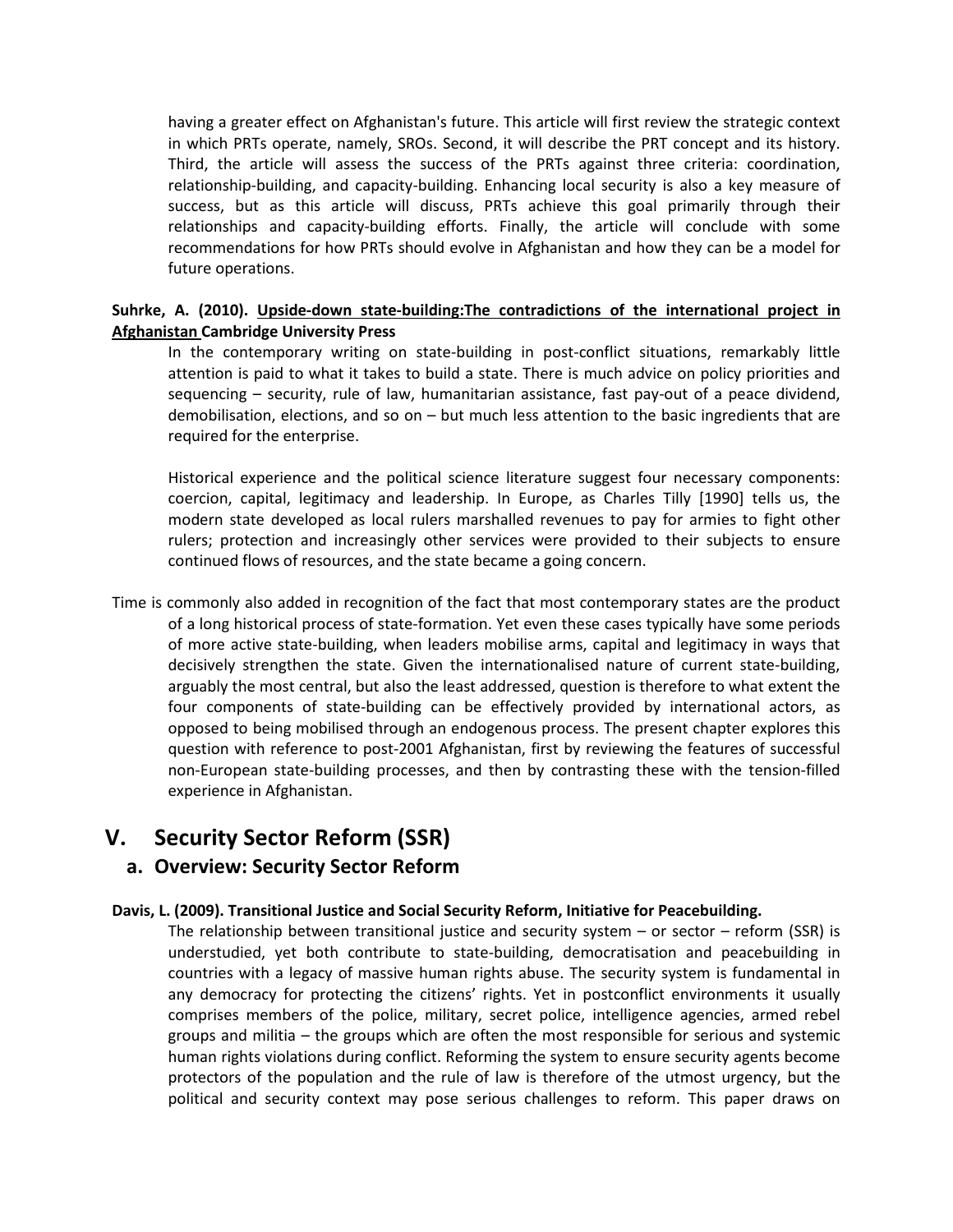having a greater effect on Afghanistan's future. This article will first review the strategic context in which PRTs operate, namely, SROs. Second, it will describe the PRT concept and its history. Third, the article will assess the success of the PRTs against three criteria: coordination, relationship-building, and capacity-building. Enhancing local security is also a key measure of success, but as this article will discuss, PRTs achieve this goal primarily through their relationships and capacity-building efforts. Finally, the article will conclude with some recommendations for how PRTs should evolve in Afghanistan and how they can be a model for future operations.

**Suhrke, A. (2010). Upside-down state-building:The contradictions of the international project in Afghanistan Cambridge University Press**

In the contemporary writing on state-building in post-conflict situations, remarkably little attention is paid to what it takes to build a state. There is much advice on policy priorities and sequencing – security, rule of law, humanitarian assistance, fast pay-out of a peace dividend, demobilisation, elections, and so on – but much less attention to the basic ingredients that are required for the enterprise.

Historical experience and the political science literature suggest four necessary components: coercion, capital, legitimacy and leadership. In Europe, as Charles Tilly [1990] tells us, the modern state developed as local rulers marshalled revenues to pay for armies to fight other rulers; protection and increasingly other services were provided to their subjects to ensure continued flows of resources, and the state became a going concern.

Time is commonly also added in recognition of the fact that most contemporary states are the product of a long historical process of state-formation. Yet even these cases typically have some periods of more active state-building, when leaders mobilise arms, capital and legitimacy in ways that decisively strengthen the state. Given the internationalised nature of current state-building, arguably the most central, but also the least addressed, question is therefore to what extent the four components of state-building can be effectively provided by international actors, as opposed to being mobilised through an endogenous process. The present chapter explores this question with reference to post-2001 Afghanistan, first by reviewing the features of successful non-European state-building processes, and then by contrasting these with the tension-filled experience in Afghanistan.

# V. Security Sector Reform (SSR)

## a. Overview: Security Sector Reform

**Davis, L. (2009). Transitional Justice and Social Security Reform, Initiative for Peacebuilding.**

The relationship between transitional justice and security system – or sector – reform (SSR) is understudied, yet both contribute to state-building, democratisation and peacebuilding in countries with a legacy of massive human rights abuse. The security system is fundamental in any democracy for protecting the citizens' rights. Yet in postconflict environments it usually comprises members of the police, military, secret police, intelligence agencies, armed rebel groups and militia – the groups which are often the most responsible for serious and systemic human rights violations during conflict. Reforming the system to ensure security agents become protectors of the population and the rule of law is therefore of the utmost urgency, but the political and security context may pose serious challenges to reform. This paper draws on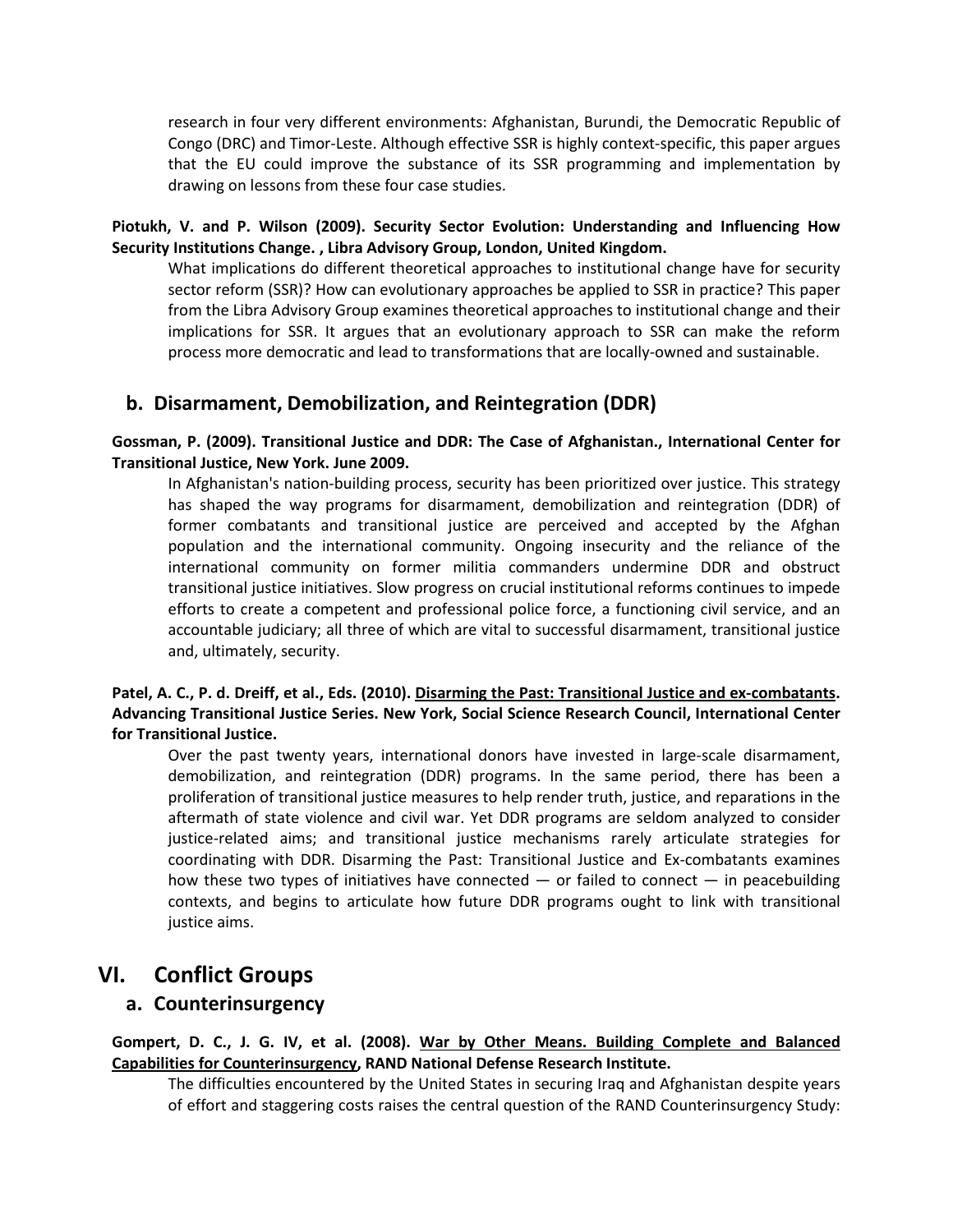research in four very different environments: Afghanistan, Burundi, the Democratic Republic of Congo (DRC) and Timor-Leste. Although effective SSR is highly context-specific, this paper argues that the EU could improve the substance of its SSR programming and implementation by drawing on lessons from these four case studies.

**Piotukh, V. and P. Wilson (2009). Security Sector Evolution: Understanding and Influencing How Security Institutions Change. , Libra Advisory Group, London, United Kingdom.**

What implications do different theoretical approaches to institutional change have for security sector reform (SSR)? How can evolutionary approaches be applied to SSR in practice? This paper from the Libra Advisory Group examines theoretical approaches to institutional change and their implications for SSR. It argues that an evolutionary approach to SSR can make the reform process more democratic and lead to transformations that are locally-owned and sustainable.

### b. Disarmament, Demobilization, and Reintegration (DDR)

**Gossman, P. (2009). Transitional Justice and DDR: The Case of Afghanistan., International Center for Transitional Justice, New York. June 2009.**

In Afghanistan's nation-building process, security has been prioritized over justice. This strategy has shaped the way programs for disarmament, demobilization and reintegration (DDR) of former combatants and transitional justice are perceived and accepted by the Afghan population and the international community. Ongoing insecurity and the reliance of the international community on former militia commanders undermine DDR and obstruct transitional justice initiatives. Slow progress on crucial institutional reforms continues to impede efforts to create a competent and professional police force, a functioning civil service, and an accountable judiciary; all three of which are vital to successful disarmament, transitional justice and, ultimately, security.

**Patel, A. C., P. d. Dreiff, et al., Eds. (2010). Disarming the Past: Transitional Justice and ex-combatants. Advancing Transitional Justice Series. New York, Social Science Research Council, International Center for Transitional Justice.**

Over the past twenty years, international donors have invested in large-scale disarmament, demobilization, and reintegration (DDR) programs. In the same period, there has been a proliferation of transitional justice measures to help render truth, justice, and reparations in the aftermath of state violence and civil war. Yet DDR programs are seldom analyzed to consider justice-related aims; and transitional justice mechanisms rarely articulate strategies for coordinating with DDR. Disarming the Past: Transitional Justice and Ex-combatants examines how these two types of initiatives have connected — or failed to connect — in peacebuilding contexts, and begins to articulate how future DDR programs ought to link with transitional justice aims.

## VI. Conflict Groups

### a. Counterinsurgency

**Gompert, D. C., J. G. IV, et al. (2008). War by Other Means. Building Complete and Balanced Capabilities for Counterinsurgency, RAND National Defense Research Institute.**

The difficulties encountered by the United States in securing Iraq and Afghanistan despite years of effort and staggering costs raises the central question of the RAND Counterinsurgency Study: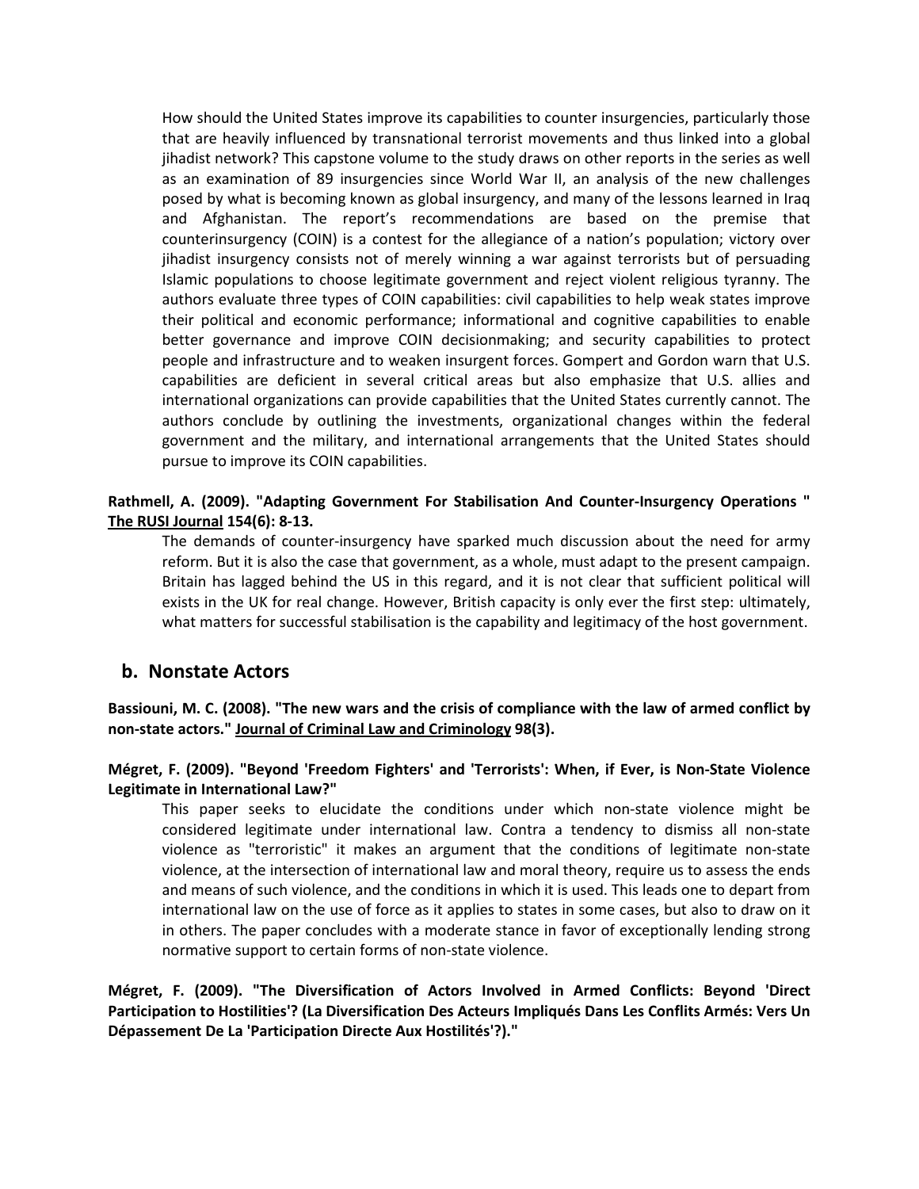How should the United States improve its capabilities to counter insurgencies, particularly those that are heavily influenced by transnational terrorist movements and thus linked into a global jihadist network? This capstone volume to the study draws on other reports in the series as well as an examination of 89 insurgencies since World War II, an analysis of the new challenges posed by what is becoming known as global insurgency, and many of the lessons learned in Iraq and Afghanistan. The report's recommendations are based on the premise that counterinsurgency (COIN) is a contest for the allegiance of a nation's population; victory over jihadist insurgency consists not of merely winning a war against terrorists but of persuading Islamic populations to choose legitimate government and reject violent religious tyranny. The authors evaluate three types of COIN capabilities: civil capabilities to help weak states improve their political and economic performance; informational and cognitive capabilities to enable better governance and improve COIN decisionmaking; and security capabilities to protect people and infrastructure and to weaken insurgent forces. Gompert and Gordon warn that U.S. capabilities are deficient in several critical areas but also emphasize that U.S. allies and international organizations can provide capabilities that the United States currently cannot. The authors conclude by outlining the investments, organizational changes within the federal government and the military, and international arrangements that the United States should pursue to improve its COIN capabilities.

**Rathmell, A. (2009). "Adapting Government For Stabilisation And Counter-Insurgency Operations " The RUSI Journal 154(6): 8-13.**

The demands of counter-insurgency have sparked much discussion about the need for army reform. But it is also the case that government, as a whole, must adapt to the present campaign. Britain has lagged behind the US in this regard, and it is not clear that sufficient political will exists in the UK for real change. However, British capacity is only ever the first step: ultimately, what matters for successful stabilisation is the capability and legitimacy of the host government.

## b. Nonstate Actors

**Bassiouni, M. C. (2008). "The new wars and the crisis of compliance with the law of armed conflict by non-state actors." Journal of Criminal Law and Criminology 98(3).**

**Mégret, F. (2009). "Beyond 'Freedom Fighters' and 'Terrorists': When, if Ever, is Non-State Violence Legitimate in International Law?"**

This paper seeks to elucidate the conditions under which non-state violence might be considered legitimate under international law. Contra a tendency to dismiss all non-state violence as "terroristic" it makes an argument that the conditions of legitimate non-state violence, at the intersection of international law and moral theory, require us to assess the ends and means of such violence, and the conditions in which it is used. This leads one to depart from international law on the use of force as it applies to states in some cases, but also to draw on it in others. The paper concludes with a moderate stance in favor of exceptionally lending strong normative support to certain forms of non-state violence.

**Mégret, F. (2009). "The Diversification of Actors Involved in Armed Conflicts: Beyond 'Direct Participation to Hostilities'? (La Diversification Des Acteurs Impliqués Dans Les Conflits Armés: Vers Un Dépassement De La 'Participation Directe Aux Hostilités'?)."**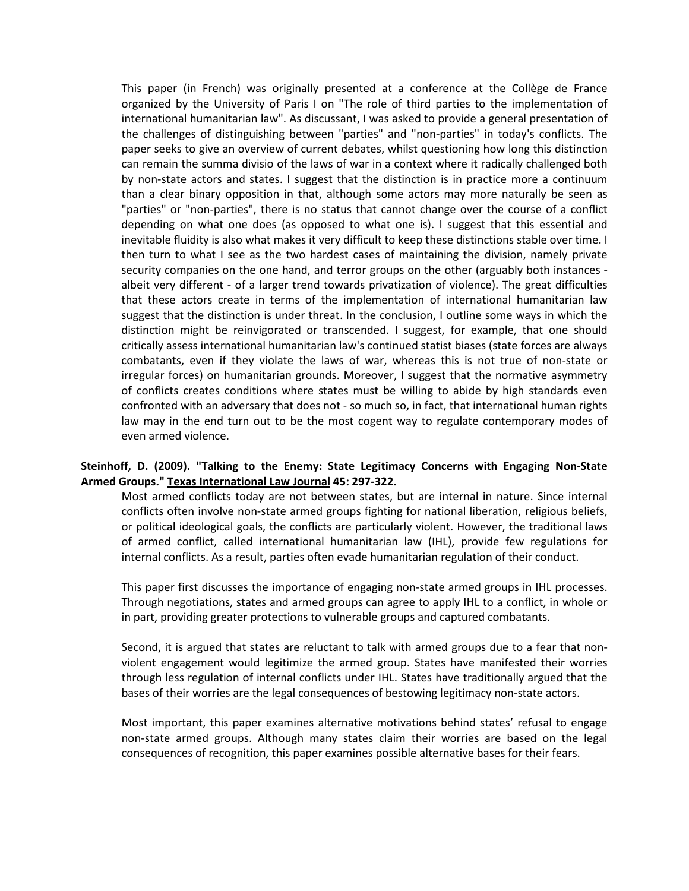This paper (in French) was originally presented at a conference at the Collège de France organized by the University of Paris I on "The role of third parties to the implementation of international humanitarian law". As discussant, I was asked to provide a general presentation of the challenges of distinguishing between "parties" and "non-parties" in today's conflicts. The paper seeks to give an overview of current debates, whilst questioning how long this distinction can remain the summa divisio of the laws of war in a context where it radically challenged both by non-state actors and states. I suggest that the distinction is in practice more a continuum than a clear binary opposition in that, although some actors may more naturally be seen as "parties" or "non-parties", there is no status that cannot change over the course of a conflict depending on what one does (as opposed to what one is). I suggest that this essential and inevitable fluidity is also what makes it very difficult to keep these distinctions stable over time. I then turn to what I see as the two hardest cases of maintaining the division, namely private security companies on the one hand, and terror groups on the other (arguably both instances - albeit very different - of a larger trend towards privatization of violence). The great difficulties that these actors create in terms of the implementation of international humanitarian law suggest that the distinction is under threat. In the conclusion, I outline some ways in which the distinction might be reinvigorated or transcended. I suggest, for example, that one should critically assess international humanitarian law's continued statist biases (state forces are always combatants, even if they violate the laws of war, whereas this is not true of non-state or irregular forces) on humanitarian grounds. Moreover, I suggest that the normative asymmetry of conflicts creates conditions where states must be willing to abide by high standards even confronted with an adversary that does not - so much so, in fact, that international human rights law may in the end turn out to be the most cogent way to regulate contemporary modes of even armed violence.

**Steinhoff, D. (2009). "Talking to the Enemy: State Legitimacy Concerns with Engaging Non-State Armed Groups." Texas International Law Journal 45: 297-322.**

Most armed conflicts today are not between states, but are internal in nature. Since internal conflicts often involve non-state armed groups fighting for national liberation, religious beliefs, or political ideological goals, the conflicts are particularly violent. However, the traditional laws of armed conflict, called international humanitarian law (IHL), provide few regulations for internal conflicts. As a result, parties often evade humanitarian regulation of their conduct.

This paper first discusses the importance of engaging non-state armed groups in IHL processes. Through negotiations, states and armed groups can agree to apply IHL to a conflict, in whole or in part, providing greater protections to vulnerable groups and captured combatants.

Second, it is argued that states are reluctant to talk with armed groups due to a fear that non-violent engagement would legitimize the armed group. States have manifested their worries through less regulation of internal conflicts under IHL. States have traditionally argued that the bases of their worries are the legal consequences of bestowing legitimacy non-state actors.

Most important, this paper examines alternative motivations behind states' refusal to engage non-state armed groups. Although many states claim their worries are based on the legal consequences of recognition, this paper examines possible alternative bases for their fears.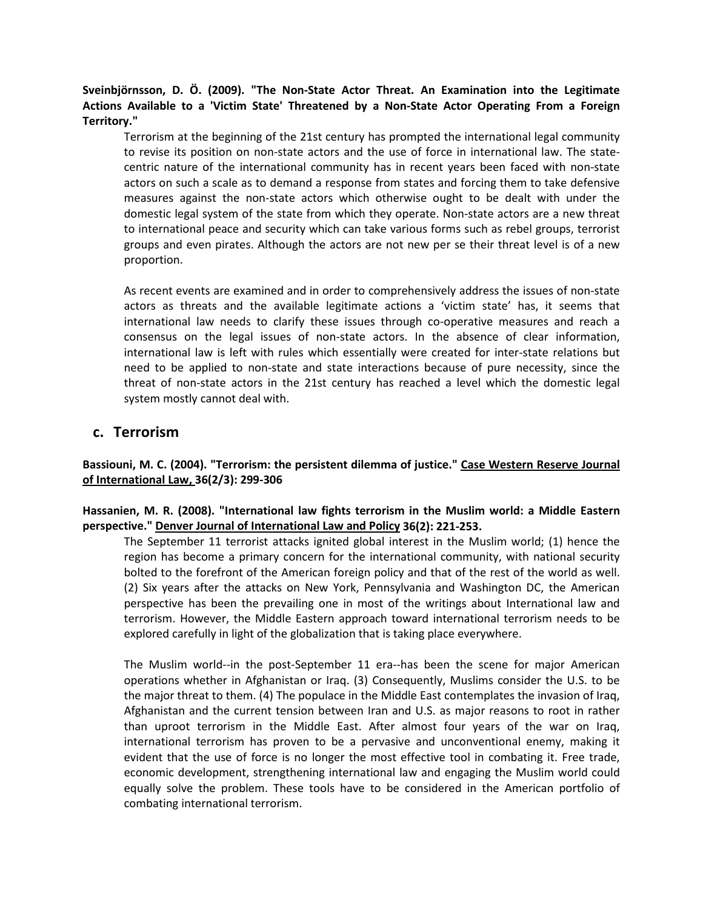**Sveinbjörnsson, D. Ö. (2009). "The Non-State Actor Threat. An Examination into the Legitimate Actions Available to a 'Victim State' Threatened by a Non-State Actor Operating From a Foreign Territory."**

Terrorism at the beginning of the 21st century has prompted the international legal community to revise its position on non-state actors and the use of force in international law. The state-centric nature of the international community has in recent years been faced with non-state actors on such a scale as to demand a response from states and forcing them to take defensive measures against the non-state actors which otherwise ought to be dealt with under the domestic legal system of the state from which they operate. Non-state actors are a new threat to international peace and security which can take various forms such as rebel groups, terrorist groups and even pirates. Although the actors are not new per se their threat level is of a new proportion.

As recent events are examined and in order to comprehensively address the issues of non-state actors as threats and the available legitimate actions a 'victim state' has, it seems that international law needs to clarify these issues through co-operative measures and reach a consensus on the legal issues of non-state actors. In the absence of clear information, international law is left with rules which essentially were created for inter-state relations but need to be applied to non-state and state interactions because of pure necessity, since the threat of non-state actors in the 21st century has reached a level which the domestic legal system mostly cannot deal with.

## c. Terrorism

**Bassiouni, M. C. (2004). "Terrorism: the persistent dilemma of justice." Case Western Reserve Journal of International Law, 36(2/3): 299-306**

**Hassanien, M. R. (2008). "International law fights terrorism in the Muslim world: a Middle Eastern perspective." Denver Journal of International Law and Policy 36(2): 221-253.**

The September 11 terrorist attacks ignited global interest in the Muslim world; (1) hence the region has become a primary concern for the international community, with national security bolted to the forefront of the American foreign policy and that of the rest of the world as well. (2) Six years after the attacks on New York, Pennsylvania and Washington DC, the American perspective has been the prevailing one in most of the writings about International law and terrorism. However, the Middle Eastern approach toward international terrorism needs to be explored carefully in light of the globalization that is taking place everywhere.

The Muslim world--in the post-September 11 era--has been the scene for major American operations whether in Afghanistan or Iraq. (3) Consequently, Muslims consider the U.S. to be the major threat to them. (4) The populace in the Middle East contemplates the invasion of Iraq, Afghanistan and the current tension between Iran and U.S. as major reasons to root in rather than uproot terrorism in the Middle East. After almost four years of the war on Iraq, international terrorism has proven to be a pervasive and unconventional enemy, making it evident that the use of force is no longer the most effective tool in combating it. Free trade, economic development, strengthening international law and engaging the Muslim world could equally solve the problem. These tools have to be considered in the American portfolio of combating international terrorism.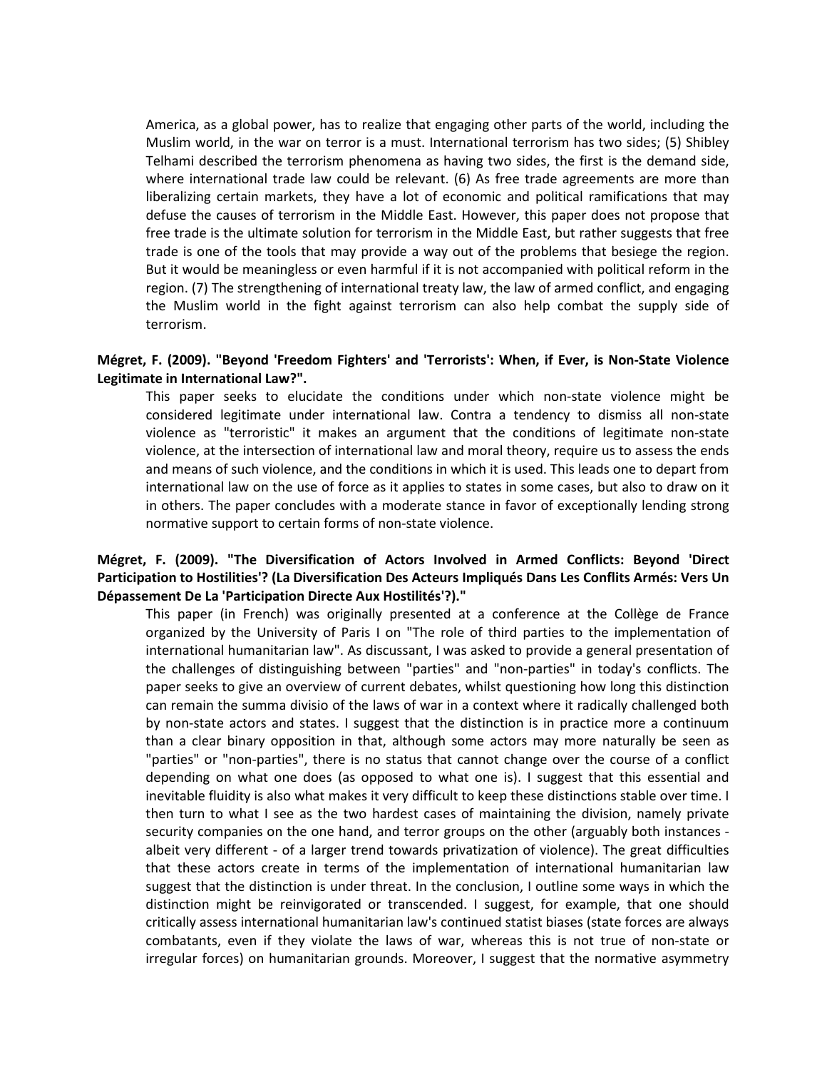America, as a global power, has to realize that engaging other parts of the world, including the Muslim world, in the war on terror is a must. International terrorism has two sides; (5) Shibley Telhami described the terrorism phenomena as having two sides, the first is the demand side, where international trade law could be relevant. (6) As free trade agreements are more than liberalizing certain markets, they have a lot of economic and political ramifications that may defuse the causes of terrorism in the Middle East. However, this paper does not propose that free trade is the ultimate solution for terrorism in the Middle East, but rather suggests that free trade is one of the tools that may provide a way out of the problems that besiege the region. But it would be meaningless or even harmful if it is not accompanied with political reform in the region. (7) The strengthening of international treaty law, the law of armed conflict, and engaging the Muslim world in the fight against terrorism can also help combat the supply side of terrorism.

**Mégret, F. (2009). "Beyond 'Freedom Fighters' and 'Terrorists': When, if Ever, is Non-State Violence Legitimate in International Law?".**

This paper seeks to elucidate the conditions under which non-state violence might be considered legitimate under international law. Contra a tendency to dismiss all non-state violence as "terroristic" it makes an argument that the conditions of legitimate non-state violence, at the intersection of international law and moral theory, require us to assess the ends and means of such violence, and the conditions in which it is used. This leads one to depart from international law on the use of force as it applies to states in some cases, but also to draw on it in others. The paper concludes with a moderate stance in favor of exceptionally lending strong normative support to certain forms of non-state violence.

**Mégret, F. (2009). "The Diversification of Actors Involved in Armed Conflicts: Beyond 'Direct Participation to Hostilities'? (La Diversification Des Acteurs Impliqués Dans Les Conflits Armés: Vers Un Dépassement De La 'Participation Directe Aux Hostilités'?)."**

This paper (in French) was originally presented at a conference at the Collège de France organized by the University of Paris I on "The role of third parties to the implementation of international humanitarian law". As discussant, I was asked to provide a general presentation of the challenges of distinguishing between "parties" and "non-parties" in today's conflicts. The paper seeks to give an overview of current debates, whilst questioning how long this distinction can remain the summa divisio of the laws of war in a context where it radically challenged both by non-state actors and states. I suggest that the distinction is in practice more a continuum than a clear binary opposition in that, although some actors may more naturally be seen as "parties" or "non-parties", there is no status that cannot change over the course of a conflict depending on what one does (as opposed to what one is). I suggest that this essential and inevitable fluidity is also what makes it very difficult to keep these distinctions stable over time. I then turn to what I see as the two hardest cases of maintaining the division, namely private security companies on the one hand, and terror groups on the other (arguably both instances - albeit very different - of a larger trend towards privatization of violence). The great difficulties that these actors create in terms of the implementation of international humanitarian law suggest that the distinction is under threat. In the conclusion, I outline some ways in which the distinction might be reinvigorated or transcended. I suggest, for example, that one should critically assess international humanitarian law's continued statist biases (state forces are always combatants, even if they violate the laws of war, whereas this is not true of non-state or irregular forces) on humanitarian grounds. Moreover, I suggest that the normative asymmetry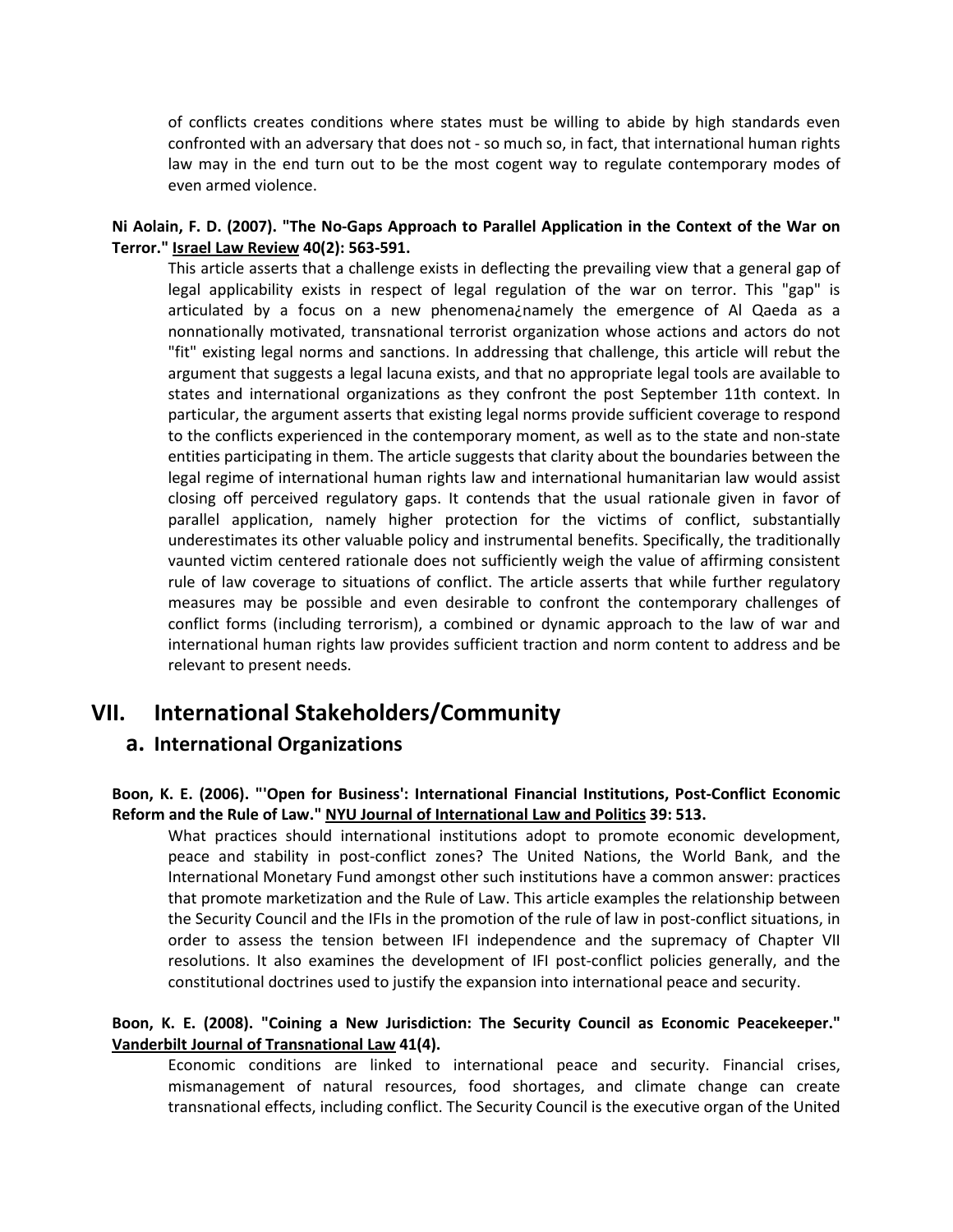of conflicts creates conditions where states must be willing to abide by high standards even confronted with an adversary that does not - so much so, in fact, that international human rights law may in the end turn out to be the most cogent way to regulate contemporary modes of even armed violence.

**Ni Aolain, F. D. (2007). "The No-Gaps Approach to Parallel Application in the Context of the War on Terror." Israel Law Review 40(2): 563-591.**

This article asserts that a challenge exists in deflecting the prevailing view that a general gap of legal applicability exists in respect of legal regulation of the war on terror. This "gap" is articulated by a focus on a new phenomena¿namely the emergence of Al Qaeda as a nonnationally motivated, transnational terrorist organization whose actions and actors do not "fit" existing legal norms and sanctions. In addressing that challenge, this article will rebut the argument that suggests a legal lacuna exists, and that no appropriate legal tools are available to states and international organizations as they confront the post September 11th context. In particular, the argument asserts that existing legal norms provide sufficient coverage to respond to the conflicts experienced in the contemporary moment, as well as to the state and non-state entities participating in them. The article suggests that clarity about the boundaries between the legal regime of international human rights law and international humanitarian law would assist closing off perceived regulatory gaps. It contends that the usual rationale given in favor of parallel application, namely higher protection for the victims of conflict, substantially underestimates its other valuable policy and instrumental benefits. Specifically, the traditionally vaunted victim centered rationale does not sufficiently weigh the value of affirming consistent rule of law coverage to situations of conflict. The article asserts that while further regulatory measures may be possible and even desirable to confront the contemporary challenges of conflict forms (including terrorism), a combined or dynamic approach to the law of war and international human rights law provides sufficient traction and norm content to address and be relevant to present needs.

# VII. International Stakeholders/Community

## a. International Organizations

**Boon, K. E. (2006). "'Open for Business': International Financial Institutions, Post-Conflict Economic Reform and the Rule of Law." NYU Journal of International Law and Politics 39: 513.**

What practices should international institutions adopt to promote economic development, peace and stability in post-conflict zones? The United Nations, the World Bank, and the International Monetary Fund amongst other such institutions have a common answer: practices that promote marketization and the Rule of Law. This article examples the relationship between the Security Council and the IFIs in the promotion of the rule of law in post-conflict situations, in order to assess the tension between IFI independence and the supremacy of Chapter VII resolutions. It also examines the development of IFI post-conflict policies generally, and the constitutional doctrines used to justify the expansion into international peace and security.

**Boon, K. E. (2008). "Coining a New Jurisdiction: The Security Council as Economic Peacekeeper." Vanderbilt Journal of Transnational Law 41(4).**

Economic conditions are linked to international peace and security. Financial crises, mismanagement of natural resources, food shortages, and climate change can create transnational effects, including conflict. The Security Council is the executive organ of the United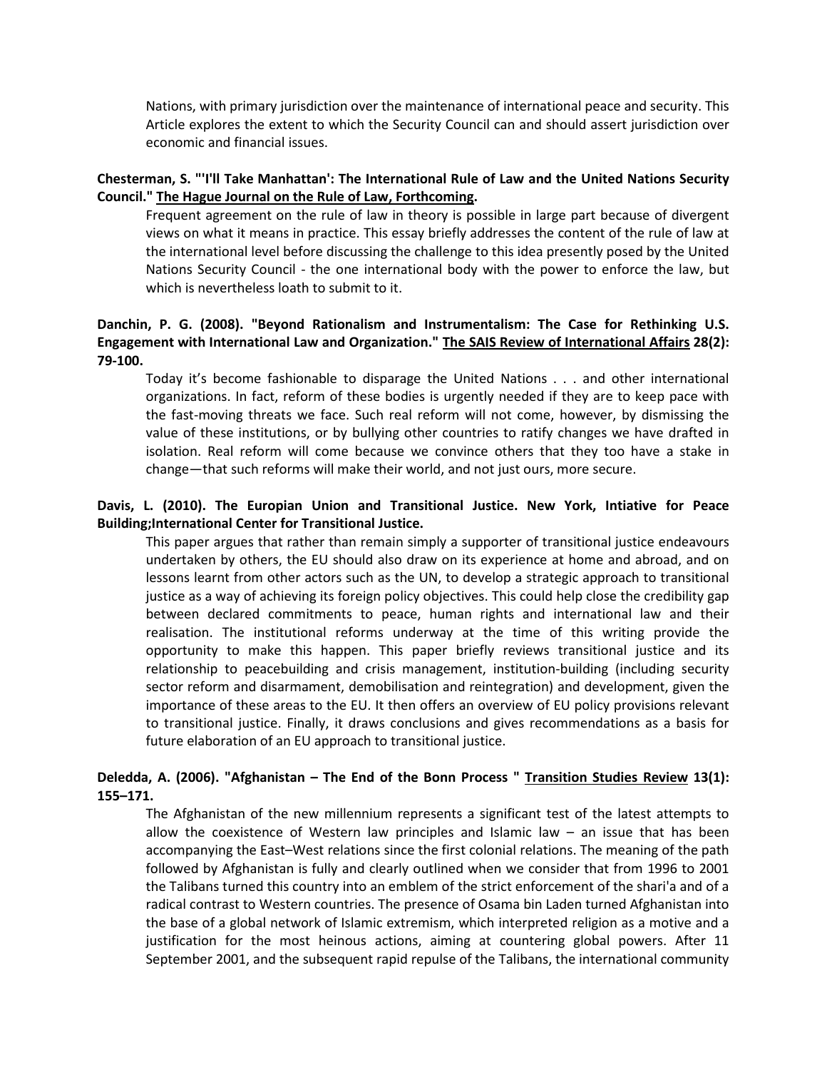Nations, with primary jurisdiction over the maintenance of international peace and security. This Article explores the extent to which the Security Council can and should assert jurisdiction over economic and financial issues.

**Chesterman, S. "'I'll Take Manhattan': The International Rule of Law and the United Nations Security Council." The Hague Journal on the Rule of Law, Forthcoming.**

Frequent agreement on the rule of law in theory is possible in large part because of divergent views on what it means in practice. This essay briefly addresses the content of the rule of law at the international level before discussing the challenge to this idea presently posed by the United Nations Security Council - the one international body with the power to enforce the law, but which is nevertheless loath to submit to it.

**Danchin, P. G. (2008). "Beyond Rationalism and Instrumentalism: The Case for Rethinking U.S. Engagement with International Law and Organization." The SAIS Review of International Affairs 28(2): 79-100.**

Today it's become fashionable to disparage the United Nations . . . and other international organizations. In fact, reform of these bodies is urgently needed if they are to keep pace with the fast-moving threats we face. Such real reform will not come, however, by dismissing the value of these institutions, or by bullying other countries to ratify changes we have drafted in isolation. Real reform will come because we convince others that they too have a stake in change—that such reforms will make their world, and not just ours, more secure.

**Davis, L. (2010). The Europian Union and Transitional Justice. New York, Intiative for Peace Building;International Center for Transitional Justice.**

This paper argues that rather than remain simply a supporter of transitional justice endeavours undertaken by others, the EU should also draw on its experience at home and abroad, and on lessons learnt from other actors such as the UN, to develop a strategic approach to transitional justice as a way of achieving its foreign policy objectives. This could help close the credibility gap between declared commitments to peace, human rights and international law and their realisation. The institutional reforms underway at the time of this writing provide the opportunity to make this happen. This paper briefly reviews transitional justice and its relationship to peacebuilding and crisis management, institution-building (including security sector reform and disarmament, demobilisation and reintegration) and development, given the importance of these areas to the EU. It then offers an overview of EU policy provisions relevant to transitional justice. Finally, it draws conclusions and gives recommendations as a basis for future elaboration of an EU approach to transitional justice.

**Deledda, A. (2006). "Afghanistan – The End of the Bonn Process " Transition Studies Review 13(1): 155–171.**

The Afghanistan of the new millennium represents a significant test of the latest attempts to allow the coexistence of Western law principles and Islamic law – an issue that has been accompanying the East–West relations since the first colonial relations. The meaning of the path followed by Afghanistan is fully and clearly outlined when we consider that from 1996 to 2001 the Talibans turned this country into an emblem of the strict enforcement of the shari'a and of a radical contrast to Western countries. The presence of Osama bin Laden turned Afghanistan into the base of a global network of Islamic extremism, which interpreted religion as a motive and a justification for the most heinous actions, aiming at countering global powers. After 11 September 2001, and the subsequent rapid repulse of the Talibans, the international community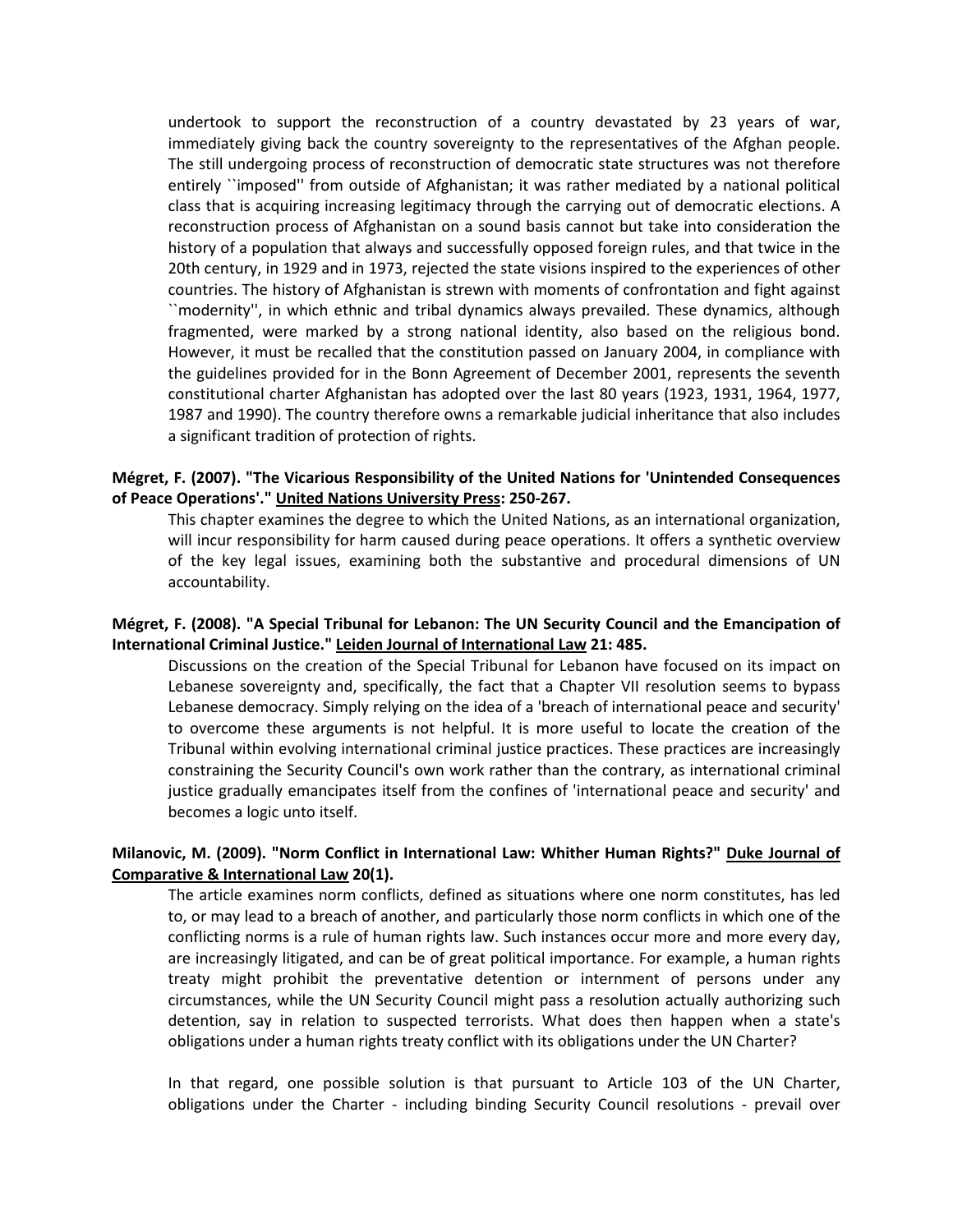undertook to support the reconstruction of a country devastated by 23 years of war, immediately giving back the country sovereignty to the representatives of the Afghan people. The still undergoing process of reconstruction of democratic state structures was not therefore entirely ``imposed'' from outside of Afghanistan; it was rather mediated by a national political class that is acquiring increasing legitimacy through the carrying out of democratic elections. A reconstruction process of Afghanistan on a sound basis cannot but take into consideration the history of a population that always and successfully opposed foreign rules, and that twice in the 20th century, in 1929 and in 1973, rejected the state visions inspired to the experiences of other countries. The history of Afghanistan is strewn with moments of confrontation and fight against ``modernity'', in which ethnic and tribal dynamics always prevailed. These dynamics, although fragmented, were marked by a strong national identity, also based on the religious bond. However, it must be recalled that the constitution passed on January 2004, in compliance with the guidelines provided for in the Bonn Agreement of December 2001, represents the seventh constitutional charter Afghanistan has adopted over the last 80 years (1923, 1931, 1964, 1977, 1987 and 1990). The country therefore owns a remarkable judicial inheritance that also includes a significant tradition of protection of rights.

**Mégret, F. (2007). "The Vicarious Responsibility of the United Nations for 'Unintended Consequences of Peace Operations'." United Nations University Press: 250-267.**

This chapter examines the degree to which the United Nations, as an international organization, will incur responsibility for harm caused during peace operations. It offers a synthetic overview of the key legal issues, examining both the substantive and procedural dimensions of UN accountability.

**Mégret, F. (2008). "A Special Tribunal for Lebanon: The UN Security Council and the Emancipation of International Criminal Justice." Leiden Journal of International Law 21: 485.**

Discussions on the creation of the Special Tribunal for Lebanon have focused on its impact on Lebanese sovereignty and, specifically, the fact that a Chapter VII resolution seems to bypass Lebanese democracy. Simply relying on the idea of a 'breach of international peace and security' to overcome these arguments is not helpful. It is more useful to locate the creation of the Tribunal within evolving international criminal justice practices. These practices are increasingly constraining the Security Council's own work rather than the contrary, as international criminal justice gradually emancipates itself from the confines of 'international peace and security' and becomes a logic unto itself.

**Milanovic, M. (2009). "Norm Conflict in International Law: Whither Human Rights?" Duke Journal of Comparative & International Law 20(1).**

The article examines norm conflicts, defined as situations where one norm constitutes, has led to, or may lead to a breach of another, and particularly those norm conflicts in which one of the conflicting norms is a rule of human rights law. Such instances occur more and more every day, are increasingly litigated, and can be of great political importance. For example, a human rights treaty might prohibit the preventative detention or internment of persons under any circumstances, while the UN Security Council might pass a resolution actually authorizing such detention, say in relation to suspected terrorists. What does then happen when a state's obligations under a human rights treaty conflict with its obligations under the UN Charter?

In that regard, one possible solution is that pursuant to Article 103 of the UN Charter, obligations under the Charter - including binding Security Council resolutions - prevail over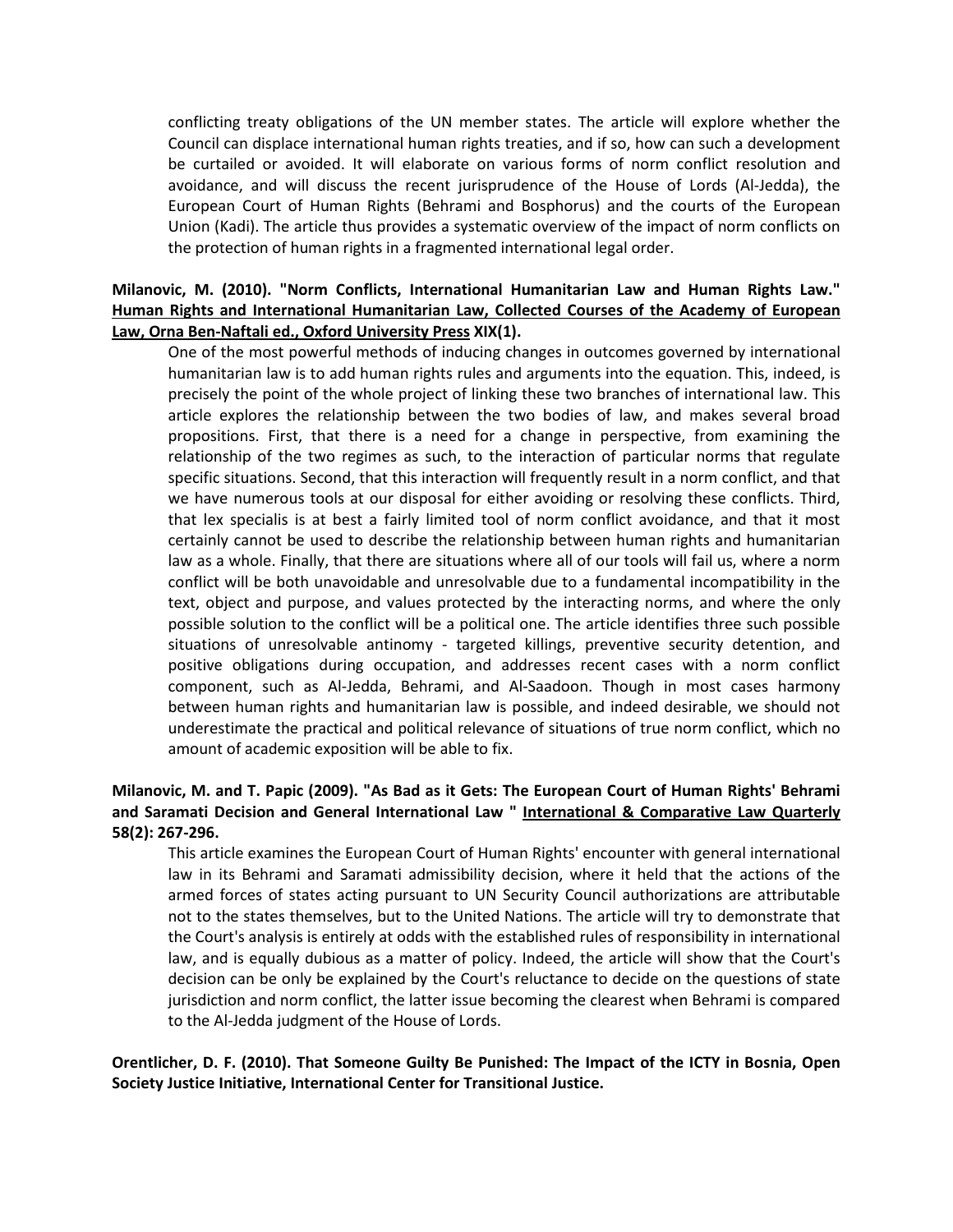conflicting treaty obligations of the UN member states. The article will explore whether the Council can displace international human rights treaties, and if so, how can such a development be curtailed or avoided. It will elaborate on various forms of norm conflict resolution and avoidance, and will discuss the recent jurisprudence of the House of Lords (Al-Jedda), the European Court of Human Rights (Behrami and Bosphorus) and the courts of the European Union (Kadi). The article thus provides a systematic overview of the impact of norm conflicts on the protection of human rights in a fragmented international legal order.

**Milanovic, M. (2010). "Norm Conflicts, International Humanitarian Law and Human Rights Law." <u>Human Rights and International Humanitarian Law, Collected Courses of the Academy of European Law, Orna Ben-Naftali ed., Oxford University Press</u> XIX(1).**

One of the most powerful methods of inducing changes in outcomes governed by international humanitarian law is to add human rights rules and arguments into the equation. This, indeed, is precisely the point of the whole project of linking these two branches of international law. This article explores the relationship between the two bodies of law, and makes several broad propositions. First, that there is a need for a change in perspective, from examining the relationship of the two regimes as such, to the interaction of particular norms that regulate specific situations. Second, that this interaction will frequently result in a norm conflict, and that we have numerous tools at our disposal for either avoiding or resolving these conflicts. Third, that lex specialis is at best a fairly limited tool of norm conflict avoidance, and that it most certainly cannot be used to describe the relationship between human rights and humanitarian law as a whole. Finally, that there are situations where all of our tools will fail us, where a norm conflict will be both unavoidable and unresolvable due to a fundamental incompatibility in the text, object and purpose, and values protected by the interacting norms, and where the only possible solution to the conflict will be a political one. The article identifies three such possible situations of unresolvable antinomy - targeted killings, preventive security detention, and positive obligations during occupation, and addresses recent cases with a norm conflict component, such as Al-Jedda, Behrami, and Al-Saadoon. Though in most cases harmony between human rights and humanitarian law is possible, and indeed desirable, we should not underestimate the practical and political relevance of situations of true norm conflict, which no amount of academic exposition will be able to fix.

**Milanovic, M. and T. Papic (2009). "As Bad as it Gets: The European Court of Human Rights' Behrami and Saramati Decision and General International Law " <u>International & Comparative Law Quarterly</u> 58(2): 267-296.**

This article examines the European Court of Human Rights' encounter with general international law in its Behrami and Saramati admissibility decision, where it held that the actions of the armed forces of states acting pursuant to UN Security Council authorizations are attributable not to the states themselves, but to the United Nations. The article will try to demonstrate that the Court's analysis is entirely at odds with the established rules of responsibility in international law, and is equally dubious as a matter of policy. Indeed, the article will show that the Court's decision can be only be explained by the Court's reluctance to decide on the questions of state jurisdiction and norm conflict, the latter issue becoming the clearest when Behrami is compared to the Al-Jedda judgment of the House of Lords.

**Orentlicher, D. F. (2010). That Someone Guilty Be Punished: The Impact of the ICTY in Bosnia, Open Society Justice Initiative, International Center for Transitional Justice.**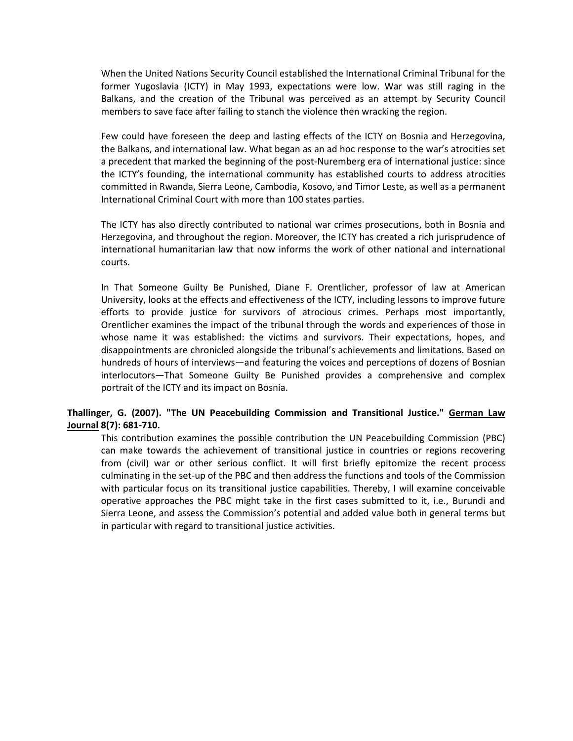When the United Nations Security Council established the International Criminal Tribunal for the former Yugoslavia (ICTY) in May 1993, expectations were low. War was still raging in the Balkans, and the creation of the Tribunal was perceived as an attempt by Security Council members to save face after failing to stanch the violence then wracking the region.

Few could have foreseen the deep and lasting effects of the ICTY on Bosnia and Herzegovina, the Balkans, and international law. What began as an ad hoc response to the war's atrocities set a precedent that marked the beginning of the post-Nuremberg era of international justice: since the ICTY's founding, the international community has established courts to address atrocities committed in Rwanda, Sierra Leone, Cambodia, Kosovo, and Timor Leste, as well as a permanent International Criminal Court with more than 100 states parties.

The ICTY has also directly contributed to national war crimes prosecutions, both in Bosnia and Herzegovina, and throughout the region. Moreover, the ICTY has created a rich jurisprudence of international humanitarian law that now informs the work of other national and international courts.

In That Someone Guilty Be Punished, Diane F. Orentlicher, professor of law at American University, looks at the effects and effectiveness of the ICTY, including lessons to improve future efforts to provide justice for survivors of atrocious crimes. Perhaps most importantly, Orentlicher examines the impact of the tribunal through the words and experiences of those in whose name it was established: the victims and survivors. Their expectations, hopes, and disappointments are chronicled alongside the tribunal's achievements and limitations. Based on hundreds of hours of interviews—and featuring the voices and perceptions of dozens of Bosnian interlocutors—That Someone Guilty Be Punished provides a comprehensive and complex portrait of the ICTY and its impact on Bosnia.

**Thallinger, G. (2007). "The UN Peacebuilding Commission and Transitional Justice." German Law Journal 8(7): 681-710.**

This contribution examines the possible contribution the UN Peacebuilding Commission (PBC) can make towards the achievement of transitional justice in countries or regions recovering from (civil) war or other serious conflict. It will first briefly epitomize the recent process culminating in the set-up of the PBC and then address the functions and tools of the Commission with particular focus on its transitional justice capabilities. Thereby, I will examine conceivable operative approaches the PBC might take in the first cases submitted to it, i.e., Burundi and Sierra Leone, and assess the Commission's potential and added value both in general terms but in particular with regard to transitional justice activities.